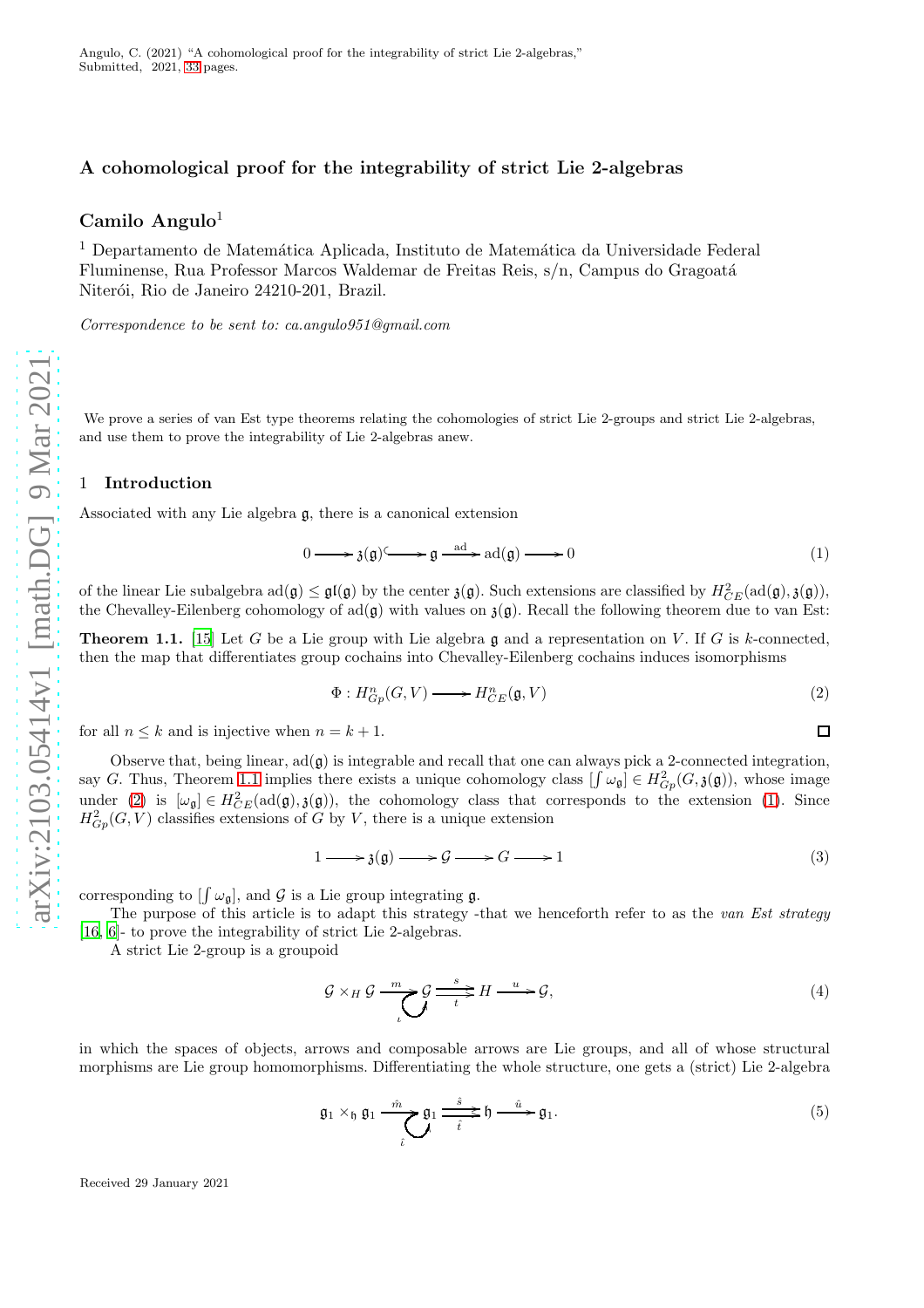Angulo, C. (2021) "A cohomological proof for the integrability of strict Lie 2-algebras," Submitted, 2021, 33 pages.

# A cohomological proof for the integrability of strict Lie 2-algebras

## Camilo Angulo[1]

[1] Departamento de Matemática Aplicada, Instituto de Matemática da Universidade Federal Fluminense, Rua Professor Marcos Waldemar de Freitas Reis, s/n, Campus do Gragoatá Niterói, Rio de Janeiro 24210-201, Brazil.

*Correspondence to be sent to: ca.angulo951@gmail.com*

We prove a series of van Est type theorems relating the cohomologies of strict Lie 2-groups and strict Lie 2-algebras, and use them to prove the integrability of Lie 2-algebras anew.

## 1 Introduction

Associated with any Lie algebra $\mathfrak{g}$, there is a canonical extension

$$0 \longrightarrow \mathfrak{z}(\mathfrak{g}) \hookrightarrow \mathfrak{g} \xrightarrow{\mathrm{ad}} \mathrm{ad}(\mathfrak{g}) \longrightarrow 0 \tag{1}$$

of the linear Lie subalgebra $\mathrm{ad}(\mathfrak{g}) \leq \mathfrak{gl}(\mathfrak{g})$ by the center $\mathfrak{z}(\mathfrak{g})$. Such extensions are classified by $H^2_{CE}(\mathrm{ad}(\mathfrak{g}), \mathfrak{z}(\mathfrak{g}))$, the Chevalley-Eilenberg cohomology of $\mathrm{ad}(\mathfrak{g})$ with values on $\mathfrak{z}(\mathfrak{g})$. Recall the following theorem due to van Est:

**Theorem 1.1.** [15] Let $G$ be a Lie group with Lie algebra $\mathfrak{g}$ and a representation on $V$. If $G$ is $k$-connected, then the map that differentiates group cochains into Chevalley-Eilenberg cochains induces isomorphisms

$$\Phi : H^n_{Gp}(G, V) \longrightarrow H^n_{CE}(\mathfrak{g}, V) \tag{2}$$

for all $n \leq k$ and is injective when $n = k + 1$. □

Observe that, being linear, $\mathrm{ad}(\mathfrak{g})$ is integrable and recall that one can always pick a 2-connected integration, say $G$. Thus, Theorem 1.1 implies there exists a unique cohomology class $[\int \omega_{\mathfrak{g}}] \in H^2_{Gp}(G, \mathfrak{z}(\mathfrak{g}))$, whose image under (2) is $[\omega_{\mathfrak{g}}] \in H^2_{CE}(\mathrm{ad}(\mathfrak{g}), \mathfrak{z}(\mathfrak{g}))$, the cohomology class that corresponds to the extension (1). Since $H^2_{Gp}(G, V)$ classifies extensions of $G$ by $V$, there is a unique extension

$$1 \longrightarrow \mathfrak{z}(\mathfrak{g}) \longrightarrow \mathcal{G} \longrightarrow G \longrightarrow 1 \tag{3}$$

corresponding to $[\int \omega_{\mathfrak{g}}]$, and $\mathcal{G}$ is a Lie group integrating $\mathfrak{g}$.

The purpose of this article is to adapt this strategy -that we henceforth refer to as the *van Est strategy* [16, 6]- to prove the integrability of strict Lie 2-algebras.

A strict Lie 2-group is a groupoid

$$\mathcal{G} \times_H \mathcal{G} \xrightarrow{m} \mathcal{G} \overset{\iota}{\circlearrowleft} \underset{t}{\overset{s}{\rightrightarrows}} H \xrightarrow{u} \mathcal{G}, \tag{4}$$

in which the spaces of objects, arrows and composable arrows are Lie groups, and all of whose structural morphisms are Lie group homomorphisms. Differentiating the whole structure, one gets a (strict) Lie 2-algebra

$$\mathfrak{g}_1 \times_{\mathfrak{h}} \mathfrak{g}_1 \xrightarrow{\hat{m}} \mathfrak{g}_1 \overset{\hat{i}}{\circlearrowleft} \underset{\hat{t}}{\overset{\hat{s}}{\rightrightarrows}} \mathfrak{h} \xrightarrow{\hat{u}} \mathfrak{g}_1. \tag{5}$$

Received 29 January 2021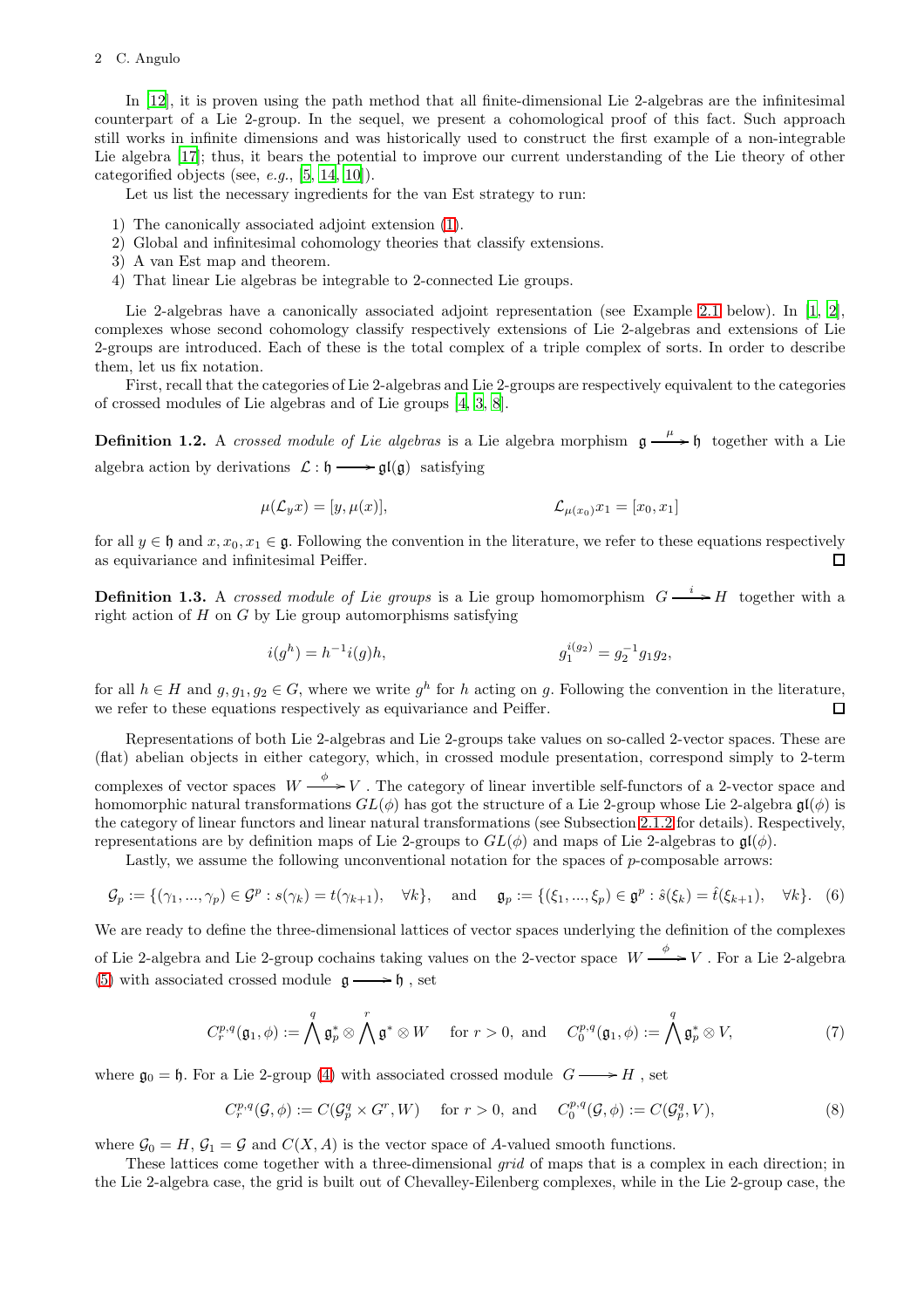In [12], it is proven using the path method that all finite-dimensional Lie 2-algebras are the infinitesimal counterpart of a Lie 2-group. In the sequel, we present a cohomological proof of this fact. Such approach still works in infinite dimensions and was historically used to construct the first example of a non-integrable Lie algebra [17]; thus, it bears the potential to improve our current understanding of the Lie theory of other categorified objects (see, *e.g.*, [5, 14, 10]).

Let us list the necessary ingredients for the van Est strategy to run:

1) The canonically associated adjoint extension (1).
2) Global and infinitesimal cohomology theories that classify extensions.
3) A van Est map and theorem.
4) That linear Lie algebras be integrable to 2-connected Lie groups.

Lie 2-algebras have a canonically associated adjoint representation (see Example 2.1 below). In [1, 2], complexes whose second cohomology classify respectively extensions of Lie 2-algebras and extensions of Lie 2-groups are introduced. Each of these is the total complex of a triple complex of sorts. In order to describe them, let us fix notation.

First, recall that the categories of Lie 2-algebras and Lie 2-groups are respectively equivalent to the categories of crossed modules of Lie algebras and of Lie groups [4, 3, 8].

**Definition 1.2.** A *crossed module of Lie algebras* is a Lie algebra morphism $\mathfrak{g} \xrightarrow{\mu} \mathfrak{h}$ together with a Lie algebra action by derivations $\mathcal{L} : \mathfrak{h} \longrightarrow \mathfrak{gl}(\mathfrak{g})$ satisfying

$$\mu(\mathcal{L}_y x) = [y, \mu(x)], \qquad\qquad \mathcal{L}_{\mu(x_0)} x_1 = [x_0, x_1]$$

for all $y \in \mathfrak{h}$ and $x, x_0, x_1 \in \mathfrak{g}$. Following the convention in the literature, we refer to these equations respectively as equivariance and infinitesimal Peiffer. □

**Definition 1.3.** A *crossed module of Lie groups* is a Lie group homomorphism $G \xrightarrow{i} H$ together with a right action of $H$ on $G$ by Lie group automorphisms satisfying

$$i(g^h) = h^{-1} i(g) h, \qquad\qquad g_1^{i(g_2)} = g_2^{-1} g_1 g_2,$$

for all $h \in H$ and $g, g_1, g_2 \in G$, where we write $g^h$ for $h$ acting on $g$. Following the convention in the literature, we refer to these equations respectively as equivariance and Peiffer. □

Representations of both Lie 2-algebras and Lie 2-groups take values on so-called 2-vector spaces. These are (flat) abelian objects in either category, which, in crossed module presentation, correspond simply to 2-term complexes of vector spaces $W \xrightarrow{\phi} V$. The category of linear invertible self-functors of a 2-vector space and homomorphic natural transformations $GL(\phi)$ has got the structure of a Lie 2-group whose Lie 2-algebra $\mathfrak{gl}(\phi)$ is the category of linear functors and linear natural transformations (see Subsection 2.1.2 for details). Respectively, representations are by definition maps of Lie 2-groups to $GL(\phi)$ and maps of Lie 2-algebras to $\mathfrak{gl}(\phi)$.

Lastly, we assume the following unconventional notation for the spaces of $p$-composable arrows:

$$\mathcal{G}_p := \{(\gamma_1, ..., \gamma_p) \in \mathcal{G}^p : s(\gamma_k) = t(\gamma_{k+1}), \quad \forall k\}, \quad \text{and} \quad \mathfrak{g}_p := \{(\xi_1, ..., \xi_p) \in \mathfrak{g}^p : \hat{s}(\xi_k) = \hat{t}(\xi_{k+1}), \quad \forall k\}. \tag{6}$$

We are ready to define the three-dimensional lattices of vector spaces underlying the definition of the complexes of Lie 2-algebra and Lie 2-group cochains taking values on the 2-vector space $W \xrightarrow{\phi} V$. For a Lie 2-algebra (5) with associated crossed module $\mathfrak{g} \longrightarrow \mathfrak{h}$, set

$$C^{p,q}_r(\mathfrak{g}_1, \phi) := \bigwedge^q \mathfrak{g}_p^* \otimes \bigwedge^r \mathfrak{g}^* \otimes W \quad \text{for } r > 0, \text{ and } \quad C^{p,q}_0(\mathfrak{g}_1, \phi) := \bigwedge^q \mathfrak{g}_p^* \otimes V, \tag{7}$$

where $\mathfrak{g}_0 = \mathfrak{h}$. For a Lie 2-group (4) with associated crossed module $G \longrightarrow H$, set

$$C^{p,q}_r(\mathcal{G}, \phi) := C(\mathcal{G}_p^q \times G^r, W) \quad \text{for } r > 0, \text{ and } \quad C^{p,q}_0(\mathcal{G}, \phi) := C(\mathcal{G}_p^q, V), \tag{8}$$

where $\mathcal{G}_0 = H$, $\mathcal{G}_1 = \mathcal{G}$ and $C(X, A)$ is the vector space of $A$-valued smooth functions.

These lattices come together with a three-dimensional *grid* of maps that is a complex in each direction; in the Lie 2-algebra case, the grid is built out of Chevalley-Eilenberg complexes, while in the Lie 2-group case, the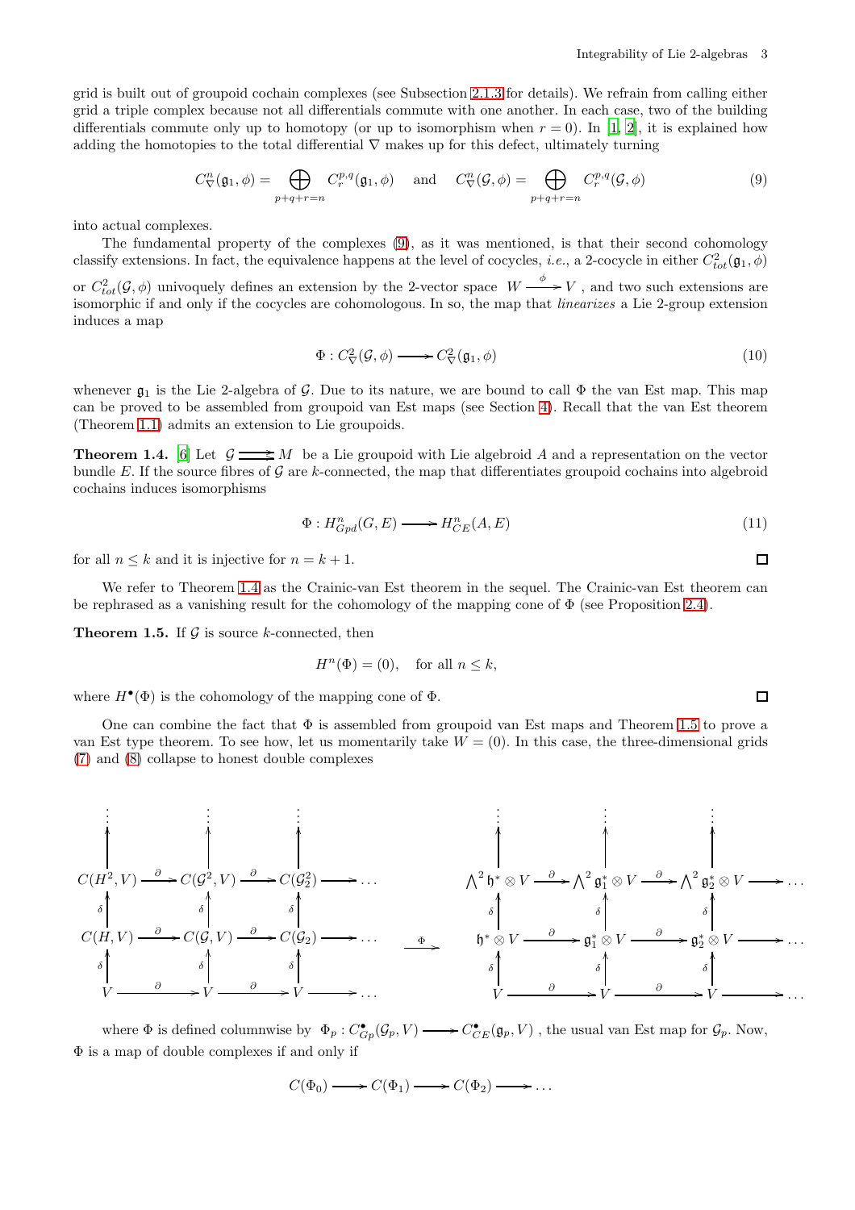grid is built out of groupoid cochain complexes (see Subsection 2.1.3 for details). We refrain from calling either grid a triple complex because not all differentials commute with one another. In each case, two of the building differentials commute only up to homotopy (or up to isomorphism when $r = 0$). In [1, 2], it is explained how adding the homotopies to the total differential $\nabla$ makes up for this defect, ultimately turning

$$C^n_\nabla(\mathfrak{g}_1, \phi) = \bigoplus_{p+q+r=n} C^{p,q}_r(\mathfrak{g}_1, \phi) \quad \text{and} \quad C^n_\nabla(\mathcal{G}, \phi) = \bigoplus_{p+q+r=n} C^{p,q}_r(\mathcal{G}, \phi) \tag{9}$$

into actual complexes.

The fundamental property of the complexes (9), as it was mentioned, is that their second cohomology classify extensions. In fact, the equivalence happens at the level of cocycles, *i.e.*, a 2-cocycle in either $C^2_{tot}(\mathfrak{g}_1, \phi)$ or $C^2_{tot}(\mathcal{G}, \phi)$ univoquely defines an extension by the 2-vector space $W \xrightarrow{\phi} V$, and two such extensions are isomorphic if and only if the cocycles are cohomologous. In so, the map that *linearizes* a Lie 2-group extension induces a map

$$\Phi : C^2_\nabla(\mathcal{G}, \phi) \longrightarrow C^2_\nabla(\mathfrak{g}_1, \phi) \tag{10}$$

whenever $\mathfrak{g}_1$ is the Lie 2-algebra of $\mathcal{G}$. Due to its nature, we are bound to call $\Phi$ the van Est map. This map can be proved to be assembled from groupoid van Est maps (see Section 4). Recall that the van Est theorem (Theorem 1.1) admits an extension to Lie groupoids.

**Theorem 1.4.** [6] Let $\mathcal{G} \rightrightarrows M$ be a Lie groupoid with Lie algebroid $A$ and a representation on the vector bundle $E$. If the source fibres of $\mathcal{G}$ are $k$-connected, the map that differentiates groupoid cochains into algebroid cochains induces isomorphisms

$$\Phi : H^n_{Gpd}(G, E) \longrightarrow H^n_{CE}(A, E) \tag{11}$$

for all $n \leq k$ and it is injective for $n = k + 1$. $\square$

We refer to Theorem 1.4 as the Crainic-van Est theorem in the sequel. The Crainic-van Est theorem can be rephrased as a vanishing result for the cohomology of the mapping cone of $\Phi$ (see Proposition 2.4).

**Theorem 1.5.** If $\mathcal{G}$ is source $k$-connected, then

$$H^n(\Phi) = (0), \quad \text{for all } n \leq k,$$

where $H^\bullet(\Phi)$ is the cohomology of the mapping cone of $\Phi$. $\square$

One can combine the fact that $\Phi$ is assembled from groupoid van Est maps and Theorem 1.5 to prove a van Est type theorem. To see how, let us momentarily take $W = (0)$. In this case, the three-dimensional grids (7) and (8) collapse to honest double complexes

$$\begin{array}{ccccccc}
\vdots & & \vdots & & \vdots & & \\
\uparrow & & \uparrow & & \uparrow & & \\
C(H^2, V) & \xrightarrow{\partial} & C(\mathcal{G}^2, V) & \xrightarrow{\partial} & C(\mathcal{G}^2_2) & \longrightarrow & \dots \\
\uparrow{\scriptstyle\delta} & & \uparrow{\scriptstyle\delta} & & \uparrow{\scriptstyle\delta} & & \\
C(H, V) & \xrightarrow{\partial} & C(\mathcal{G}, V) & \xrightarrow{\partial} & C(\mathcal{G}_2) & \longrightarrow & \dots \\
\uparrow{\scriptstyle\delta} & & \uparrow{\scriptstyle\delta} & & \uparrow{\scriptstyle\delta} & & \\
V & \xrightarrow{\partial} & V & \xrightarrow{\partial} & V & \longrightarrow & \dots
\end{array}
\quad \xrightarrow{\Phi} \quad
\begin{array}{ccccccc}
\vdots & & \vdots & & \vdots & & \\
\uparrow & & \uparrow & & \uparrow & & \\
\bigwedge^2 \mathfrak{h}^* \otimes V & \xrightarrow{\partial} & \bigwedge^2 \mathfrak{g}_1^* \otimes V & \xrightarrow{\partial} & \bigwedge^2 \mathfrak{g}_2^* \otimes V & \longrightarrow & \dots \\
\uparrow{\scriptstyle\delta} & & \uparrow{\scriptstyle\delta} & & \uparrow{\scriptstyle\delta} & & \\
\mathfrak{h}^* \otimes V & \xrightarrow{\partial} & \mathfrak{g}_1^* \otimes V & \xrightarrow{\partial} & \mathfrak{g}_2^* \otimes V & \longrightarrow & \dots \\
\uparrow{\scriptstyle\delta} & & \uparrow{\scriptstyle\delta} & & \uparrow{\scriptstyle\delta} & & \\
V & \xrightarrow{\partial} & V & \xrightarrow{\partial} & V & \longrightarrow & \dots
\end{array}$$

where $\Phi$ is defined columnwise by $\Phi_p : C^\bullet_{Gp}(\mathcal{G}_p, V) \longrightarrow C^\bullet_{CE}(\mathfrak{g}_p, V)$, the usual van Est map for $\mathcal{G}_p$. Now, $\Phi$ is a map of double complexes if and only if

$$C(\Phi_0) \longrightarrow C(\Phi_1) \longrightarrow C(\Phi_2) \longrightarrow \dots$$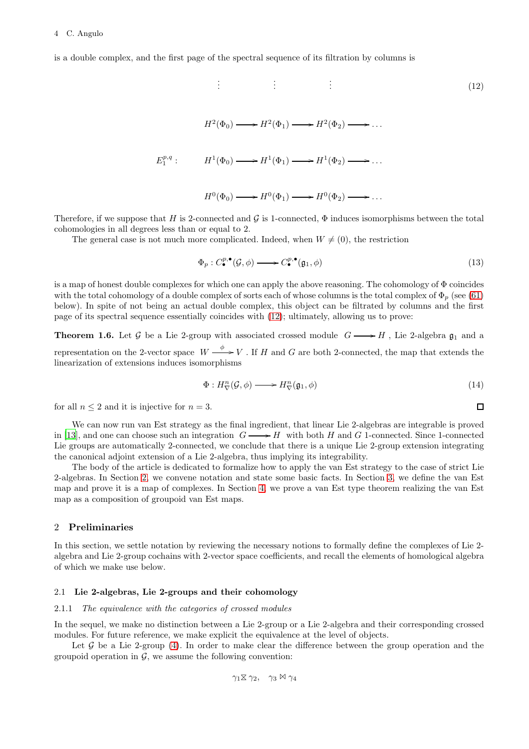is a double complex, and the first page of the spectral sequence of its filtration by columns is

$$
E_1^{p,q}: \quad \begin{array}{ccccccc}
\vdots & & \vdots & & \vdots & & \\
H^2(\Phi_0) & \longrightarrow & H^2(\Phi_1) & \longrightarrow & H^2(\Phi_2) & \longrightarrow & \dots \\
H^1(\Phi_0) & \longrightarrow & H^1(\Phi_1) & \longrightarrow & H^1(\Phi_2) & \longrightarrow & \dots \\
H^0(\Phi_0) & \longrightarrow & H^0(\Phi_1) & \longrightarrow & H^0(\Phi_2) & \longrightarrow & \dots
\end{array} \tag{12}
$$

Therefore, if we suppose that $H$ is 2-connected and $\mathcal{G}$ is 1-connected, $\Phi$ induces isomorphisms between the total cohomologies in all degrees less than or equal to 2.

The general case is not much more complicated. Indeed, when $W \neq (0)$, the restriction

$$
\Phi_p : C_\bullet^{p,\bullet}(\mathcal{G}, \phi) \longrightarrow C_\bullet^{p,\bullet}(\mathfrak{g}_1, \phi) \tag{13}
$$

is a map of honest double complexes for which one can apply the above reasoning. The cohomology of $\Phi$ coincides with the total cohomology of a double complex of sorts each of whose columns is the total complex of $\Phi_p$ (see (61) below). In spite of not being an actual double complex, this object can be filtrated by columns and the first page of its spectral sequence essentially coincides with (12); ultimately, allowing us to prove:

**Theorem 1.6.** Let $\mathcal{G}$ be a Lie 2-group with associated crossed module $G \longrightarrow H$, Lie 2-algebra $\mathfrak{g}_1$ and a representation on the 2-vector space $W \xrightarrow{\phi} V$. If $H$ and $G$ are both 2-connected, the map that extends the linearization of extensions induces isomorphisms

$$
\Phi : H^n_\nabla(\mathcal{G}, \phi) \longrightarrow H^n_\nabla(\mathfrak{g}_1, \phi) \tag{14}
$$

for all $n \leq 2$ and it is injective for $n = 3$. ◻

We can now run van Est strategy as the final ingredient, that linear Lie 2-algebras are integrable is proved in [13], and one can choose such an integration $G \longrightarrow H$ with both $H$ and $G$ 1-connected. Since 1-connected Lie groups are automatically 2-connected, we conclude that there is a unique Lie 2-group extension integrating the canonical adjoint extension of a Lie 2-algebra, thus implying its integrability.

The body of the article is dedicated to formalize how to apply the van Est strategy to the case of strict Lie 2-algebras. In Section 2, we convene notation and state some basic facts. In Section 3, we define the van Est map and prove it is a map of complexes. In Section 4, we prove a van Est type theorem realizing the van Est map as a composition of groupoid van Est maps.

## 2 Preliminaries

In this section, we settle notation by reviewing the necessary notions to formally define the complexes of Lie 2-algebra and Lie 2-group cochains with 2-vector space coefficients, and recall the elements of homological algebra of which we make use below.

### 2.1 Lie 2-algebras, Lie 2-groups and their cohomology

#### 2.1.1 *The equivalence with the categories of crossed modules*

In the sequel, we make no distinction between a Lie 2-group or a Lie 2-algebra and their corresponding crossed modules. For future reference, we make explicit the equivalence at the level of objects.

Let $\mathcal{G}$ be a Lie 2-group (4). In order to make clear the difference between the group operation and the groupoid operation in $\mathcal{G}$, we assume the following convention:

$$
\gamma_1 \boxtimes \gamma_2, \quad \gamma_3 \bowtie \gamma_4
$$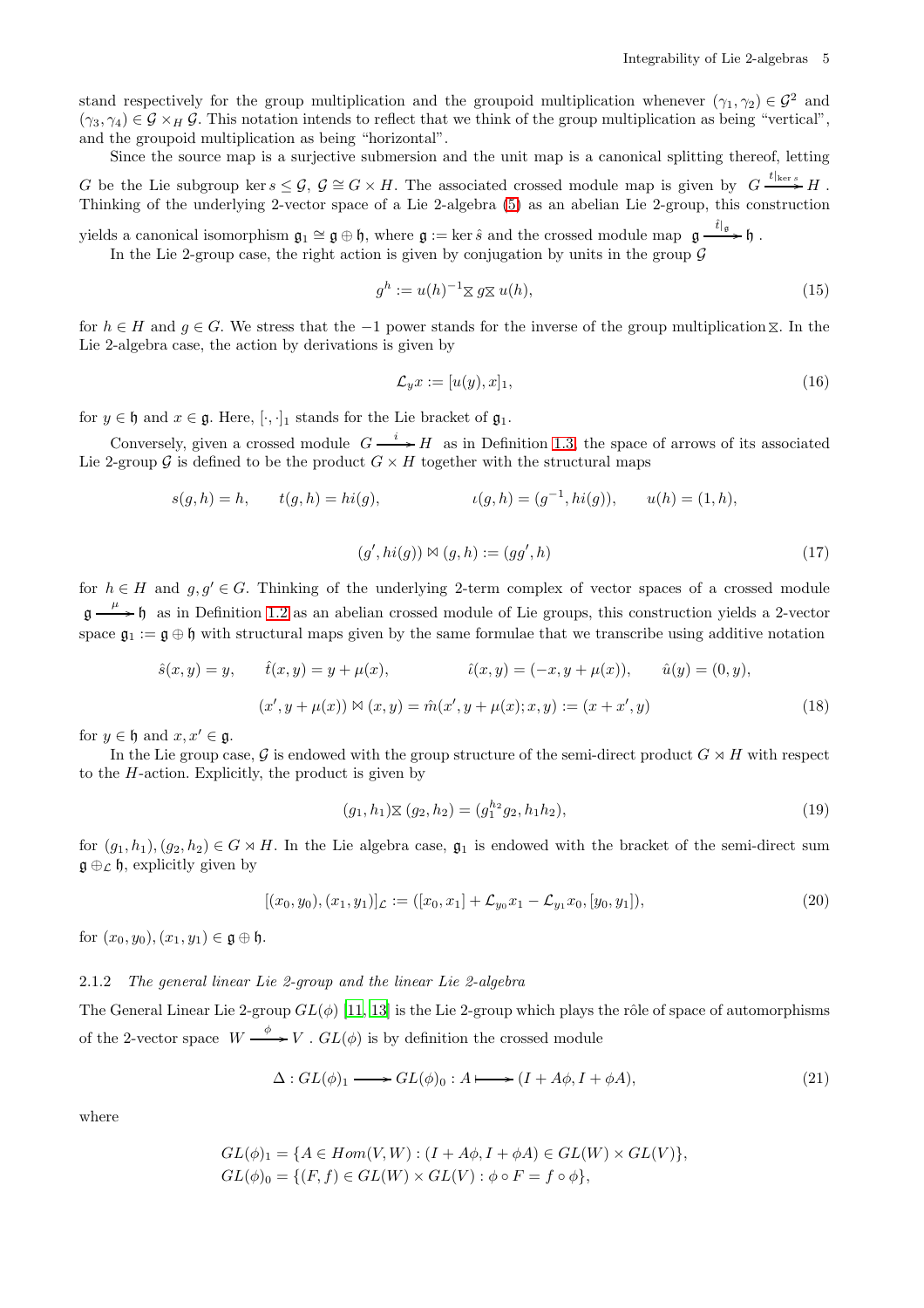stand respectively for the group multiplication and the groupoid multiplication whenever $(\gamma_1,\gamma_2)\in\mathcal{G}^2$ and $(\gamma_3,\gamma_4)\in\mathcal{G}\times_H\mathcal{G}$. This notation intends to reflect that we think of the group multiplication as being "vertical", and the groupoid multiplication as being "horizontal".

Since the source map is a surjective submersion and the unit map is a canonical splitting thereof, letting $G$ be the Lie subgroup $\ker s\leq\mathcal{G}$, $\mathcal{G}\cong G\times H$. The associated crossed module map is given by $G\xrightarrow{t|_{\ker s}}H$. Thinking of the underlying 2-vector space of a Lie 2-algebra (5) as an abelian Lie 2-group, this construction yields a canonical isomorphism $\mathfrak{g}_1\cong\mathfrak{g}\oplus\mathfrak{h}$, where $\mathfrak{g}:=\ker\hat{s}$ and the crossed module map $\mathfrak{g}\xrightarrow{\hat{t}|_{\mathfrak{g}}}\mathfrak{h}$.

In the Lie 2-group case, the right action is given by conjugation by units in the group $\mathcal{G}$

$$g^h:=u(h)^{-1}\boxtimes g\boxtimes u(h), \tag{15}$$

for $h\in H$ and $g\in G$. We stress that the $-1$ power stands for the inverse of the group multiplication $\boxtimes$. In the Lie 2-algebra case, the action by derivations is given by

$$\mathcal{L}_y x:=[u(y),x]_1, \tag{16}$$

for $y\in\mathfrak{h}$ and $x\in\mathfrak{g}$. Here, $[\cdot,\cdot]_1$ stands for the Lie bracket of $\mathfrak{g}_1$.

Conversely, given a crossed module $G\xrightarrow{i}H$ as in Definition 1.3, the space of arrows of its associated Lie 2-group $\mathcal{G}$ is defined to be the product $G\times H$ together with the structural maps

$$s(g,h)=h,\qquad t(g,h)=hi(g),\qquad\qquad \iota(g,h)=(g^{-1},hi(g)),\qquad u(h)=(1,h),$$

$$(g',hi(g))\bowtie(g,h):=(gg',h) \tag{17}$$

for $h\in H$ and $g,g'\in G$. Thinking of the underlying 2-term complex of vector spaces of a crossed module $\mathfrak{g}\xrightarrow{\mu}\mathfrak{h}$ as in Definition 1.2 as an abelian crossed module of Lie groups, this construction yields a 2-vector space $\mathfrak{g}_1:=\mathfrak{g}\oplus\mathfrak{h}$ with structural maps given by the same formulae that we transcribe using additive notation

$$\hat{s}(x,y)=y,\qquad \hat{t}(x,y)=y+\mu(x),\qquad\qquad \hat{\imath}(x,y)=(-x,y+\mu(x)),\qquad \hat{u}(y)=(0,y),$$

$$(x',y+\mu(x))\bowtie(x,y)=\hat{m}(x',y+\mu(x);x,y):=(x+x',y) \tag{18}$$

for $y\in\mathfrak{h}$ and $x,x'\in\mathfrak{g}$.

In the Lie group case, $\mathcal{G}$ is endowed with the group structure of the semi-direct product $G\rtimes H$ with respect to the $H$-action. Explicitly, the product is given by

$$(g_1,h_1)\boxtimes(g_2,h_2)=(g_1^{h_2}g_2,h_1h_2), \tag{19}$$

for $(g_1,h_1),(g_2,h_2)\in G\rtimes H$. In the Lie algebra case, $\mathfrak{g}_1$ is endowed with the bracket of the semi-direct sum $\mathfrak{g}\oplus_{\mathcal{L}}\mathfrak{h}$, explicitly given by

$$[(x_0,y_0),(x_1,y_1)]_{\mathcal{L}}:=([x_0,x_1]+\mathcal{L}_{y_0}x_1-\mathcal{L}_{y_1}x_0,[y_0,y_1]), \tag{20}$$

for $(x_0,y_0),(x_1,y_1)\in\mathfrak{g}\oplus\mathfrak{h}$.

### 2.1.2 *The general linear Lie 2-group and the linear Lie 2-algebra*

The General Linear Lie 2-group $GL(\phi)$ [11, 13] is the Lie 2-group which plays the rôle of space of automorphisms of the 2-vector space $W\xrightarrow{\phi}V$. $GL(\phi)$ is by definition the crossed module

$$\Delta:GL(\phi)_1\longrightarrow GL(\phi)_0:A\longmapsto(I+A\phi,I+\phi A), \tag{21}$$

where

$$GL(\phi)_1=\{A\in Hom(V,W):(I+A\phi,I+\phi A)\in GL(W)\times GL(V)\},$$
$$GL(\phi)_0=\{(F,f)\in GL(W)\times GL(V):\phi\circ F=f\circ\phi\},$$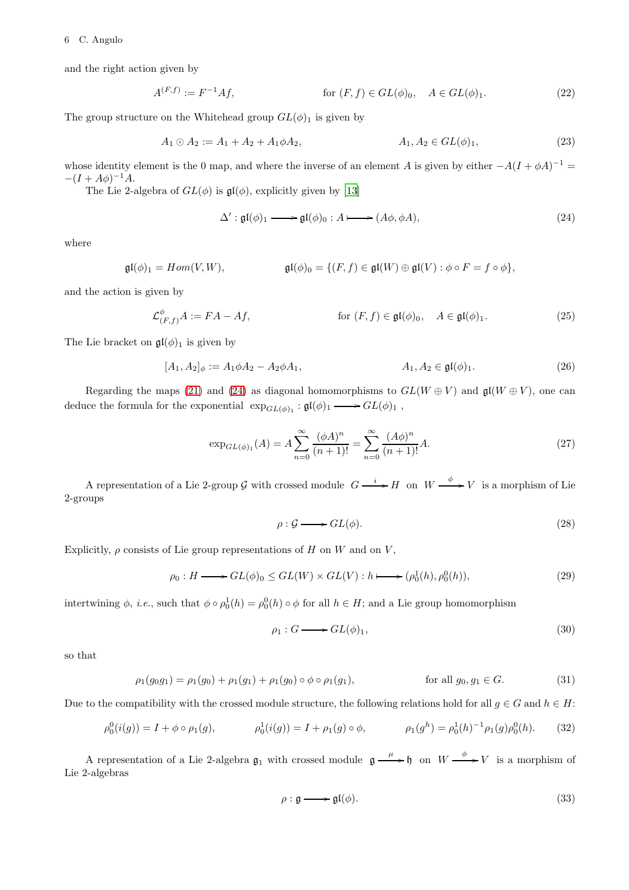and the right action given by

$$A^{(F,f)} := F^{-1}Af, \qquad \text{for } (F,f) \in GL(\phi)_0, \quad A \in GL(\phi)_1. \tag{22}$$

The group structure on the Whitehead group $GL(\phi)_1$ is given by

$$A_1 \odot A_2 := A_1 + A_2 + A_1\phi A_2, \qquad A_1, A_2 \in GL(\phi)_1, \tag{23}$$

whose identity element is the 0 map, and where the inverse of an element $A$ is given by either $-A(I+\phi A)^{-1} = -(I + A\phi)^{-1}A$.

The Lie 2-algebra of $GL(\phi)$ is $\mathfrak{gl}(\phi)$, explicitly given by [13]

$$\Delta' : \mathfrak{gl}(\phi)_1 \longrightarrow \mathfrak{gl}(\phi)_0 : A \longmapsto (A\phi, \phi A), \tag{24}$$

where

$$\mathfrak{gl}(\phi)_1 = Hom(V, W), \qquad \mathfrak{gl}(\phi)_0 = \{(F,f) \in \mathfrak{gl}(W) \oplus \mathfrak{gl}(V) : \phi \circ F = f \circ \phi\},$$

and the action is given by

$$\mathcal{L}^{\phi}_{(F,f)} A := FA - Af, \qquad \text{for } (F,f) \in \mathfrak{gl}(\phi)_0, \quad A \in \mathfrak{gl}(\phi)_1. \tag{25}$$

The Lie bracket on $\mathfrak{gl}(\phi)_1$ is given by

$$[A_1, A_2]_\phi := A_1\phi A_2 - A_2 \phi A_1, \qquad A_1, A_2 \in \mathfrak{gl}(\phi)_1. \tag{26}$$

Regarding the maps (21) and (24) as diagonal homomorphisms to $GL(W \oplus V)$ and $\mathfrak{gl}(W \oplus V)$, one can deduce the formula for the exponential $\exp_{GL(\phi)_1} : \mathfrak{gl}(\phi)_1 \longrightarrow GL(\phi)_1$,

$$\exp_{GL(\phi)_1}(A) = A \sum_{n=0}^{\infty} \frac{(\phi A)^n}{(n+1)!} = \sum_{n=0}^{\infty} \frac{(A\phi)^n}{(n+1)!} A. \tag{27}$$

A representation of a Lie 2-group $\mathcal{G}$ with crossed module $G \xrightarrow{\ i\ } H$ on $W \xrightarrow{\ \phi\ } V$ is a morphism of Lie 2-groups

$$\rho : \mathcal{G} \longrightarrow GL(\phi). \tag{28}$$

Explicitly, $\rho$ consists of Lie group representations of $H$ on $W$ and on $V$,

$$\rho_0 : H \longrightarrow GL(\phi)_0 \leq GL(W) \times GL(V) : h \longmapsto (\rho_0^1(h), \rho_0^0(h)), \tag{29}$$

intertwining $\phi$, *i.e.*, such that $\phi \circ \rho_0^1(h) = \rho_0^0(h) \circ \phi$ for all $h \in H$; and a Lie group homomorphism

$$\rho_1 : G \longrightarrow GL(\phi)_1, \tag{30}$$

so that

$$\rho_1(g_0 g_1) = \rho_1(g_0) + \rho_1(g_1) + \rho_1(g_0) \circ \phi \circ \rho_1(g_1), \qquad \text{for all } g_0, g_1 \in G. \tag{31}$$

Due to the compatibility with the crossed module structure, the following relations hold for all $g \in G$ and $h \in H$:

$$\rho_0^0(i(g)) = I + \phi \circ \rho_1(g), \qquad \rho_0^1(i(g)) = I + \rho_1(g) \circ \phi, \qquad \rho_1(g^h) = \rho_0^1(h)^{-1} \rho_1(g) \rho_0^0(h). \tag{32}$$

A representation of a Lie 2-algebra $\mathfrak{g}_1$ with crossed module $\mathfrak{g} \xrightarrow{\ \mu\ } \mathfrak{h}$ on $W \xrightarrow{\ \phi\ } V$ is a morphism of Lie 2-algebras

$$\rho : \mathfrak{g} \longrightarrow \mathfrak{gl}(\phi). \tag{33}$$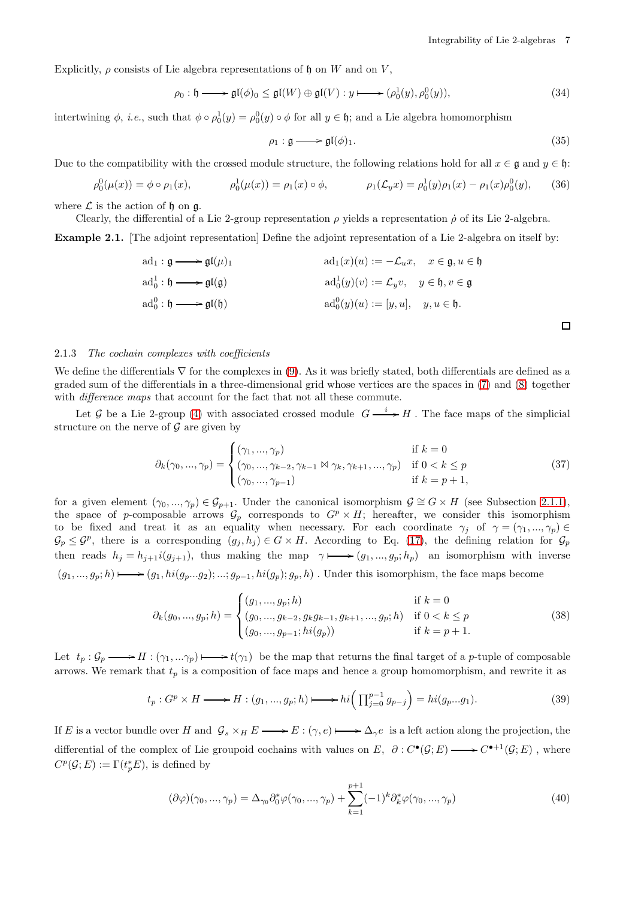Explicitly, $\rho$ consists of Lie algebra representations of $\mathfrak{h}$ on $W$ and on $V$,

$$\rho_0 : \mathfrak{h} \longrightarrow \mathfrak{gl}(\phi)_0 \leq \mathfrak{gl}(W) \oplus \mathfrak{gl}(V) : y \longmapsto (\rho_0^1(y), \rho_0^0(y)), \tag{34}$$

intertwining $\phi$, *i.e.*, such that $\phi \circ \rho_0^1(y) = \rho_0^0(y) \circ \phi$ for all $y \in \mathfrak{h}$; and a Lie algebra homomorphism

$$\rho_1 : \mathfrak{g} \longrightarrow \mathfrak{gl}(\phi)_1. \tag{35}$$

Due to the compatibility with the crossed module structure, the following relations hold for all $x \in \mathfrak{g}$ and $y \in \mathfrak{h}$:

$$\rho_0^0(\mu(x)) = \phi \circ \rho_1(x), \qquad \rho_0^1(\mu(x)) = \rho_1(x) \circ \phi, \qquad \rho_1(\mathcal{L}_y x) = \rho_0^1(y)\rho_1(x) - \rho_1(x)\rho_0^0(y), \tag{36}$$

where $\mathcal{L}$ is the action of $\mathfrak{h}$ on $\mathfrak{g}$.

Clearly, the differential of a Lie 2-group representation $\rho$ yields a representation $\dot{\rho}$ of its Lie 2-algebra.

**Example 2.1.** [The adjoint representation] Define the adjoint representation of a Lie 2-algebra on itself by:

$$\begin{aligned}
&\mathrm{ad}_1 : \mathfrak{g} \longrightarrow \mathfrak{gl}(\mu)_1 && \mathrm{ad}_1(x)(u) := -\mathcal{L}_u x, \quad x \in \mathfrak{g}, u \in \mathfrak{h} \\
&\mathrm{ad}_0^1 : \mathfrak{h} \longrightarrow \mathfrak{gl}(\mathfrak{g}) && \mathrm{ad}_0^1(y)(v) := \mathcal{L}_y v, \quad y \in \mathfrak{h}, v \in \mathfrak{g} \\
&\mathrm{ad}_0^0 : \mathfrak{h} \longrightarrow \mathfrak{gl}(\mathfrak{h}) && \mathrm{ad}_0^0(y)(u) := [y, u], \quad y, u \in \mathfrak{h}.
\end{aligned}$$

□

### 2.1.3 *The cochain complexes with coefficients*

We define the differentials $\nabla$ for the complexes in (9). As it was briefly stated, both differentials are defined as a graded sum of the differentials in a three-dimensional grid whose vertices are the spaces in (7) and (8) together with *difference maps* that account for the fact that not all these commute.

Let $\mathcal{G}$ be a Lie 2-group (4) with associated crossed module $G \xrightarrow{\ i\ } H$. The face maps of the simplicial structure on the nerve of $\mathcal{G}$ are given by

$$\partial_k(\gamma_0, ..., \gamma_p) = \begin{cases} (\gamma_1, ..., \gamma_p) & \text{if } k = 0 \\ (\gamma_0, ..., \gamma_{k-2}, \gamma_{k-1} \bowtie \gamma_k, \gamma_{k+1}, ..., \gamma_p) & \text{if } 0 < k \leq p \\ (\gamma_0, ..., \gamma_{p-1}) & \text{if } k = p+1, \end{cases} \tag{37}$$

for a given element $(\gamma_0, ..., \gamma_p) \in \mathcal{G}_{p+1}$. Under the canonical isomorphism $\mathcal{G} \cong G \times H$ (see Subsection 2.1.1), the space of $p$-composable arrows $\mathcal{G}_p$ corresponds to $G^p \times H$; hereafter, we consider this isomorphism to be fixed and treat it as an equality when necessary. For each coordinate $\gamma_j$ of $\gamma = (\gamma_1, ..., \gamma_p) \in \mathcal{G}_p \leq \mathcal{G}^p$, there is a corresponding $(g_j, h_j) \in G \times H$. According to Eq. (17), the defining relation for $\mathcal{G}_p$ then reads $h_j = h_{j+1} i(g_{j+1})$, thus making the map $\gamma \longmapsto (g_1, ..., g_p; h_p)$ an isomorphism with inverse $(g_1, ..., g_p; h) \longmapsto (g_1, hi(g_p...g_2); ...; g_{p-1}, hi(g_p); g_p, h)$. Under this isomorphism, the face maps become

$$\partial_k(g_0, ..., g_p; h) = \begin{cases} (g_1, ..., g_p; h) & \text{if } k = 0 \\ (g_0, ..., g_{k-2}, g_k g_{k-1}, g_{k+1}, ..., g_p; h) & \text{if } 0 < k \leq p \\ (g_0, ..., g_{p-1}; hi(g_p)) & \text{if } k = p+1. \end{cases} \tag{38}$$

Let $t_p : \mathcal{G}_p \longrightarrow H : (\gamma_1, ... \gamma_p) \longmapsto t(\gamma_1)$ be the map that returns the final target of a $p$-tuple of composable arrows. We remark that $t_p$ is a composition of face maps and hence a group homomorphism, and rewrite it as

$$t_p : G^p \times H \longrightarrow H : (g_1, ..., g_p; h) \longmapsto hi\Big(\textstyle\prod_{j=0}^{p-1} g_{p-j}\Big) = hi(g_p ... g_1). \tag{39}$$

If $E$ is a vector bundle over $H$ and $\mathcal{G}_s \times_H E \longrightarrow E : (\gamma, e) \longmapsto \Delta_\gamma e$ is a left action along the projection, the differential of the complex of Lie groupoid cochains with values on $E$, $\partial : C^\bullet(\mathcal{G}; E) \longrightarrow C^{\bullet+1}(\mathcal{G}; E)$, where $C^p(\mathcal{G}; E) := \Gamma(t_p^* E)$, is defined by

$$(\partial\varphi)(\gamma_0, ..., \gamma_p) = \Delta_{\gamma_0}\partial_0^*\varphi(\gamma_0, ..., \gamma_p) + \sum_{k=1}^{p+1}(-1)^k \partial_k^*\varphi(\gamma_0, ..., \gamma_p) \tag{40}$$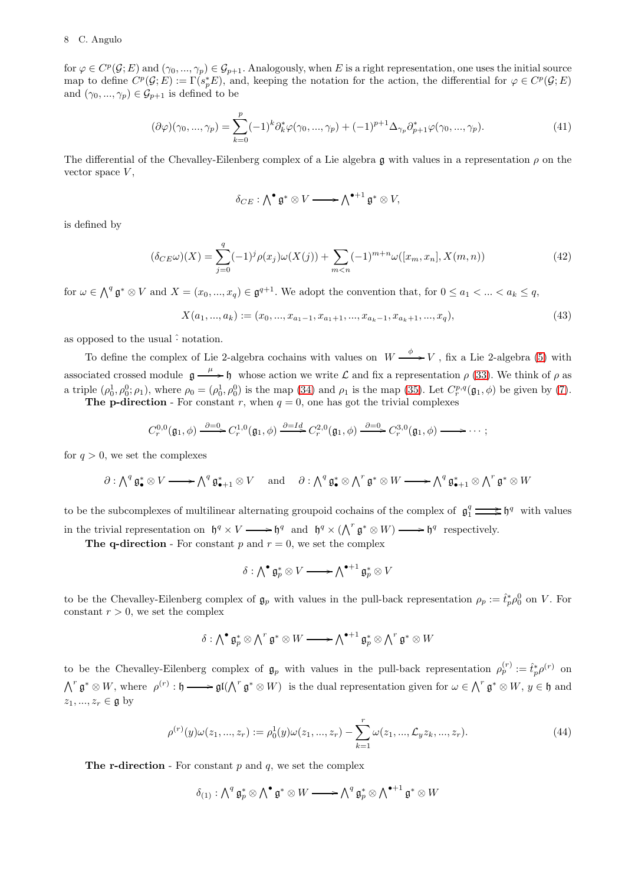for $\varphi \in C^p(\mathcal{G}; E)$ and $(\gamma_0, ..., \gamma_p) \in \mathcal{G}_{p+1}$. Analogously, when $E$ is a right representation, one uses the initial source map to define $C^p(\mathcal{G}; E) := \Gamma(s_p^* E)$, and, keeping the notation for the action, the differential for $\varphi \in C^p(\mathcal{G}; E)$ and $(\gamma_0, ..., \gamma_p) \in \mathcal{G}_{p+1}$ is defined to be

$$(\partial\varphi)(\gamma_0, ..., \gamma_p) = \sum_{k=0}^{p} (-1)^k \partial_k^* \varphi(\gamma_0, ..., \gamma_p) + (-1)^{p+1} \Delta_{\gamma_p} \partial_{p+1}^* \varphi(\gamma_0, ..., \gamma_p). \tag{41}$$

The differential of the Chevalley-Eilenberg complex of a Lie algebra $\mathfrak{g}$ with values in a representation $\rho$ on the vector space $V$,

$$\delta_{CE} : \bigwedge^\bullet \mathfrak{g}^* \otimes V \longrightarrow \bigwedge^{\bullet+1} \mathfrak{g}^* \otimes V,$$

is defined by

$$(\delta_{CE}\omega)(X) = \sum_{j=0}^{q} (-1)^j \rho(x_j)\omega(X(j)) + \sum_{m<n} (-1)^{m+n} \omega([x_m, x_n], X(m,n)) \tag{42}$$

for $\omega \in \bigwedge^q \mathfrak{g}^* \otimes V$ and $X = (x_0, ..., x_q) \in \mathfrak{g}^{q+1}$. We adopt the convention that, for $0 \leq a_1 < ... < a_k \leq q$,

$$X(a_1, ..., a_k) := (x_0, ..., x_{a_1-1}, x_{a_1+1}, ..., x_{a_k-1}, x_{a_k+1}, ..., x_q), \tag{43}$$

as opposed to the usual $\hat{}$ notation.

To define the complex of Lie 2-algebra cochains with values on $W \xrightarrow{\phi} V$, fix a Lie 2-algebra (5) with associated crossed module $\mathfrak{g} \xrightarrow{\mu} \mathfrak{h}$ whose action we write $\mathcal{L}$ and fix a representation $\rho$ (33). We think of $\rho$ as a triple $(\rho_0^1, \rho_0^0; \rho_1)$, where $\rho_0 = (\rho_0^1, \rho_0^0)$ is the map (34) and $\rho_1$ is the map (35). Let $C_r^{p,q}(\mathfrak{g}_1, \phi)$ be given by (7).

**The p-direction** - For constant $r$, when $q = 0$, one has got the trivial complexes

$$C_r^{0,0}(\mathfrak{g}_1, \phi) \xrightarrow{\partial=0} C_r^{1,0}(\mathfrak{g}_1, \phi) \xrightarrow{\partial=Id} C_r^{2,0}(\mathfrak{g}_1, \phi) \xrightarrow{\partial=0} C_r^{3,0}(\mathfrak{g}_1, \phi) \longrightarrow \cdots;$$

for $q > 0$, we set the complexes

$$\partial : \bigwedge^q \mathfrak{g}_\bullet^* \otimes V \longrightarrow \bigwedge^q \mathfrak{g}_{\bullet+1}^* \otimes V \quad \text{and} \quad \partial : \bigwedge^q \mathfrak{g}_\bullet^* \otimes \bigwedge^r \mathfrak{g}^* \otimes W \longrightarrow \bigwedge^q \mathfrak{g}_{\bullet+1}^* \otimes \bigwedge^r \mathfrak{g}^* \otimes W$$

to be the subcomplexes of multilinear alternating groupoid cochains of the complex of $\mathfrak{g}_1^q \rightrightarrows \mathfrak{h}^q$ with values in the trivial representation on $\mathfrak{h}^q \times V \longrightarrow \mathfrak{h}^q$ and $\mathfrak{h}^q \times (\bigwedge^r \mathfrak{g}^* \otimes W) \longrightarrow \mathfrak{h}^q$ respectively.

**The q-direction** - For constant $p$ and $r = 0$, we set the complex

$$\delta : \bigwedge^\bullet \mathfrak{g}_p^* \otimes V \longrightarrow \bigwedge^{\bullet+1} \mathfrak{g}_p^* \otimes V$$

to be the Chevalley-Eilenberg complex of $\mathfrak{g}_p$ with values in the pull-back representation $\rho_p := \hat{t}_p^* \rho_0^0$ on $V$. For constant $r > 0$, we set the complex

$$\delta : \bigwedge^\bullet \mathfrak{g}_p^* \otimes \bigwedge^r \mathfrak{g}^* \otimes W \longrightarrow \bigwedge^{\bullet+1} \mathfrak{g}_p^* \otimes \bigwedge^r \mathfrak{g}^* \otimes W$$

to be the Chevalley-Eilenberg complex of $\mathfrak{g}_p$ with values in the pull-back representation $\rho_p^{(r)} := \hat{t}_p^* \rho^{(r)}$ on $\bigwedge^r \mathfrak{g}^* \otimes W$, where $\rho^{(r)} : \mathfrak{h} \longrightarrow \mathfrak{gl}(\bigwedge^r \mathfrak{g}^* \otimes W)$ is the dual representation given for $\omega \in \bigwedge^r \mathfrak{g}^* \otimes W$, $y \in \mathfrak{h}$ and $z_1, ..., z_r \in \mathfrak{g}$ by

$$\rho^{(r)}(y)\omega(z_1, ..., z_r) := \rho_0^1(y)\omega(z_1, ..., z_r) - \sum_{k=1}^{r} \omega(z_1, ..., \mathcal{L}_y z_k, ..., z_r). \tag{44}$$

**The r-direction** - For constant $p$ and $q$, we set the complex

$$\delta_{(1)} : \bigwedge^q \mathfrak{g}_p^* \otimes \bigwedge^\bullet \mathfrak{g}^* \otimes W \longrightarrow \bigwedge^q \mathfrak{g}_p^* \otimes \bigwedge^{\bullet+1} \mathfrak{g}^* \otimes W$$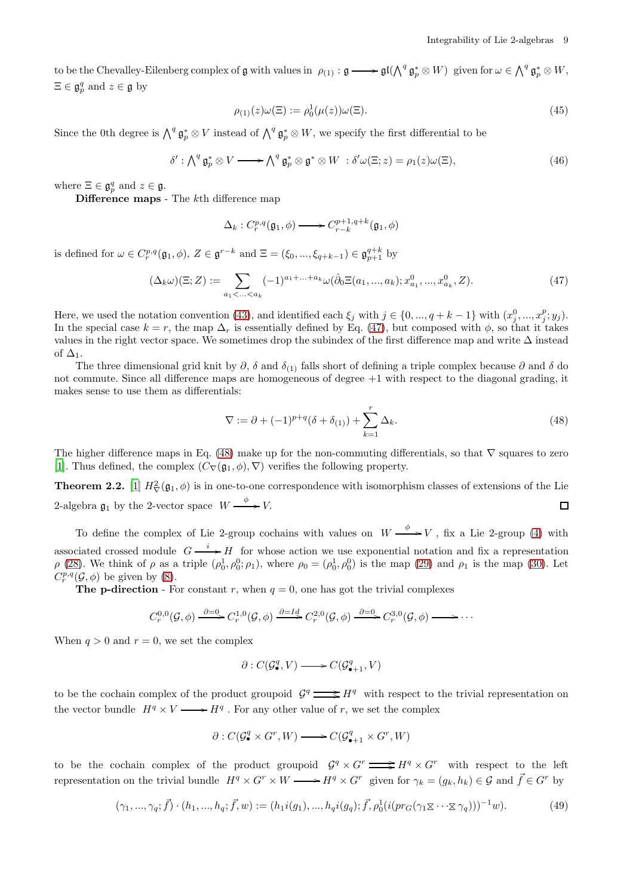to be the Chevalley-Eilenberg complex of $\mathfrak{g}$ with values in $\rho_{(1)} : \mathfrak{g} \longrightarrow \mathfrak{gl}(\bigwedge^q \mathfrak{g}_p^* \otimes W)$ given for $\omega \in \bigwedge^q \mathfrak{g}_p^* \otimes W$, $\Xi \in \mathfrak{g}_p^q$ and $z \in \mathfrak{g}$ by

$$\rho_{(1)}(z)\omega(\Xi) := \rho_0^1(\mu(z))\omega(\Xi). \tag{45}$$

Since the 0th degree is $\bigwedge^q \mathfrak{g}_p^* \otimes V$ instead of $\bigwedge^q \mathfrak{g}_p^* \otimes W$, we specify the first differential to be

$$\delta' : \bigwedge\nolimits^q \mathfrak{g}_p^* \otimes V \longrightarrow \bigwedge\nolimits^q \mathfrak{g}_p^* \otimes \mathfrak{g}^* \otimes W \ : \delta'\omega(\Xi; z) = \rho_1(z)\omega(\Xi), \tag{46}$$

where $\Xi \in \mathfrak{g}_p^q$ and $z \in \mathfrak{g}$.

**Difference maps** - The $k$th difference map

$$\Delta_k : C_r^{p,q}(\mathfrak{g}_1, \phi) \longrightarrow C_{r-k}^{p+1,q+k}(\mathfrak{g}_1, \phi)$$

is defined for $\omega \in C_r^{p,q}(\mathfrak{g}_1, \phi)$, $Z \in \mathfrak{g}^{r-k}$ and $\Xi = (\xi_0, ..., \xi_{q+k-1}) \in \mathfrak{g}_{p+1}^{q+k}$ by

$$(\Delta_k\omega)(\Xi; Z) := \sum_{a_1 < ... < a_k} (-1)^{a_1 + ... + a_k} \omega(\hat{\partial}_0 \Xi(a_1, ..., a_k); x_{a_1}^0, ..., x_{a_k}^0, Z). \tag{47}$$

Here, we used the notation convention (43), and identified each $\xi_j$ with $j \in \{0, ..., q+k-1\}$ with $(x_j^0, ..., x_j^p; y_j)$. In the special case $k = r$, the map $\Delta_r$ is essentially defined by Eq. (47), but composed with $\phi$, so that it takes values in the right vector space. We sometimes drop the subindex of the first difference map and write $\Delta$ instead of $\Delta_1$.

The three dimensional grid knit by $\partial$, $\delta$ and $\delta_{(1)}$ falls short of defining a triple complex because $\partial$ and $\delta$ do not commute. Since all difference maps are homogeneous of degree $+1$ with respect to the diagonal grading, it makes sense to use them as differentials:

$$\nabla := \partial + (-1)^{p+q}(\delta + \delta_{(1)}) + \sum_{k=1}^{r} \Delta_k. \tag{48}$$

The higher difference maps in Eq. (48) make up for the non-commuting differentials, so that $\nabla$ squares to zero [1]. Thus defined, the complex $(C_\nabla(\mathfrak{g}_1, \phi), \nabla)$ verifies the following property.

**Theorem 2.2.** [1] $H_\nabla^2(\mathfrak{g}_1, \phi)$ is in one-to-one correspondence with isomorphism classes of extensions of the Lie 2-algebra $\mathfrak{g}_1$ by the 2-vector space $W \xrightarrow{\phi} V$. □

To define the complex of Lie 2-group cochains with values on $W \xrightarrow{\phi} V$, fix a Lie 2-group (4) with associated crossed module $G \xrightarrow{i} H$ for whose action we use exponential notation and fix a representation $\rho$ (28). We think of $\rho$ as a triple $(\rho_0^1, \rho_0^0; \rho_1)$, where $\rho_0 = (\rho_0^1, \rho_0^0)$ is the map (29) and $\rho_1$ is the map (30). Let $C_r^{p,q}(\mathcal{G}, \phi)$ be given by (8).

**The p-direction** - For constant $r$, when $q = 0$, one has got the trivial complexes

$$C_r^{0,0}(\mathcal{G}, \phi) \xrightarrow{\partial = 0} C_r^{1,0}(\mathcal{G}, \phi) \xrightarrow{\partial = Id} C_r^{2,0}(\mathcal{G}, \phi) \xrightarrow{\partial = 0} C_r^{3,0}(\mathcal{G}, \phi) \longrightarrow \cdots$$

When $q > 0$ and $r = 0$, we set the complex

$$\partial : C(\mathcal{G}_\bullet^q, V) \longrightarrow C(\mathcal{G}_{\bullet+1}^q, V)$$

to be the cochain complex of the product groupoid $\mathcal{G}^q \rightrightarrows H^q$ with respect to the trivial representation on the vector bundle $H^q \times V \longrightarrow H^q$. For any other value of $r$, we set the complex

$$\partial : C(\mathcal{G}_\bullet^q \times G^r, W) \longrightarrow C(\mathcal{G}_{\bullet+1}^q \times G^r, W)$$

to be the cochain complex of the product groupoid $\mathcal{G}^q \times G^r \rightrightarrows H^q \times G^r$ with respect to the left representation on the trivial bundle $H^q \times G^r \times W \longrightarrow H^q \times G^r$ given for $\gamma_k = (g_k, h_k) \in \mathcal{G}$ and $\vec{f} \in G^r$ by

$$(\gamma_1, ..., \gamma_q; \vec{f}) \cdot (h_1, ..., h_q; \vec{f}, w) := (h_1 i(g_1), ..., h_q i(g_q); \vec{f}, \rho_0^1(i(pr_G(\gamma_1 \boxtimes \cdots \boxtimes \gamma_q)))^{-1} w). \tag{49}$$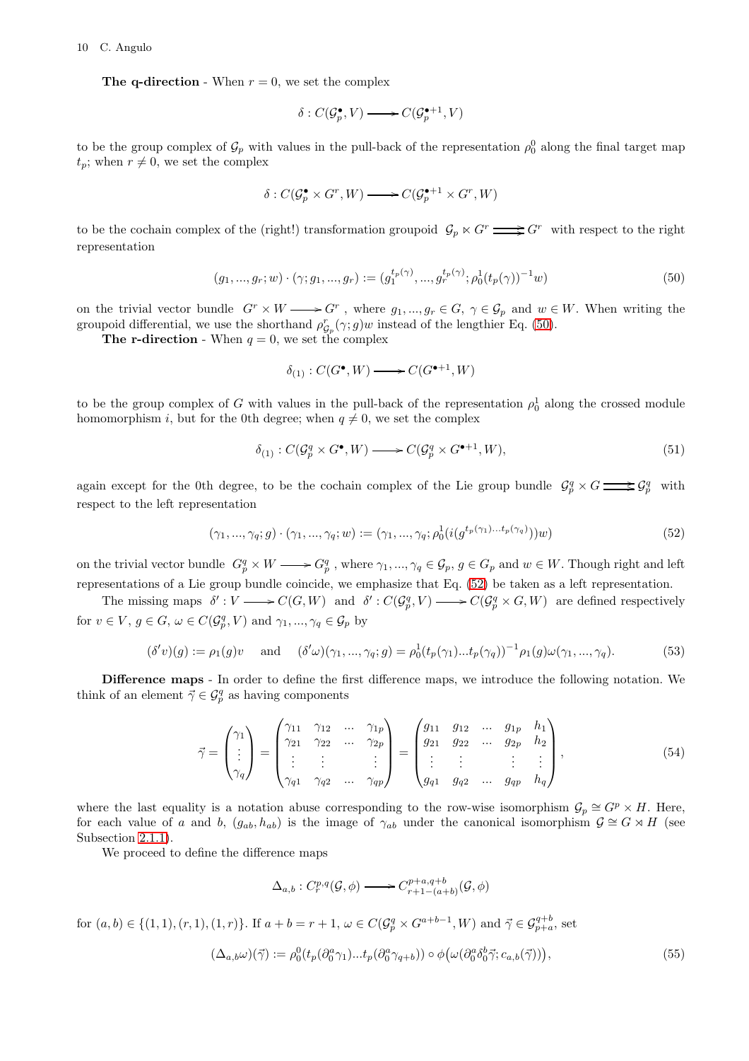**The q-direction** - When $r = 0$, we set the complex

$$\delta : C(\mathcal{G}_p^\bullet, V) \longrightarrow C(\mathcal{G}_p^{\bullet+1}, V)$$

to be the group complex of $\mathcal{G}_p$ with values in the pull-back of the representation $\rho_0^0$ along the final target map $t_p$; when $r \neq 0$, we set the complex

$$\delta : C(\mathcal{G}_p^\bullet \times G^r, W) \longrightarrow C(\mathcal{G}_p^{\bullet+1} \times G^r, W)$$

to be the cochain complex of the (right!) transformation groupoid $\mathcal{G}_p \ltimes G^r \rightrightarrows G^r$ with respect to the right representation

$$(g_1, ..., g_r; w) \cdot (\gamma; g_1, ..., g_r) := (g_1^{t_p(\gamma)}, ..., g_r^{t_p(\gamma)}; \rho_0^1(t_p(\gamma))^{-1} w) \tag{50}$$

on the trivial vector bundle $G^r \times W \longrightarrow G^r$, where $g_1, ..., g_r \in G$, $\gamma \in \mathcal{G}_p$ and $w \in W$. When writing the groupoid differential, we use the shorthand $\rho_{\mathcal{G}_p}^r(\gamma; g)w$ instead of the lengthier Eq. (50).

**The r-direction** - When $q = 0$, we set the complex

$$\delta_{(1)} : C(G^\bullet, W) \longrightarrow C(G^{\bullet+1}, W)$$

to be the group complex of $G$ with values in the pull-back of the representation $\rho_0^1$ along the crossed module homomorphism $i$, but for the 0th degree; when $q \neq 0$, we set the complex

$$\delta_{(1)} : C(\mathcal{G}_p^q \times G^\bullet, W) \longrightarrow C(\mathcal{G}_p^q \times G^{\bullet+1}, W), \tag{51}$$

again except for the 0th degree, to be the cochain complex of the Lie group bundle $\mathcal{G}_p^q \times G \rightrightarrows \mathcal{G}_p^q$ with respect to the left representation

$$(\gamma_1, ..., \gamma_q; g) \cdot (\gamma_1, ..., \gamma_q; w) := (\gamma_1, ..., \gamma_q; \rho_0^1(i(g^{t_p(\gamma_1)...t_p(\gamma_q)}))w) \tag{52}$$

on the trivial vector bundle $\mathcal{G}_p^q \times W \longrightarrow \mathcal{G}_p^q$, where $\gamma_1, ..., \gamma_q \in \mathcal{G}_p$, $g \in G_p$ and $w \in W$. Though right and left representations of a Lie group bundle coincide, we emphasize that Eq. (52) be taken as a left representation.

The missing maps $\delta' : V \longrightarrow C(G, W)$ and $\delta' : C(\mathcal{G}_p^q, V) \longrightarrow C(\mathcal{G}_p^q \times G, W)$ are defined respectively for $v \in V$, $g \in G$, $\omega \in C(\mathcal{G}_p^q, V)$ and $\gamma_1, ..., \gamma_q \in \mathcal{G}_p$ by

$$(\delta' v)(g) := \rho_1(g)v \quad \text{and} \quad (\delta'\omega)(\gamma_1, ..., \gamma_q; g) = \rho_0^1(t_p(\gamma_1)...t_p(\gamma_q))^{-1}\rho_1(g)\omega(\gamma_1, ..., \gamma_q). \tag{53}$$

**Difference maps** - In order to define the first difference maps, we introduce the following notation. We think of an element $\vec{\gamma} \in \mathcal{G}_p^q$ as having components

$$\vec{\gamma} = \begin{pmatrix} \gamma_1 \\ \vdots \\ \gamma_q \end{pmatrix} = \begin{pmatrix} \gamma_{11} & \gamma_{12} & \cdots & \gamma_{1p} \\ \gamma_{21} & \gamma_{22} & \cdots & \gamma_{2p} \\ \vdots & \vdots & & \vdots \\ \gamma_{q1} & \gamma_{q2} & \cdots & \gamma_{qp} \end{pmatrix} = \begin{pmatrix} g_{11} & g_{12} & \cdots & g_{1p} & h_1 \\ g_{21} & g_{22} & \cdots & g_{2p} & h_2 \\ \vdots & \vdots & & \vdots & \vdots \\ g_{q1} & g_{q2} & \cdots & g_{qp} & h_q \end{pmatrix}, \tag{54}$$

where the last equality is a notation abuse corresponding to the row-wise isomorphism $\mathcal{G}_p \cong G^p \times H$. Here, for each value of $a$ and $b$, $(g_{ab}, h_{ab})$ is the image of $\gamma_{ab}$ under the canonical isomorphism $\mathcal{G} \cong G \rtimes H$ (see Subsection 2.1.1).

We proceed to define the difference maps

$$\Delta_{a,b} : C_r^{p,q}(\mathcal{G}, \phi) \longrightarrow C_{r+1-(a+b)}^{p+a,q+b}(\mathcal{G}, \phi)$$

for $(a, b) \in \{(1, 1), (r, 1), (1, r)\}$. If $a + b = r + 1$, $\omega \in C(\mathcal{G}_p^q \times G^{a+b-1}, W)$ and $\vec{\gamma} \in \mathcal{G}_{p+a}^{q+b}$, set

$$(\Delta_{a,b}\omega)(\vec{\gamma}) := \rho_0^0(t_p(\partial_0^a\gamma_1)...t_p(\partial_0^a\gamma_{q+b})) \circ \phi\big(\omega(\partial_0^a\delta_0^b\vec{\gamma}; c_{a,b}(\vec{\gamma}))\big), \tag{55}$$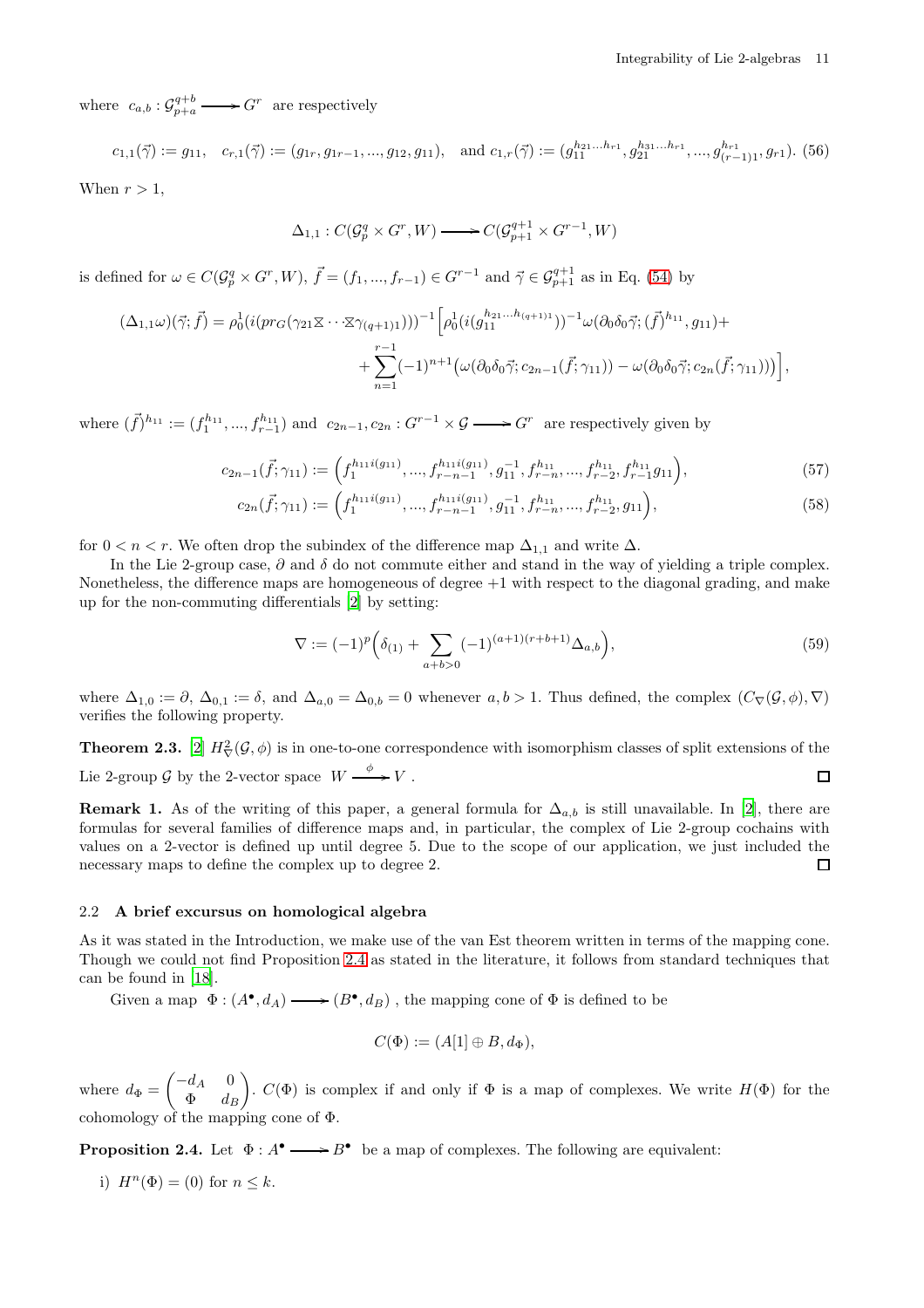where $c_{a,b} : \mathcal{G}^{q+b}_{p+a} \longrightarrow G^r$ are respectively

$$c_{1,1}(\vec{\gamma}) := g_{11}, \quad c_{r,1}(\vec{\gamma}) := (g_{1r}, g_{1r-1}, ..., g_{12}, g_{11}), \quad \text{and } c_{1,r}(\vec{\gamma}) := (g_{11}^{h_{21}...h_{r1}}, g_{21}^{h_{31}...h_{r1}}, ..., g_{(r-1)1}^{h_{r1}}, g_{r1}). \tag{56}$$

When $r > 1$,

$$\Delta_{1,1} : C(\mathcal{G}^q_p \times G^r, W) \longrightarrow C(\mathcal{G}^{q+1}_{p+1} \times G^{r-1}, W)$$

is defined for $\omega \in C(\mathcal{G}^q_p \times G^r, W)$, $\vec{f} = (f_1, ..., f_{r-1}) \in G^{r-1}$ and $\vec{\gamma} \in \mathcal{G}^{q+1}_{p+1}$ as in Eq. (54) by

$$\begin{aligned}(\Delta_{1,1}\omega)(\vec{\gamma}; \vec{f}) = \rho_0^1(i(pr_G(\gamma_{21} \boxtimes \cdots \boxtimes \gamma_{(q+1)1})))^{-1}\Big[\rho_0^1(i(g_{11}^{h_{21}...h_{(q+1)1}}))^{-1}\omega(\partial_0\delta_0\vec{\gamma}; (\vec{f})^{h_{11}}, g_{11}) + \\ + \sum_{n=1}^{r-1}(-1)^{n+1}\big(\omega(\partial_0\delta_0\vec{\gamma}; c_{2n-1}(\vec{f}; \gamma_{11})) - \omega(\partial_0\delta_0\vec{\gamma}; c_{2n}(\vec{f}; \gamma_{11}))\big)\Big],\end{aligned}$$

where $(\vec{f})^{h_{11}} := (f_1^{h_{11}}, ..., f_{r-1}^{h_{11}})$ and $c_{2n-1}, c_{2n} : G^{r-1} \times \mathcal{G} \longrightarrow G^r$ are respectively given by

$$c_{2n-1}(\vec{f}; \gamma_{11}) := \Big(f_1^{h_{11}i(g_{11})}, ..., f_{r-n-1}^{h_{11}i(g_{11})}, g_{11}^{-1}, f_{r-n}^{h_{11}}, ..., f_{r-2}^{h_{11}}, f_{r-1}^{h_{11}}g_{11}\Big), \tag{57}$$

$$c_{2n}(\vec{f}; \gamma_{11}) := \Big(f_1^{h_{11}i(g_{11})}, ..., f_{r-n-1}^{h_{11}i(g_{11})}, g_{11}^{-1}, f_{r-n}^{h_{11}}, ..., f_{r-2}^{h_{11}}, g_{11}\Big), \tag{58}$$

for $0 < n < r$. We often drop the subindex of the difference map $\Delta_{1,1}$ and write $\Delta$.

In the Lie 2-group case, $\partial$ and $\delta$ do not commute either and stand in the way of yielding a triple complex. Nonetheless, the difference maps are homogeneous of degree +1 with respect to the diagonal grading, and make up for the non-commuting differentials [2] by setting:

$$\nabla := (-1)^p\Big(\delta_{(1)} + \sum_{a+b>0}(-1)^{(a+1)(r+b+1)}\Delta_{a,b}\Big), \tag{59}$$

where $\Delta_{1,0} := \partial$, $\Delta_{0,1} := \delta$, and $\Delta_{a,0} = \Delta_{0,b} = 0$ whenever $a, b > 1$. Thus defined, the complex $(C_\nabla(\mathcal{G}, \phi), \nabla)$ verifies the following property.

**Theorem 2.3.** [2] $H^2_\nabla(\mathcal{G}, \phi)$ is in one-to-one correspondence with isomorphism classes of split extensions of the Lie 2-group $\mathcal{G}$ by the 2-vector space $W \xrightarrow{\phi} V$. □

**Remark 1.** As of the writing of this paper, a general formula for $\Delta_{a,b}$ is still unavailable. In [2], there are formulas for several families of difference maps and, in particular, the complex of Lie 2-group cochains with values on a 2-vector is defined up until degree 5. Due to the scope of our application, we just included the necessary maps to define the complex up to degree 2. □

### 2.2 A brief excursus on homological algebra

As it was stated in the Introduction, we make use of the van Est theorem written in terms of the mapping cone. Though we could not find Proposition 2.4 as stated in the literature, it follows from standard techniques that can be found in [18].

Given a map $\Phi : (A^\bullet, d_A) \longrightarrow (B^\bullet, d_B)$, the mapping cone of $\Phi$ is defined to be

$$C(\Phi) := (A[1] \oplus B, d_\Phi),$$

where $d_\Phi = \begin{pmatrix} -d_A & 0 \\ \Phi & d_B \end{pmatrix}$. $C(\Phi)$ is complex if and only if $\Phi$ is a map of complexes. We write $H(\Phi)$ for the cohomology of the mapping cone of $\Phi$.

**Proposition 2.4.** Let $\Phi : A^\bullet \longrightarrow B^\bullet$ be a map of complexes. The following are equivalent:

i) $H^n(\Phi) = (0)$ for $n \leq k$.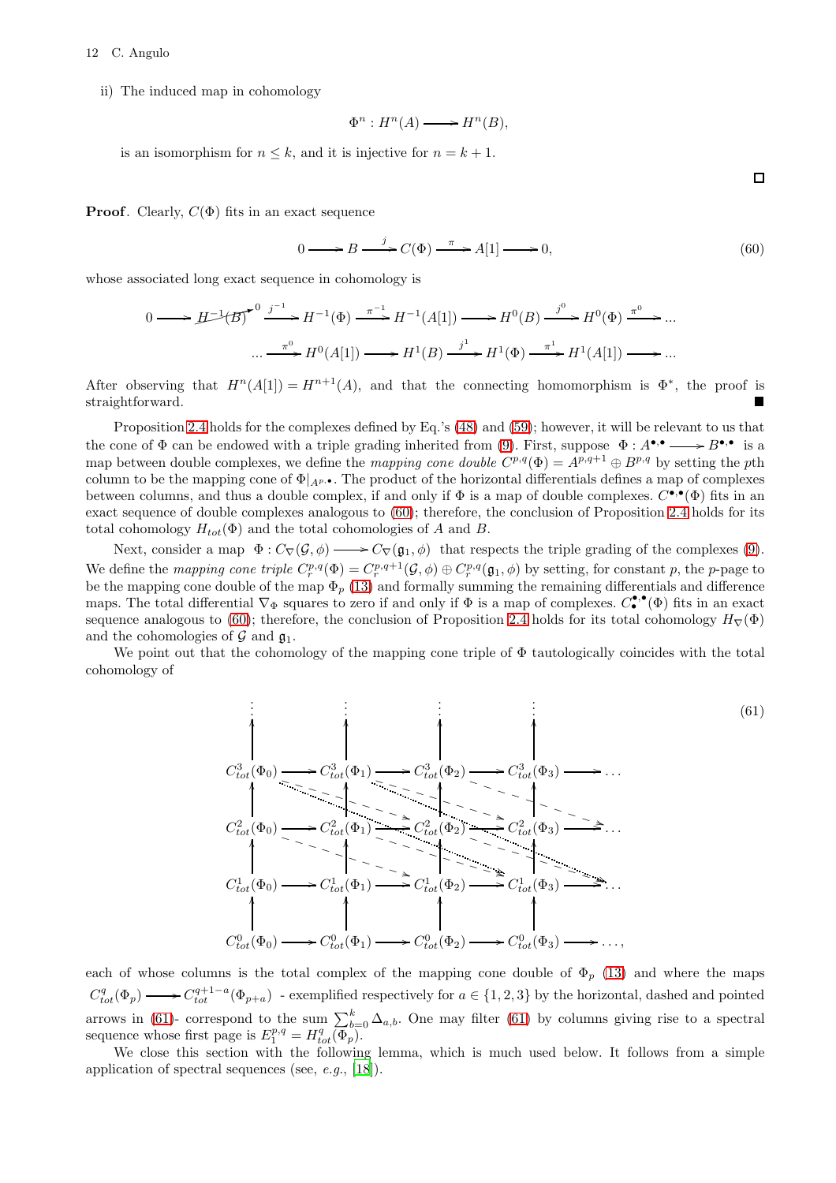ii) The induced map in cohomology

$$\Phi^n : H^n(A) \longrightarrow H^n(B),$$

is an isomorphism for $n \leq k$, and it is injective for $n = k+1$.

□

**Proof**. Clearly, $C(\Phi)$ fits in an exact sequence

$$0 \longrightarrow B \xrightarrow{\ j\ } C(\Phi) \xrightarrow{\ \pi\ } A[1] \longrightarrow 0, \tag{60}$$

whose associated long exact sequence in cohomology is

$$0 \longrightarrow \cancel{H^{-1}(B)}^{\,0} \xrightarrow{j^{-1}} H^{-1}(\Phi) \xrightarrow{\pi^{-1}} H^{-1}(A[1]) \longrightarrow H^0(B) \xrightarrow{j^0} H^0(\Phi) \xrightarrow{\pi^0} \ldots$$

$$\ldots \xrightarrow{\pi^0} H^0(A[1]) \longrightarrow H^1(B) \xrightarrow{j^1} H^1(\Phi) \xrightarrow{\pi^1} H^1(A[1]) \longrightarrow \ldots$$

After observing that $H^n(A[1]) = H^{n+1}(A)$, and that the connecting homomorphism is $\Phi^*$, the proof is straightforward. ■

Proposition 2.4 holds for the complexes defined by Eq.'s (48) and (59); however, it will be relevant to us that the cone of $\Phi$ can be endowed with a triple grading inherited from (9). First, suppose $\Phi : A^{\bullet,\bullet} \longrightarrow B^{\bullet,\bullet}$ is a map between double complexes, we define the *mapping cone double* $C^{p,q}(\Phi) = A^{p,q+1} \oplus B^{p,q}$ by setting the $p$th column to be the mapping cone of $\Phi|_{A^{p,\bullet}}$. The product of the horizontal differentials defines a map of complexes between columns, and thus a double complex, if and only if $\Phi$ is a map of double complexes. $C^{\bullet,\bullet}(\Phi)$ fits in an exact sequence of double complexes analogous to (60); therefore, the conclusion of Proposition 2.4 holds for its total cohomology $H_{tot}(\Phi)$ and the total cohomologies of $A$ and $B$.

Next, consider a map $\Phi : C_\nabla(\mathcal{G}, \phi) \longrightarrow C_\nabla(\mathfrak{g}_1, \phi)$ that respects the triple grading of the complexes (9). We define the *mapping cone triple* $C_r^{p,q}(\Phi) = C_r^{p,q+1}(\mathcal{G}, \phi) \oplus C_r^{p,q}(\mathfrak{g}_1, \phi)$ by setting, for constant $p$, the $p$-page to be the mapping cone double of the map $\Phi_p$ (13) and formally summing the remaining differentials and difference maps. The total differential $\nabla_\Phi$ squares to zero if and only if $\Phi$ is a map of complexes. $C_\bullet^{\bullet,\bullet}(\Phi)$ fits in an exact sequence analogous to (60); therefore, the conclusion of Proposition 2.4 holds for its total cohomology $H_\nabla(\Phi)$ and the cohomologies of $\mathcal{G}$ and $\mathfrak{g}_1$.

We point out that the cohomology of the mapping cone triple of $\Phi$ tautologically coincides with the total cohomology of

$$\begin{array}{ccccccccc}
\vdots & & \vdots & & \vdots & & \vdots & & \\
\uparrow & & \uparrow & & \uparrow & & \uparrow & & \\
C^3_{tot}(\Phi_0) & \longrightarrow & C^3_{tot}(\Phi_1) & \longrightarrow & C^3_{tot}(\Phi_2) & \longrightarrow & C^3_{tot}(\Phi_3) & \longrightarrow & \ldots \\
\uparrow & & \uparrow & & \uparrow & & \uparrow & & \\
C^2_{tot}(\Phi_0) & \longrightarrow & C^2_{tot}(\Phi_1) & \longrightarrow & C^2_{tot}(\Phi_2) & \longrightarrow & C^2_{tot}(\Phi_3) & \longrightarrow & \ldots \\
\uparrow & & \uparrow & & \uparrow & & \uparrow & & \\
C^1_{tot}(\Phi_0) & \longrightarrow & C^1_{tot}(\Phi_1) & \longrightarrow & C^1_{tot}(\Phi_2) & \longrightarrow & C^1_{tot}(\Phi_3) & \longrightarrow & \ldots \\
\uparrow & & \uparrow & & \uparrow & & \uparrow & & \\
C^0_{tot}(\Phi_0) & \longrightarrow & C^0_{tot}(\Phi_1) & \longrightarrow & C^0_{tot}(\Phi_2) & \longrightarrow & C^0_{tot}(\Phi_3) & \longrightarrow & \ldots,
\end{array} \tag{61}$$

each of whose columns is the total complex of the mapping cone double of $\Phi_p$ (13) and where the maps $C^q_{tot}(\Phi_p) \longrightarrow C^{q+1-a}_{tot}(\Phi_{p+a})$ - exemplified respectively for $a \in \{1, 2, 3\}$ by the horizontal, dashed and pointed arrows in (61)- correspond to the sum $\sum_{b=0}^{k} \Delta_{a,b}$. One may filter (61) by columns giving rise to a spectral sequence whose first page is $E_1^{p,q} = H^q_{tot}(\Phi_p)$.

We close this section with the following lemma, which is much used below. It follows from a simple application of spectral sequences (see, *e.g.*, [18]).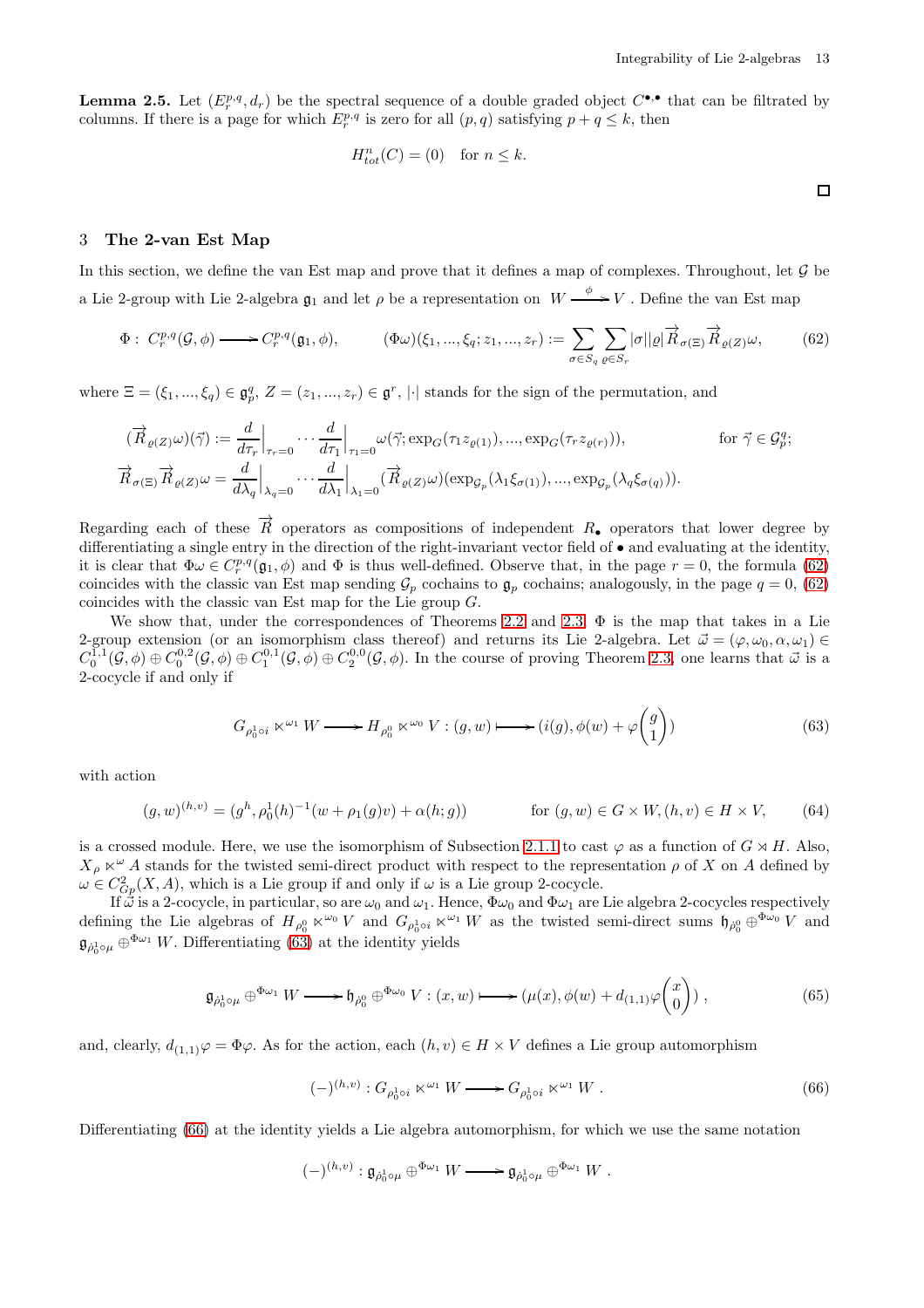**Lemma 2.5.** Let $(E_r^{p,q}, d_r)$ be the spectral sequence of a double graded object $C^{\bullet,\bullet}$ that can be filtrated by columns. If there is a page for which $E_r^{p,q}$ is zero for all $(p,q)$ satisfying $p+q \leq k$, then

$$H^n_{tot}(C) = (0) \quad \text{for } n \leq k.$$

□

## 3 The 2-van Est Map

In this section, we define the van Est map and prove that it defines a map of complexes. Throughout, let $\mathcal{G}$ be a Lie 2-group with Lie 2-algebra $\mathfrak{g}_1$ and let $\rho$ be a representation on $W \xrightarrow{\phi} V$. Define the van Est map

$$\Phi: \ C_r^{p,q}(\mathcal{G},\phi) \longrightarrow C_r^{p,q}(\mathfrak{g}_1,\phi), \qquad (\Phi\omega)(\xi_1,...,\xi_q; z_1,...,z_r) := \sum_{\sigma\in S_q}\sum_{\varrho\in S_r} |\sigma||\varrho| \overrightarrow{R}_{\sigma(\Xi)} \overrightarrow{R}_{\varrho(Z)}\omega, \tag{62}$$

where $\Xi = (\xi_1,...,\xi_q) \in \mathfrak{g}_p^q$, $Z = (z_1,...,z_r) \in \mathfrak{g}^r$, $|\cdot|$ stands for the sign of the permutation, and

$$(\overrightarrow{R}_{\varrho(Z)}\omega)(\vec{\gamma}) := \frac{d}{d\tau_r}\Big|_{\tau_r=0} \cdots \frac{d}{d\tau_1}\Big|_{\tau_1=0} \omega(\vec{\gamma}; \exp_G(\tau_1 z_{\varrho(1)}),...,\exp_G(\tau_r z_{\varrho(r)})), \qquad \text{for } \vec{\gamma}\in\mathcal{G}_p^q;$$

$$\overrightarrow{R}_{\sigma(\Xi)}\overrightarrow{R}_{\varrho(Z)}\omega = \frac{d}{d\lambda_q}\Big|_{\lambda_q=0} \cdots \frac{d}{d\lambda_1}\Big|_{\lambda_1=0} (\overrightarrow{R}_{\varrho(Z)}\omega)(\exp_{\mathcal{G}_p}(\lambda_1\xi_{\sigma(1)}),...,\exp_{\mathcal{G}_p}(\lambda_q\xi_{\sigma(q)})).$$

Regarding each of these $\overrightarrow{R}$ operators as compositions of independent $R_\bullet$ operators that lower degree by differentiating a single entry in the direction of the right-invariant vector field of $\bullet$ and evaluating at the identity, it is clear that $\Phi\omega \in C_r^{p,q}(\mathfrak{g}_1,\phi)$ and $\Phi$ is thus well-defined. Observe that, in the page $r=0$, the formula (62) coincides with the classic van Est map sending $\mathcal{G}_p$ cochains to $\mathfrak{g}_p$ cochains; analogously, in the page $q=0$, (62) coincides with the classic van Est map for the Lie group $G$.

We show that, under the correspondences of Theorems 2.2 and 2.3, $\Phi$ is the map that takes in a Lie 2-group extension (or an isomorphism class thereof) and returns its Lie 2-algebra. Let $\vec{\omega} = (\varphi,\omega_0,\alpha,\omega_1) \in C_0^{1,1}(\mathcal{G},\phi)\oplus C_0^{0,2}(\mathcal{G},\phi)\oplus C_1^{0,1}(\mathcal{G},\phi)\oplus C_2^{0,0}(\mathcal{G},\phi)$. In the course of proving Theorem 2.3, one learns that $\vec{\omega}$ is a 2-cocycle if and only if

$$G_{\rho_0^1\circ i}\ltimes^{\omega_1} W \longrightarrow H_{\rho_0^0}\ltimes^{\omega_0} V : (g,w) \longmapsto (i(g), \phi(w)+\varphi\begin{pmatrix} g \\ 1\end{pmatrix}) \tag{63}$$

with action

$$(g,w)^{(h,v)} = (g^h, \rho_0^1(h)^{-1}(w+\rho_1(g)v)+\alpha(h;g)) \qquad \text{for } (g,w)\in G\times W, (h,v)\in H\times V, \tag{64}$$

is a crossed module. Here, we use the isomorphism of Subsection 2.1.1 to cast $\varphi$ as a function of $G\rtimes H$. Also, $X_\rho \ltimes^\omega A$ stands for the twisted semi-direct product with respect to the representation $\rho$ of $X$ on $A$ defined by $\omega \in C^2_{Gp}(X,A)$, which is a Lie group if and only if $\omega$ is a Lie group 2-cocycle.

If $\vec{\omega}$ is a 2-cocycle, in particular, so are $\omega_0$ and $\omega_1$. Hence, $\Phi\omega_0$ and $\Phi\omega_1$ are Lie algebra 2-cocycles respectively defining the Lie algebras of $H_{\rho_0^0}\ltimes^{\omega_0} V$ and $G_{\rho_0^1\circ i}\ltimes^{\omega_1} W$ as the twisted semi-direct sums $\mathfrak{h}_{\dot\rho_0^0}\oplus^{\Phi\omega_0} V$ and $\mathfrak{g}_{\dot\rho_0^1\circ\mu}\oplus^{\Phi\omega_1} W$. Differentiating (63) at the identity yields

$$\mathfrak{g}_{\dot\rho_0^1\circ\mu}\oplus^{\Phi\omega_1} W \longrightarrow \mathfrak{h}_{\dot\rho_0^0}\oplus^{\Phi\omega_0} V : (x,w) \longmapsto (\mu(x), \phi(w)+d_{(1,1)}\varphi\begin{pmatrix} x \\ 0\end{pmatrix}), \tag{65}$$

and, clearly, $d_{(1,1)}\varphi = \Phi\varphi$. As for the action, each $(h,v)\in H\times V$ defines a Lie group automorphism

$$(-)^{(h,v)} : G_{\rho_0^1\circ i}\ltimes^{\omega_1} W \longrightarrow G_{\rho_0^1\circ i}\ltimes^{\omega_1} W\ . \tag{66}$$

Differentiating (66) at the identity yields a Lie algebra automorphism, for which we use the same notation

$$(-)^{(h,v)} : \mathfrak{g}_{\dot\rho_0^1\circ\mu}\oplus^{\Phi\omega_1} W \longrightarrow \mathfrak{g}_{\dot\rho_0^1\circ\mu}\oplus^{\Phi\omega_1} W\ .$$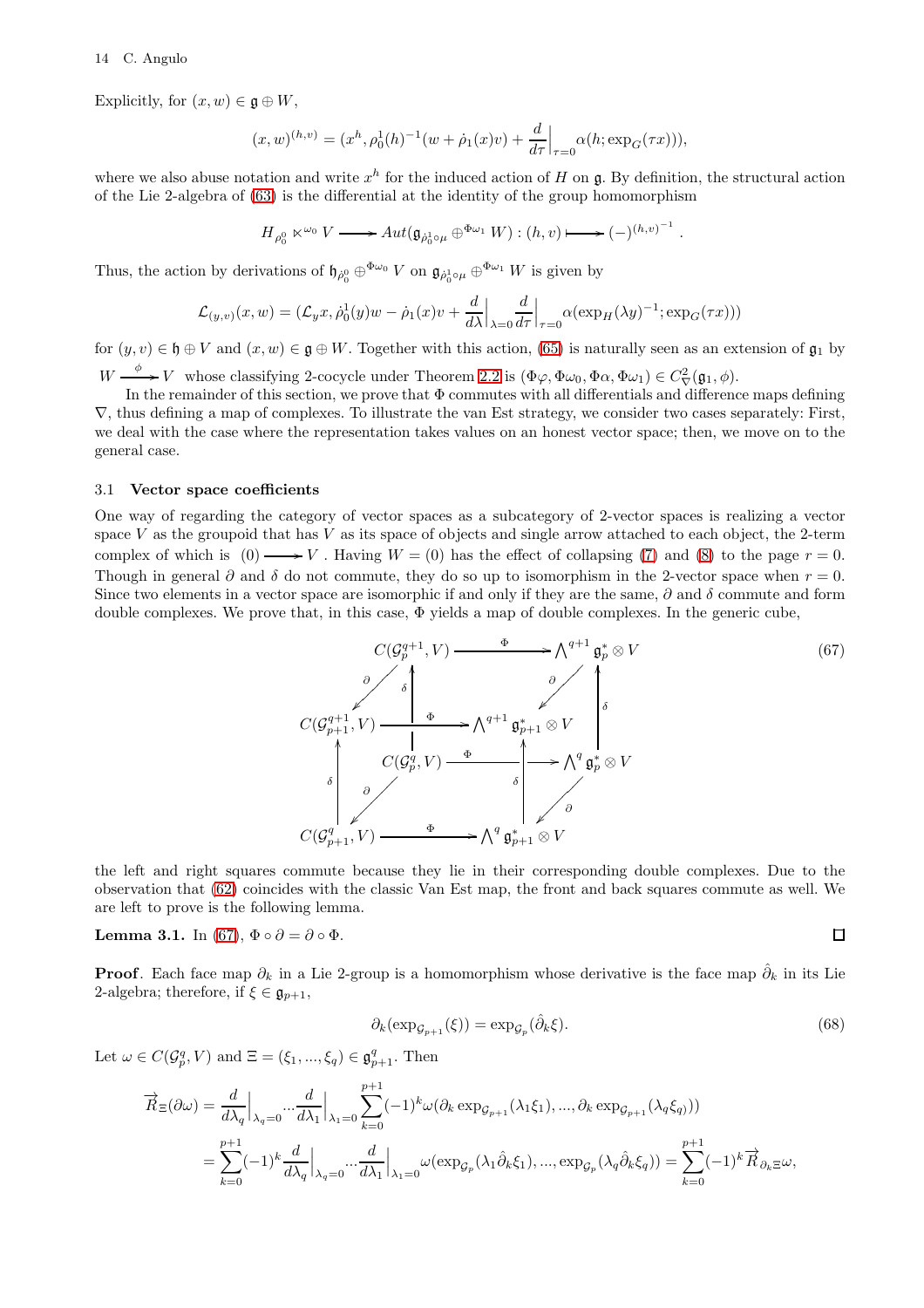Explicitly, for $(x, w) \in \mathfrak{g} \oplus W$,

$$(x, w)^{(h,v)} = (x^h, \rho_0^1(h)^{-1}(w + \dot{\rho}_1(x)v) + \frac{d}{d\tau}\Big|_{\tau=0} \alpha(h; \exp_G(\tau x))),$$

where we also abuse notation and write $x^h$ for the induced action of $H$ on $\mathfrak{g}$. By definition, the structural action of the Lie 2-algebra of (63) is the differential at the identity of the group homomorphism

$$H_{\rho_0^0} \ltimes^{\omega_0} V \longrightarrow Aut(\mathfrak{g}_{\dot{\rho}_0^1 \circ \mu} \oplus^{\Phi\omega_1} W) : (h, v) \longmapsto (-)^{(h,v)^{-1}}.$$

Thus, the action by derivations of $\mathfrak{h}_{\dot{\rho}_0^0} \oplus^{\Phi\omega_0} V$ on $\mathfrak{g}_{\dot{\rho}_0^1 \circ \mu} \oplus^{\Phi\omega_1} W$ is given by

$$\mathcal{L}_{(y,v)}(x, w) = (\mathcal{L}_y x, \dot{\rho}_0^1(y)w - \dot{\rho}_1(x)v + \frac{d}{d\lambda}\Big|_{\lambda=0} \frac{d}{d\tau}\Big|_{\tau=0} \alpha(\exp_H(\lambda y)^{-1}; \exp_G(\tau x)))$$

for $(y, v) \in \mathfrak{h} \oplus V$ and $(x, w) \in \mathfrak{g} \oplus W$. Together with this action, (65) is naturally seen as an extension of $\mathfrak{g}_1$ by $W \xrightarrow{\phi} V$ whose classifying 2-cocycle under Theorem 2.2 is $(\Phi\varphi, \Phi\omega_0, \Phi\alpha, \Phi\omega_1) \in C^2_\nabla(\mathfrak{g}_1, \phi)$.

In the remainder of this section, we prove that $\Phi$ commutes with all differentials and difference maps defining $\nabla$, thus defining a map of complexes. To illustrate the van Est strategy, we consider two cases separately: First, we deal with the case where the representation takes values on an honest vector space; then, we move on to the general case.

### 3.1 Vector space coefficients

One way of regarding the category of vector spaces as a subcategory of 2-vector spaces is realizing a vector space $V$ as the groupoid that has $V$ as its space of objects and single arrow attached to each object, the 2-term complex of which is $(0) \longrightarrow V$. Having $W = (0)$ has the effect of collapsing (7) and (8) to the page $r = 0$. Though in general $\partial$ and $\delta$ do not commute, they do so up to isomorphism in the 2-vector space when $r = 0$. Since two elements in a vector space are isomorphic if and only if they are the same, $\partial$ and $\delta$ commute and form double complexes. We prove that, in this case, $\Phi$ yields a map of double complexes. In the generic cube,

$$\begin{array}{ccc}
C(\mathcal{G}_p^{q+1}, V) & \xrightarrow{\Phi} & \bigwedge^{q+1} \mathfrak{g}_p^* \otimes V \\
C(\mathcal{G}_{p+1}^{q+1}, V) & \xrightarrow{\Phi} & \bigwedge^{q+1} \mathfrak{g}_{p+1}^* \otimes V \\
C(\mathcal{G}_p^{q}, V) & \xrightarrow{\Phi} & \bigwedge^{q} \mathfrak{g}_p^* \otimes V \\
C(\mathcal{G}_{p+1}^{q}, V) & \xrightarrow{\Phi} & \bigwedge^{q} \mathfrak{g}_{p+1}^* \otimes V
\end{array} \tag{67}$$

the left and right squares commute because they lie in their corresponding double complexes. Due to the observation that (62) coincides with the classic Van Est map, the front and back squares commute as well. We are left to prove is the following lemma.

**Lemma 3.1.** In (67), $\Phi \circ \partial = \partial \circ \Phi$. $\square$

**Proof**. Each face map $\partial_k$ in a Lie 2-group is a homomorphism whose derivative is the face map $\hat{\partial}_k$ in its Lie 2-algebra; therefore, if $\xi \in \mathfrak{g}_{p+1}$,

$$\partial_k(\exp_{\mathcal{G}_{p+1}}(\xi)) = \exp_{\mathcal{G}_p}(\hat{\partial}_k \xi). \tag{68}$$

Let $\omega \in C(\mathcal{G}_p^q, V)$ and $\Xi = (\xi_1, ..., \xi_q) \in \mathfrak{g}_{p+1}^q$. Then

$$\begin{aligned}
\overrightarrow{R}_\Xi(\partial\omega) &= \frac{d}{d\lambda_q}\Big|_{\lambda_q=0} ... \frac{d}{d\lambda_1}\Big|_{\lambda_1=0} \sum_{k=0}^{p+1} (-1)^k \omega(\partial_k \exp_{\mathcal{G}_{p+1}}(\lambda_1\xi_1), ..., \partial_k \exp_{\mathcal{G}_{p+1}}(\lambda_q\xi_q)) \\
&= \sum_{k=0}^{p+1} (-1)^k \frac{d}{d\lambda_q}\Big|_{\lambda_q=0} ... \frac{d}{d\lambda_1}\Big|_{\lambda_1=0} \omega(\exp_{\mathcal{G}_p}(\lambda_1\hat{\partial}_k\xi_1), ..., \exp_{\mathcal{G}_p}(\lambda_q\hat{\partial}_k\xi_q)) = \sum_{k=0}^{p+1} (-1)^k \overrightarrow{R}_{\partial_k\Xi}\omega,
\end{aligned}$$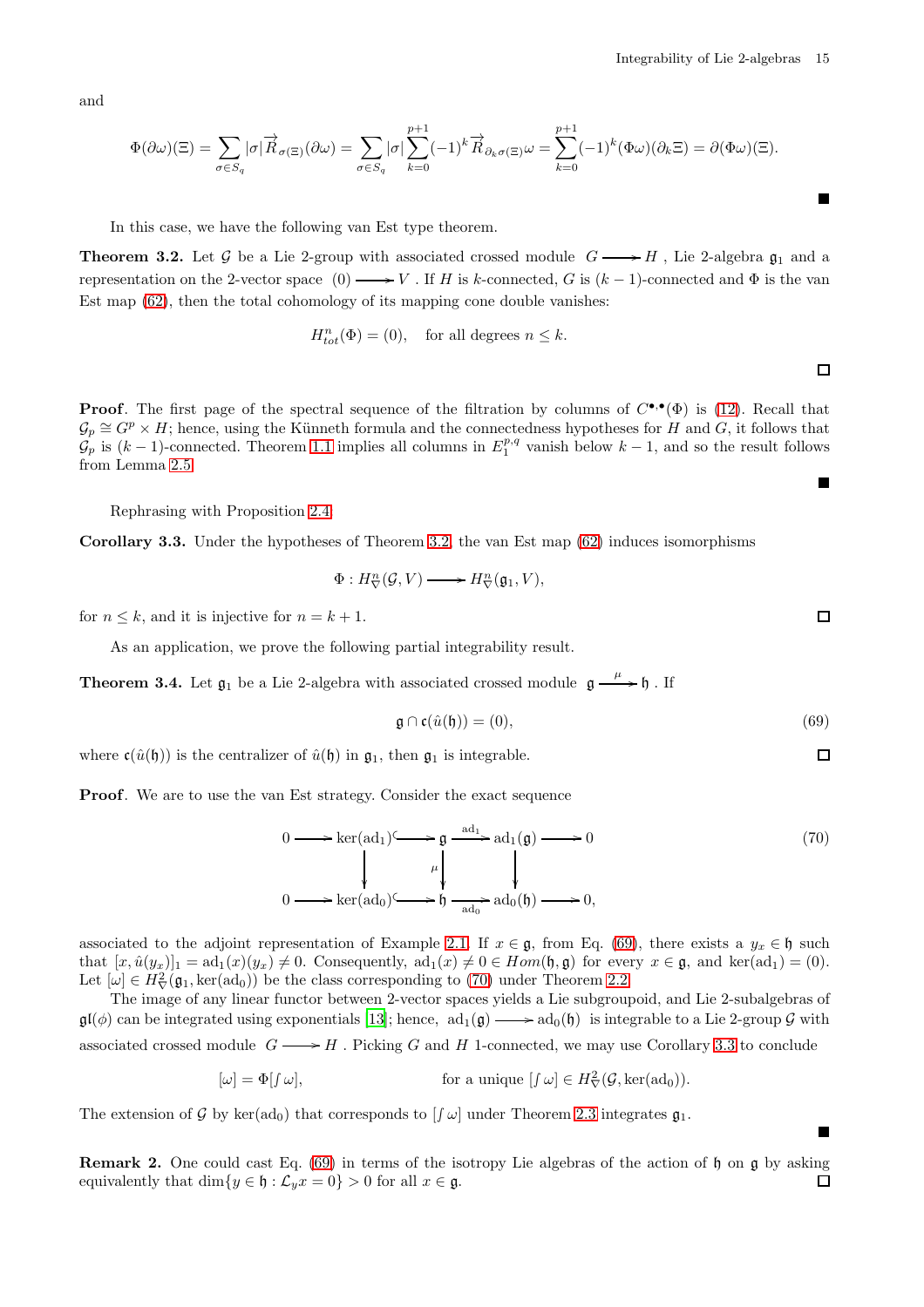and

$$\Phi(\partial\omega)(\Xi) = \sum_{\sigma\in S_q}|\sigma|\overrightarrow{R}_{\sigma(\Xi)}(\partial\omega) = \sum_{\sigma\in S_q}|\sigma|\sum_{k=0}^{p+1}(-1)^k\overrightarrow{R}_{\partial_k\sigma(\Xi)}\omega = \sum_{k=0}^{p+1}(-1)^k(\Phi\omega)(\partial_k\Xi) = \partial(\Phi\omega)(\Xi).$$

■

In this case, we have the following van Est type theorem.

**Theorem 3.2.** Let $\mathcal{G}$ be a Lie 2-group with associated crossed module $G \longrightarrow H$, Lie 2-algebra $\mathfrak{g}_1$ and a representation on the 2-vector space $(0) \longrightarrow V$. If $H$ is $k$-connected, $G$ is $(k-1)$-connected and $\Phi$ is the van Est map (62), then the total cohomology of its mapping cone double vanishes:

$$H^n_{tot}(\Phi) = (0), \quad \text{for all degrees } n \leq k.$$

□

**Proof**. The first page of the spectral sequence of the filtration by columns of $C^{\bullet,\bullet}(\Phi)$ is (12). Recall that $\mathcal{G}_p \cong G^p \times H$; hence, using the Künneth formula and the connectedness hypotheses for $H$ and $G$, it follows that $\mathcal{G}_p$ is $(k-1)$-connected. Theorem 1.1 implies all columns in $E_1^{p,q}$ vanish below $k-1$, and so the result follows from Lemma 2.5.

■

Rephrasing with Proposition 2.4

**Corollary 3.3.** Under the hypotheses of Theorem 3.2, the van Est map (62) induces isomorphisms

$$\Phi : H^n_\nabla(\mathcal{G}, V) \longrightarrow H^n_\nabla(\mathfrak{g}_1, V),$$

for $n \leq k$, and it is injective for $n = k+1$.

□

As an application, we prove the following partial integrability result.

**Theorem 3.4.** Let $\mathfrak{g}_1$ be a Lie 2-algebra with associated crossed module $\mathfrak{g} \xrightarrow{\mu} \mathfrak{h}$. If

$$\mathfrak{g} \cap \mathfrak{c}(\hat{u}(\mathfrak{h})) = (0), \tag{69}$$

where $\mathfrak{c}(\hat{u}(\mathfrak{h}))$ is the centralizer of $\hat{u}(\mathfrak{h})$ in $\mathfrak{g}_1$, then $\mathfrak{g}_1$ is integrable.

□

**Proof**. We are to use the van Est strategy. Consider the exact sequence

$$\begin{array}{ccccccccc}
0 & \longrightarrow & \ker(\mathrm{ad}_1) & \hookrightarrow & \mathfrak{g} & \xrightarrow{\mathrm{ad}_1} & \mathrm{ad}_1(\mathfrak{g}) & \longrightarrow & 0 \\
 & & \downarrow & & \downarrow{\scriptstyle\mu} & & \downarrow & & \\
0 & \longrightarrow & \ker(\mathrm{ad}_0) & \hookrightarrow & \mathfrak{h} & \xrightarrow[\mathrm{ad}_0]{} & \mathrm{ad}_0(\mathfrak{h}) & \longrightarrow & 0,
\end{array} \tag{70}$$

associated to the adjoint representation of Example 2.1. If $x \in \mathfrak{g}$, from Eq. (69), there exists a $y_x \in \mathfrak{h}$ such that $[x, \hat{u}(y_x)]_1 = \mathrm{ad}_1(x)(y_x) \neq 0$. Consequently, $\mathrm{ad}_1(x) \neq 0 \in Hom(\mathfrak{h}, \mathfrak{g})$ for every $x \in \mathfrak{g}$, and $\ker(\mathrm{ad}_1) = (0)$. Let $[\omega] \in H^2_\nabla(\mathfrak{g}_1, \ker(\mathrm{ad}_0))$ be the class corresponding to (70) under Theorem 2.2.

The image of any linear functor between 2-vector spaces yields a Lie subgroupoid, and Lie 2-subalgebras of $\mathfrak{gl}(\phi)$ can be integrated using exponentials [13]; hence, $\mathrm{ad}_1(\mathfrak{g}) \longrightarrow \mathrm{ad}_0(\mathfrak{h})$ is integrable to a Lie 2-group $\mathcal{G}$ with associated crossed module $G \longrightarrow H$. Picking $G$ and $H$ 1-connected, we may use Corollary 3.3 to conclude

$$[\omega] = \Phi[\textstyle\int\omega], \qquad \text{for a unique } [\textstyle\int\omega] \in H^2_\nabla(\mathcal{G}, \ker(\mathrm{ad}_0)).$$

The extension of $\mathcal{G}$ by $\ker(\mathrm{ad}_0)$ that corresponds to $[\int\omega]$ under Theorem 2.3 integrates $\mathfrak{g}_1$.

■

**Remark 2.** One could cast Eq. (69) in terms of the isotropy Lie algebras of the action of $\mathfrak{h}$ on $\mathfrak{g}$ by asking equivalently that $\dim\{y \in \mathfrak{h} : \mathcal{L}_y x = 0\} > 0$ for all $x \in \mathfrak{g}$. □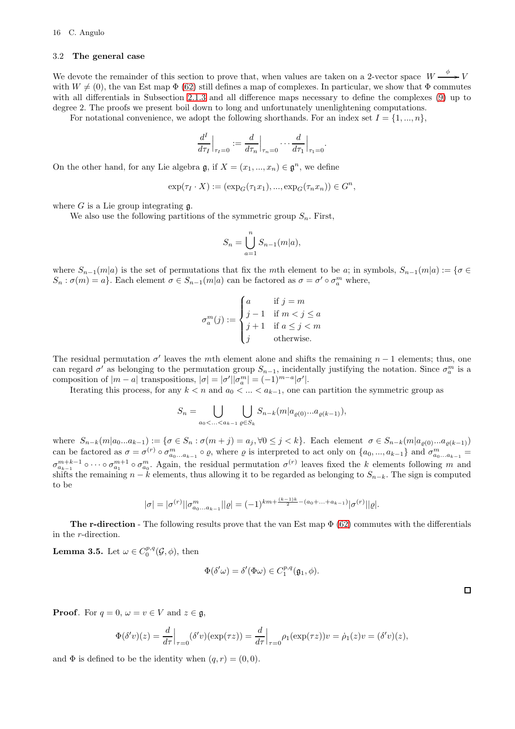### 3.2 The general case

We devote the remainder of this section to prove that, when values are taken on a 2-vector space $W \xrightarrow{\phi} V$ with $W \neq (0)$, the van Est map $\Phi$ (62) still defines a map of complexes. In particular, we show that $\Phi$ commutes with all differentials in Subsection 2.1.3 and all difference maps necessary to define the complexes (9) up to degree 2. The proofs we present boil down to long and unfortunately unenlightening computations.

For notational convenience, we adopt the following shorthands. For an index set $I = \{1, ..., n\}$,

$$\frac{d^I}{d\tau_I}\Big|_{\tau_I=0} := \frac{d}{d\tau_n}\Big|_{\tau_n=0} \cdots \frac{d}{d\tau_1}\Big|_{\tau_1=0}.$$

On the other hand, for any Lie algebra $\mathfrak{g}$, if $X = (x_1, ..., x_n) \in \mathfrak{g}^n$, we define

$$\exp(\tau_I \cdot X) := (\exp_G(\tau_1 x_1), ..., \exp_G(\tau_n x_n)) \in G^n,$$

where $G$ is a Lie group integrating $\mathfrak{g}$.

We also use the following partitions of the symmetric group $S_n$. First,

$$S_n = \bigcup_{a=1}^{n} S_{n-1}(m|a),$$

where $S_{n-1}(m|a)$ is the set of permutations that fix the $m$th element to be $a$; in symbols, $S_{n-1}(m|a) := \{\sigma \in S_n : \sigma(m) = a\}$. Each element $\sigma \in S_{n-1}(m|a)$ can be factored as $\sigma = \sigma' \circ \sigma_a^m$ where,

$$\sigma_a^m(j) := \begin{cases} a & \text{if } j = m \\ j-1 & \text{if } m < j \leq a \\ j+1 & \text{if } a \leq j < m \\ j & \text{otherwise.} \end{cases}$$

The residual permutation $\sigma'$ leaves the $m$th element alone and shifts the remaining $n-1$ elements; thus, one can regard $\sigma'$ as belonging to the permutation group $S_{n-1}$, incidentally justifying the notation. Since $\sigma_a^m$ is a composition of $|m-a|$ transpositions, $|\sigma| = |\sigma'||\sigma_a^m| = (-1)^{m-a}|\sigma'|$.

Iterating this process, for any $k < n$ and $a_0 < ... < a_{k-1}$, one can partition the symmetric group as

$$S_n = \bigcup_{a_0<...<a_{k-1}} \bigcup_{\varrho \in S_k} S_{n-k}(m|a_{\varrho(0)}...a_{\varrho(k-1)}),$$

where $S_{n-k}(m|a_0...a_{k-1}) := \{\sigma \in S_n : \sigma(m+j) = a_j, \forall 0 \leq j < k\}$. Each element $\sigma \in S_{n-k}(m|a_{\varrho(0)}...a_{\varrho(k-1)})$ can be factored as $\sigma = \sigma^{(r)} \circ \sigma^m_{a_0...a_{k-1}} \circ \varrho$, where $\varrho$ is interpreted to act only on $\{a_0, ..., a_{k-1}\}$ and $\sigma^m_{a_0...a_{k-1}} = \sigma^{m+k-1}_{a_{k-1}} \circ \cdots \circ \sigma^{m+1}_{a_1} \circ \sigma^m_{a_0}$. Again, the residual permutation $\sigma^{(r)}$ leaves fixed the $k$ elements following $m$ and shifts the remaining $n-k$ elements, thus allowing it to be regarded as belonging to $S_{n-k}$. The sign is computed to be

$$|\sigma| = |\sigma^{(r)}||\sigma^m_{a_0...a_{k-1}}||\varrho| = (-1)^{km+\frac{(k-1)k}{2}-(a_0+...+a_{k-1})}|\sigma^{(r)}||\varrho|.$$

**The r-direction** - The following results prove that the van Est map $\Phi$ (62) commutes with the differentials in the $r$-direction.

**Lemma 3.5.** Let $\omega \in C_0^{p,q}(\mathcal{G}, \phi)$, then

$$\Phi(\delta'\omega) = \delta'(\Phi\omega) \in C_1^{p,q}(\mathfrak{g}_1, \phi).$$

□

**Proof**. For $q = 0$, $\omega = v \in V$ and $z \in \mathfrak{g}$,

$$\Phi(\delta' v)(z) = \frac{d}{d\tau}\Big|_{\tau=0}(\delta' v)(\exp(\tau z)) = \frac{d}{d\tau}\Big|_{\tau=0}\rho_1(\exp(\tau z))v = \dot{\rho}_1(z)v = (\delta' v)(z),$$

and $\Phi$ is defined to be the identity when $(q, r) = (0, 0)$.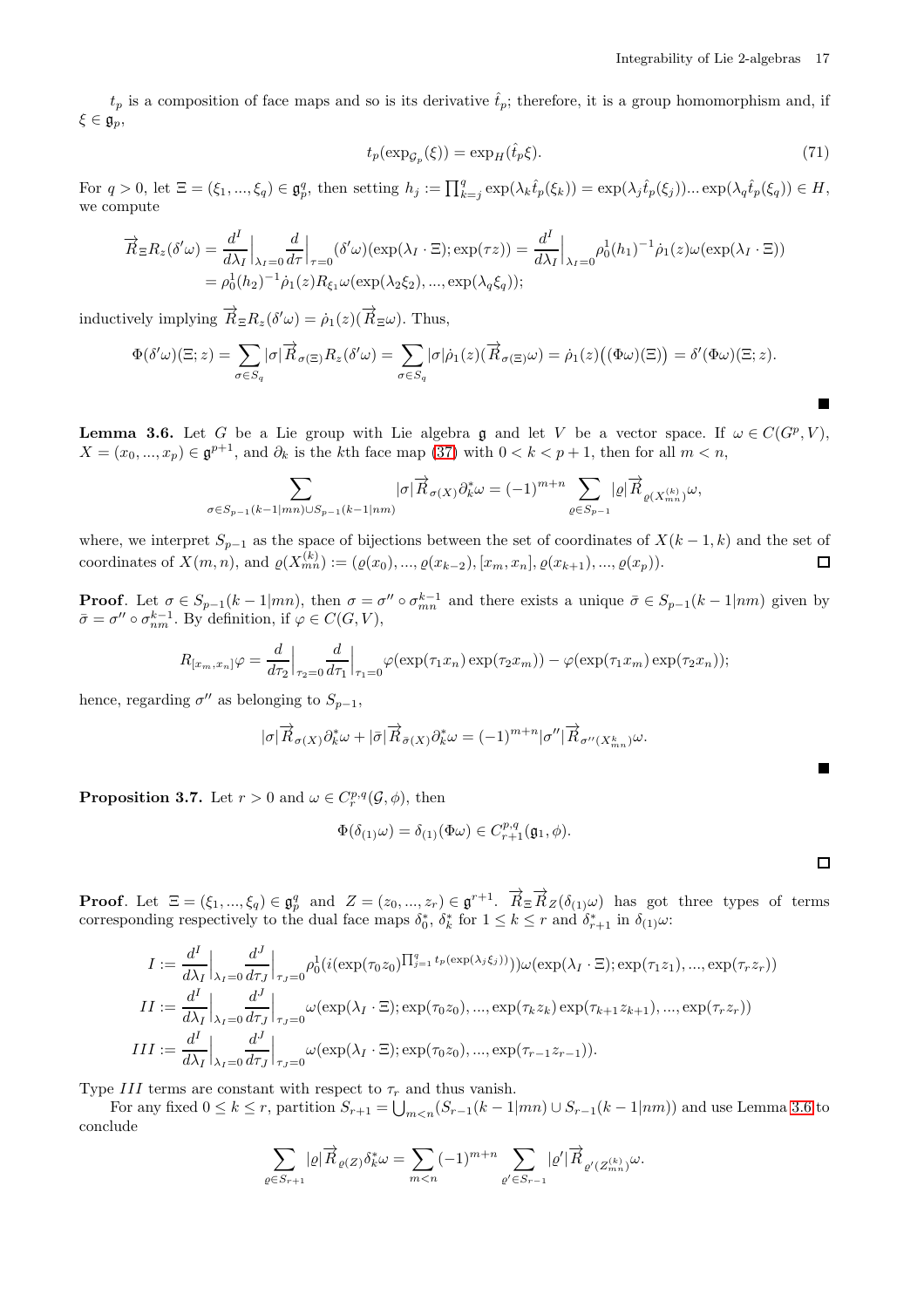$t_p$ is a composition of face maps and so is its derivative $\hat{t}_p$; therefore, it is a group homomorphism and, if $\xi \in \mathfrak{g}_p$,

$$t_p(\exp_{\mathcal{G}_p}(\xi)) = \exp_H(\hat{t}_p\xi). \tag{71}$$

For $q > 0$, let $\Xi = (\xi_1, ..., \xi_q) \in \mathfrak{g}_p^q$, then setting $h_j := \prod_{k=j}^q \exp(\lambda_k \hat{t}_p(\xi_k)) = \exp(\lambda_j \hat{t}_p(\xi_j))... \exp(\lambda_q \hat{t}_p(\xi_q)) \in H$, we compute

$$\begin{aligned}
\overrightarrow{R}_\Xi R_z(\delta'\omega) &= \frac{d^I}{d\lambda_I}\Big|_{\lambda_I=0} \frac{d}{d\tau}\Big|_{\tau=0} (\delta'\omega)(\exp(\lambda_I \cdot \Xi); \exp(\tau z)) = \frac{d^I}{d\lambda_I}\Big|_{\lambda_I=0} \rho_0^1(h_1)^{-1}\dot{\rho}_1(z)\omega(\exp(\lambda_I \cdot \Xi)) \\
&= \rho_0^1(h_2)^{-1}\dot{\rho}_1(z) R_{\xi_1}\omega(\exp(\lambda_2\xi_2), ..., \exp(\lambda_q\xi_q));
\end{aligned}$$

inductively implying $\overrightarrow{R}_\Xi R_z(\delta'\omega) = \dot{\rho}_1(z)(\overrightarrow{R}_\Xi\omega)$. Thus,

$$\Phi(\delta'\omega)(\Xi; z) = \sum_{\sigma \in S_q} |\sigma| \overrightarrow{R}_{\sigma(\Xi)} R_z(\delta'\omega) = \sum_{\sigma \in S_q} |\sigma| \dot{\rho}_1(z)(\overrightarrow{R}_{\sigma(\Xi)}\omega) = \dot{\rho}_1(z)\big((\Phi\omega)(\Xi)\big) = \delta'(\Phi\omega)(\Xi; z).$$

■

**Lemma 3.6.** Let $G$ be a Lie group with Lie algebra $\mathfrak{g}$ and let $V$ be a vector space. If $\omega \in C(G^p, V)$, $X = (x_0, ..., x_p) \in \mathfrak{g}^{p+1}$, and $\partial_k$ is the $k$th face map (37) with $0 < k < p+1$, then for all $m < n$,

$$\sum_{\sigma \in S_{p-1}(k-1|mn) \cup S_{p-1}(k-1|nm)} |\sigma| \overrightarrow{R}_{\sigma(X)} \partial_k^*\omega = (-1)^{m+n} \sum_{\varrho \in S_{p-1}} |\varrho| \overrightarrow{R}_{\varrho(X_{mn}^{(k)})}\omega,$$

where, we interpret $S_{p-1}$ as the space of bijections between the set of coordinates of $X(k-1,k)$ and the set of coordinates of $X(m,n)$, and $\varrho(X_{mn}^{(k)}) := (\varrho(x_0), ..., \varrho(x_{k-2}), [x_m, x_n], \varrho(x_{k+1}), ..., \varrho(x_p))$. □

**Proof**. Let $\sigma \in S_{p-1}(k-1|mn)$, then $\sigma = \sigma'' \circ \sigma_{mn}^{k-1}$ and there exists a unique $\bar{\sigma} \in S_{p-1}(k-1|nm)$ given by $\bar{\sigma} = \sigma'' \circ \sigma_{nm}^{k-1}$. By definition, if $\varphi \in C(G, V)$,

$$R_{[x_m,x_n]}\varphi = \frac{d}{d\tau_2}\Big|_{\tau_2=0} \frac{d}{d\tau_1}\Big|_{\tau_1=0} \varphi(\exp(\tau_1 x_n)\exp(\tau_2 x_m)) - \varphi(\exp(\tau_1 x_m)\exp(\tau_2 x_n));$$

hence, regarding $\sigma''$ as belonging to $S_{p-1}$,

$$|\sigma| \overrightarrow{R}_{\sigma(X)} \partial_k^*\omega + |\bar{\sigma}| \overrightarrow{R}_{\bar{\sigma}(X)} \partial_k^*\omega = (-1)^{m+n} |\sigma''| \overrightarrow{R}_{\sigma''(X_{mn}^k)}\omega.$$

■

**Proposition 3.7.** Let $r > 0$ and $\omega \in C_r^{p,q}(\mathcal{G}, \phi)$, then

$$\Phi(\delta_{(1)}\omega) = \delta_{(1)}(\Phi\omega) \in C_{r+1}^{p,q}(\mathfrak{g}_1, \phi).$$

□

**Proof**. Let $\Xi = (\xi_1, ..., \xi_q) \in \mathfrak{g}_p^q$ and $Z = (z_0, ..., z_r) \in \mathfrak{g}^{r+1}$. $\overrightarrow{R}_\Xi \overrightarrow{R}_Z(\delta_{(1)}\omega)$ has got three types of terms corresponding respectively to the dual face maps $\delta_0^*$, $\delta_k^*$ for $1 \leq k \leq r$ and $\delta_{r+1}^*$ in $\delta_{(1)}\omega$:

$$\begin{aligned}
I &:= \frac{d^I}{d\lambda_I}\Big|_{\lambda_I=0} \frac{d^J}{d\tau_J}\Big|_{\tau_J=0} \rho_0^1(i(\exp(\tau_0 z_0)^{\prod_{j=1}^q t_p(\exp(\lambda_j\xi_j))}))\omega(\exp(\lambda_I \cdot \Xi); \exp(\tau_1 z_1), ..., \exp(\tau_r z_r)) \\
II &:= \frac{d^I}{d\lambda_I}\Big|_{\lambda_I=0} \frac{d^J}{d\tau_J}\Big|_{\tau_J=0} \omega(\exp(\lambda_I \cdot \Xi); \exp(\tau_0 z_0), ..., \exp(\tau_k z_k)\exp(\tau_{k+1} z_{k+1}), ..., \exp(\tau_r z_r)) \\
III &:= \frac{d^I}{d\lambda_I}\Big|_{\lambda_I=0} \frac{d^J}{d\tau_J}\Big|_{\tau_J=0} \omega(\exp(\lambda_I \cdot \Xi); \exp(\tau_0 z_0), ..., \exp(\tau_{r-1} z_{r-1})).
\end{aligned}$$

Type $III$ terms are constant with respect to $\tau_r$ and thus vanish.

For any fixed $0 \leq k \leq r$, partition $S_{r+1} = \bigcup_{m<n}(S_{r-1}(k-1|mn) \cup S_{r-1}(k-1|nm))$ and use Lemma 3.6 to conclude

$$\sum_{\varrho \in S_{r+1}} |\varrho| \overrightarrow{R}_{\varrho(Z)} \delta_k^*\omega = \sum_{m<n} (-1)^{m+n} \sum_{\varrho' \in S_{r-1}} |\varrho'| \overrightarrow{R}_{\varrho'(Z_{mn}^{(k)})}\omega.$$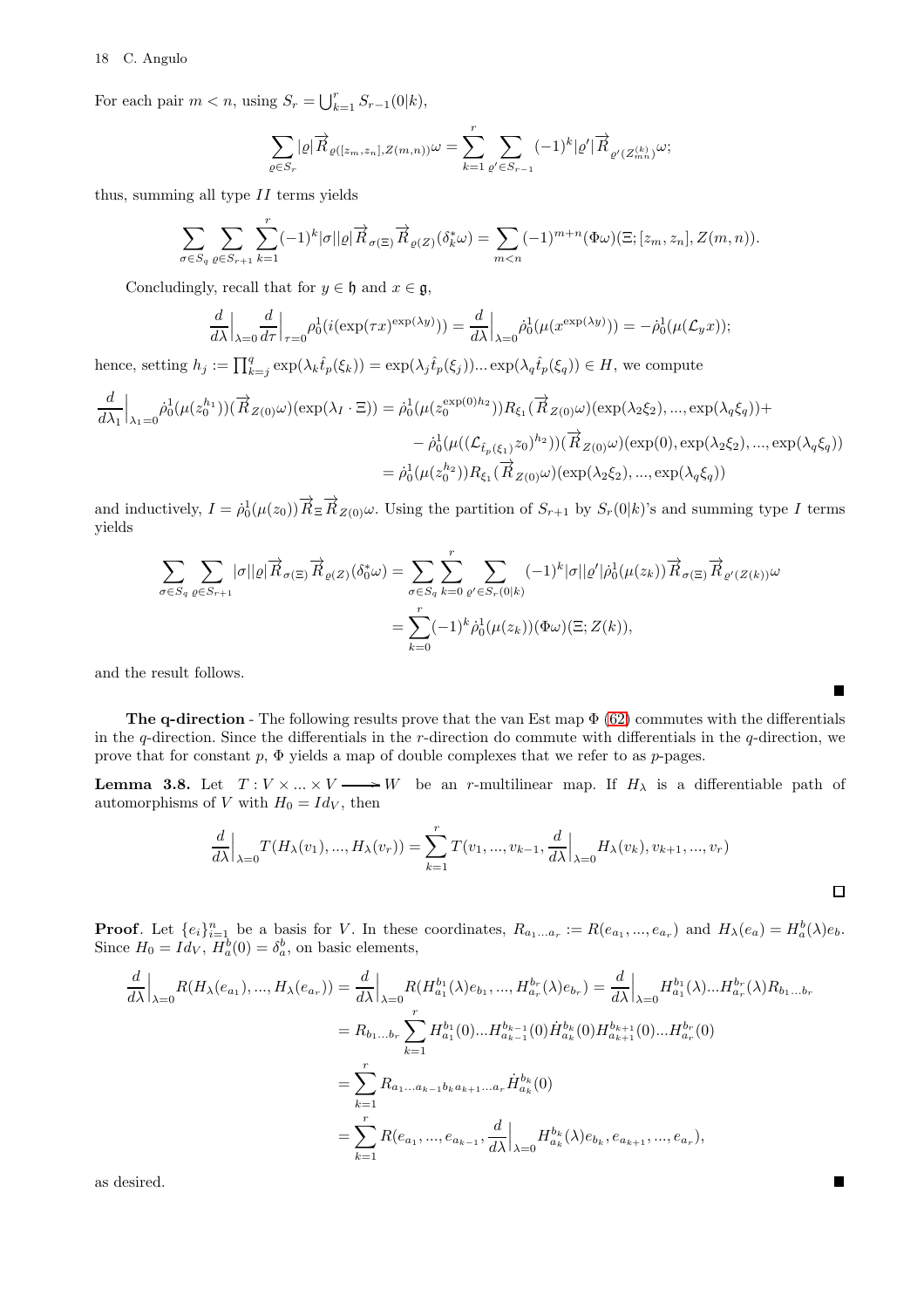For each pair $m < n$, using $S_r = \bigcup_{k=1}^{r} S_{r-1}(0|k)$,

$$\sum_{\varrho\in S_r} |\varrho| \overrightarrow{R}_{\varrho([z_m,z_n],Z(m,n))}\omega = \sum_{k=1}^{r}\sum_{\varrho'\in S_{r-1}} (-1)^k |\varrho'| \overrightarrow{R}_{\varrho'(Z^{(k)}_{mn})}\omega;$$

thus, summing all type $II$ terms yields

$$\sum_{\sigma\in S_q}\sum_{\varrho\in S_{r+1}}\sum_{k=1}^{r}(-1)^k|\sigma||\varrho|\overrightarrow{R}_{\sigma(\Xi)}\overrightarrow{R}_{\varrho(Z)}(\delta_k^*\omega) = \sum_{m<n}(-1)^{m+n}(\Phi\omega)(\Xi;[z_m,z_n],Z(m,n)).$$

Concludingly, recall that for $y\in\mathfrak{h}$ and $x\in\mathfrak{g}$,

$$\frac{d}{d\lambda}\Big|_{\lambda=0}\frac{d}{d\tau}\Big|_{\tau=0}\rho_0^1(i(\exp(\tau x)^{\exp(\lambda y)})) = \frac{d}{d\lambda}\Big|_{\lambda=0}\dot\rho_0^1(\mu(x^{\exp(\lambda y)})) = -\dot\rho_0^1(\mu(\mathcal{L}_y x));$$

hence, setting $h_j := \prod_{k=j}^{q}\exp(\lambda_k\hat t_p(\xi_k)) = \exp(\lambda_j\hat t_p(\xi_j))...\exp(\lambda_q\hat t_p(\xi_q))\in H$, we compute

$$\begin{aligned}
\frac{d}{d\lambda_1}\Big|_{\lambda_1=0}\dot\rho_0^1(\mu(z_0^{h_1}))(\overrightarrow{R}_{Z(0)}\omega)(\exp(\lambda_I\cdot\Xi)) &= \dot\rho_0^1(\mu(z_0^{\exp(0)h_2}))R_{\xi_1}(\overrightarrow{R}_{Z(0)}\omega)(\exp(\lambda_2\xi_2),...,\exp(\lambda_q\xi_q))+\\
&\quad-\dot\rho_0^1(\mu((\mathcal{L}_{\hat t_p(\xi_1)}z_0)^{h_2}))(\overrightarrow{R}_{Z(0)}\omega)(\exp(0),\exp(\lambda_2\xi_2),...,\exp(\lambda_q\xi_q))\\
&= \dot\rho_0^1(\mu(z_0^{h_2}))R_{\xi_1}(\overrightarrow{R}_{Z(0)}\omega)(\exp(\lambda_2\xi_2),...,\exp(\lambda_q\xi_q))
\end{aligned}$$

and inductively, $I = \dot\rho_0^1(\mu(z_0))\overrightarrow{R}_\Xi\overrightarrow{R}_{Z(0)}\omega$. Using the partition of $S_{r+1}$ by $S_r(0|k)$'s and summing type $I$ terms yields

$$\begin{aligned}
\sum_{\sigma\in S_q}\sum_{\varrho\in S_{r+1}}|\sigma||\varrho|\overrightarrow{R}_{\sigma(\Xi)}\overrightarrow{R}_{\varrho(Z)}(\delta_0^*\omega) &= \sum_{\sigma\in S_q}\sum_{k=0}^{r}\sum_{\varrho'\in S_r(0|k)}(-1)^k|\sigma||\varrho'|\dot\rho_0^1(\mu(z_k))\overrightarrow{R}_{\sigma(\Xi)}\overrightarrow{R}_{\varrho'(Z(k))}\omega\\
&= \sum_{k=0}^{r}(-1)^k\dot\rho_0^1(\mu(z_k))(\Phi\omega)(\Xi;Z(k)),
\end{aligned}$$

and the result follows. ∎

**The q-direction** - The following results prove that the van Est map $\Phi$ (62) commutes with the differentials in the $q$-direction. Since the differentials in the $r$-direction do commute with differentials in the $q$-direction, we prove that for constant $p$, $\Phi$ yields a map of double complexes that we refer to as $p$-pages.

**Lemma 3.8.** Let $T : V\times...\times V \longrightarrow W$ be an $r$-multilinear map. If $H_\lambda$ is a differentiable path of automorphisms of $V$ with $H_0 = Id_V$, then

$$\frac{d}{d\lambda}\Big|_{\lambda=0}T(H_\lambda(v_1),...,H_\lambda(v_r)) = \sum_{k=1}^{r}T(v_1,...,v_{k-1},\frac{d}{d\lambda}\Big|_{\lambda=0}H_\lambda(v_k),v_{k+1},...,v_r)$$

□

**Proof**. Let $\{e_i\}_{i=1}^n$ be a basis for $V$. In these coordinates, $R_{a_1...a_r} := R(e_{a_1},...,e_{a_r})$ and $H_\lambda(e_a) = H_a^b(\lambda)e_b$. Since $H_0 = Id_V$, $H_a^b(0) = \delta_a^b$, on basic elements,

$$\begin{aligned}
\frac{d}{d\lambda}\Big|_{\lambda=0}R(H_\lambda(e_{a_1}),...,H_\lambda(e_{a_r})) &= \frac{d}{d\lambda}\Big|_{\lambda=0}R(H_{a_1}^{b_1}(\lambda)e_{b_1},...,H_{a_r}^{b_r}(\lambda)e_{b_r}) = \frac{d}{d\lambda}\Big|_{\lambda=0}H_{a_1}^{b_1}(\lambda)...H_{a_r}^{b_r}(\lambda)R_{b_1...b_r}\\
&= R_{b_1...b_r}\sum_{k=1}^{r}H_{a_1}^{b_1}(0)...H_{a_{k-1}}^{b_{k-1}}(0)\dot H_{a_k}^{b_k}(0)H_{a_{k+1}}^{b_{k+1}}(0)...H_{a_r}^{b_r}(0)\\
&= \sum_{k=1}^{r}R_{a_1...a_{k-1}b_ka_{k+1}...a_r}\dot H_{a_k}^{b_k}(0)\\
&= \sum_{k=1}^{r}R(e_{a_1},...,e_{a_{k-1}},\frac{d}{d\lambda}\Big|_{\lambda=0}H_{a_k}^{b_k}(\lambda)e_{b_k},e_{a_{k+1}},...,e_{a_r}),
\end{aligned}$$

as desired. ∎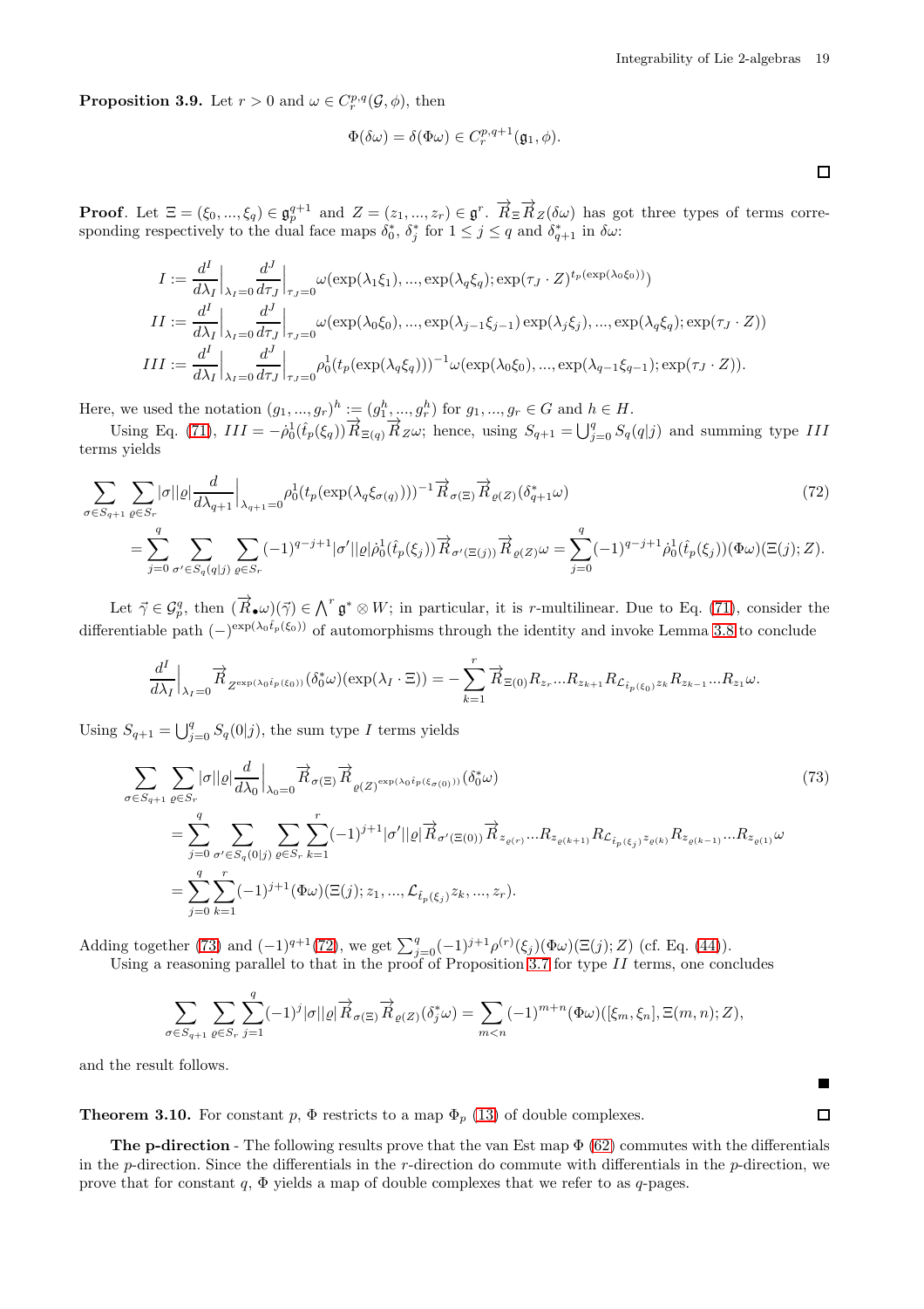**Proposition 3.9.** Let $r > 0$ and $\omega \in C^{p,q}_r(\mathcal{G},\phi)$, then

$$\Phi(\delta\omega) = \delta(\Phi\omega) \in C^{p,q+1}_r(\mathfrak{g}_1,\phi).$$

□

**Proof**. Let $\Xi = (\xi_0, ..., \xi_q) \in \mathfrak{g}_p^{q+1}$ and $Z = (z_1, ..., z_r) \in \mathfrak{g}^r$. $\overrightarrow{R}_\Xi \overrightarrow{R}_Z(\delta\omega)$ has got three types of terms corresponding respectively to the dual face maps $\delta_0^*$, $\delta_j^*$ for $1 \leq j \leq q$ and $\delta_{q+1}^*$ in $\delta\omega$:

$$I := \frac{d^I}{d\lambda_I}\Big|_{\lambda_I=0}\frac{d^J}{d\tau_J}\Big|_{\tau_J=0}\omega(\exp(\lambda_1\xi_1), ..., \exp(\lambda_q\xi_q); \exp(\tau_J\cdot Z)^{t_p(\exp(\lambda_0\xi_0))})$$

$$II := \frac{d^I}{d\lambda_I}\Big|_{\lambda_I=0}\frac{d^J}{d\tau_J}\Big|_{\tau_J=0}\omega(\exp(\lambda_0\xi_0), ..., \exp(\lambda_{j-1}\xi_{j-1})\exp(\lambda_j\xi_j), ..., \exp(\lambda_q\xi_q); \exp(\tau_J\cdot Z))$$

$$III := \frac{d^I}{d\lambda_I}\Big|_{\lambda_I=0}\frac{d^J}{d\tau_J}\Big|_{\tau_J=0}\rho_0^1(t_p(\exp(\lambda_q\xi_q)))^{-1}\omega(\exp(\lambda_0\xi_0), ..., \exp(\lambda_{q-1}\xi_{q-1}); \exp(\tau_J\cdot Z)).$$

Here, we used the notation $(g_1, ..., g_r)^h := (g_1^h, ..., g_r^h)$ for $g_1, ..., g_r \in G$ and $h \in H$.

Using Eq. (71), $III = -\dot{\rho}_0^1(\hat{t}_p(\xi_q))\overrightarrow{R}_{\Xi(q)}\overrightarrow{R}_Z\omega$; hence, using $S_{q+1} = \bigcup_{j=0}^q S_q(q|j)$ and summing type $III$ terms yields

$$\begin{aligned}
&\sum_{\sigma\in S_{q+1}}\sum_{\varrho\in S_r}|\sigma||\varrho|\frac{d}{d\lambda_{q+1}}\Big|_{\lambda_{q+1}=0}\rho_0^1(t_p(\exp(\lambda_q\xi_{\sigma(q)})))^{-1}\overrightarrow{R}_{\sigma(\Xi)}\overrightarrow{R}_{\varrho(Z)}(\delta_{q+1}^*\omega) \qquad (72)\\
&=\sum_{j=0}^q\sum_{\sigma'\in S_q(q|j)}\sum_{\varrho\in S_r}(-1)^{q-j+1}|\sigma'||\varrho|\dot{\rho}_0^1(\hat{t}_p(\xi_j))\overrightarrow{R}_{\sigma'(\Xi(j))}\overrightarrow{R}_{\varrho(Z)}\omega = \sum_{j=0}^q(-1)^{q-j+1}\dot{\rho}_0^1(\hat{t}_p(\xi_j))(\Phi\omega)(\Xi(j);Z).
\end{aligned}$$

Let $\vec{\gamma} \in \mathcal{G}_p^q$, then $(\overrightarrow{R}_\bullet\omega)(\vec{\gamma}) \in \bigwedge^r\mathfrak{g}^*\otimes W$; in particular, it is $r$-multilinear. Due to Eq. (71), consider the differentiable path $(-)^{\exp(\lambda_0\hat{t}_p(\xi_0))}$ of automorphisms through the identity and invoke Lemma 3.8 to conclude

$$\frac{d^I}{d\lambda_I}\Big|_{\lambda_I=0}\overrightarrow{R}_{Z^{\exp(\lambda_0\hat{t}_p(\xi_0))}}(\delta_0^*\omega)(\exp(\lambda_I\cdot\Xi)) = -\sum_{k=1}^r\overrightarrow{R}_{\Xi(0)}R_{z_r}...R_{z_{k+1}}R_{\mathcal{L}_{\hat{t}_p(\xi_0)}z_k}R_{z_{k-1}}...R_{z_1}\omega.$$

Using $S_{q+1} = \bigcup_{j=0}^q S_q(0|j)$, the sum type $I$ terms yields

$$\begin{aligned}
&\sum_{\sigma\in S_{q+1}}\sum_{\varrho\in S_r}|\sigma||\varrho|\frac{d}{d\lambda_0}\Big|_{\lambda_0=0}\overrightarrow{R}_{\sigma(\Xi)}\overrightarrow{R}_{\varrho(Z)^{\exp(\lambda_0\hat{t}_p(\xi_{\sigma(0)}))}}(\delta_0^*\omega) \qquad (73)\\
&=\sum_{j=0}^q\sum_{\sigma'\in S_q(0|j)}\sum_{\varrho\in S_r}\sum_{k=1}^r(-1)^{j+1}|\sigma'||\varrho|\overrightarrow{R}_{\sigma'(\Xi(0))}\overrightarrow{R}_{z_{\varrho(r)}}...R_{z_{\varrho(k+1)}}R_{\mathcal{L}_{\hat{t}_p(\xi_j)}z_{\varrho(k)}}R_{z_{\varrho(k-1)}}...R_{z_{\varrho(1)}}\omega\\
&=\sum_{j=0}^q\sum_{k=1}^r(-1)^{j+1}(\Phi\omega)(\Xi(j);z_1,...,\mathcal{L}_{\hat{t}_p(\xi_j)}z_k,...,z_r).
\end{aligned}$$

Adding together (73) and $(-1)^{q+1}$(72), we get $\sum_{j=0}^q(-1)^{j+1}\rho^{(r)}(\xi_j)(\Phi\omega)(\Xi(j);Z)$ (cf. Eq. (44)).

Using a reasoning parallel to that in the proof of Proposition 3.7 for type $II$ terms, one concludes

$$\sum_{\sigma\in S_{q+1}}\sum_{\varrho\in S_r}\sum_{j=1}^q(-1)^j|\sigma||\varrho|\overrightarrow{R}_{\sigma(\Xi)}\overrightarrow{R}_{\varrho(Z)}(\delta_j^*\omega) = \sum_{m<n}(-1)^{m+n}(\Phi\omega)([\xi_m,\xi_n],\Xi(m,n);Z),$$

and the result follows.

■

**Theorem 3.10.** For constant $p$, $\Phi$ restricts to a map $\Phi_p$ (13) of double complexes.

□

**The p-direction** - The following results prove that the van Est map $\Phi$ (62) commutes with the differentials in the $p$-direction. Since the differentials in the $r$-direction do commute with differentials in the $p$-direction, we prove that for constant $q$, $\Phi$ yields a map of double complexes that we refer to as $q$-pages.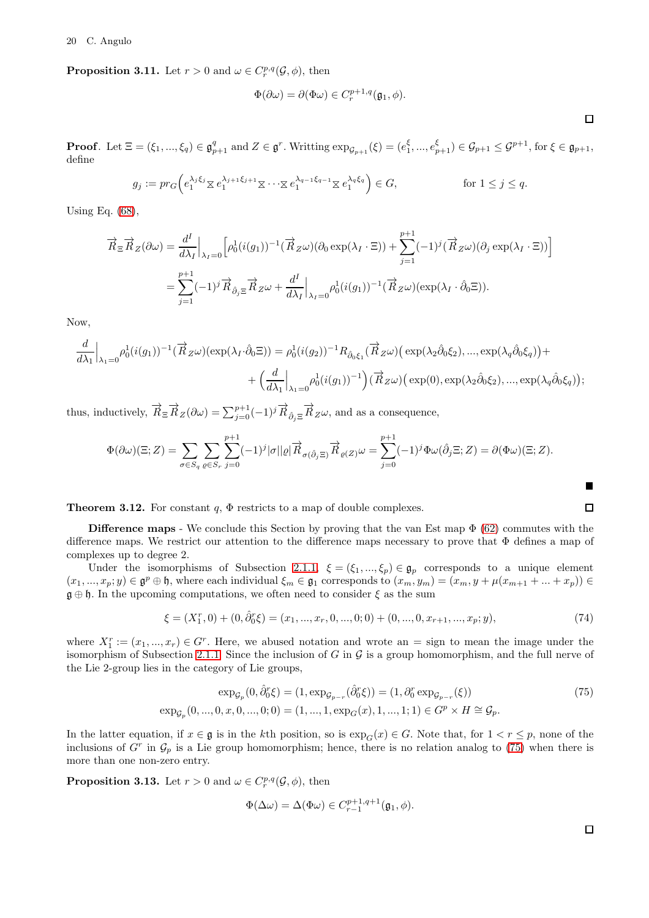**Proposition 3.11.** Let $r > 0$ and $\omega \in C_r^{p,q}(\mathcal{G}, \phi)$, then

$$\Phi(\partial\omega) = \partial(\Phi\omega) \in C_r^{p+1,q}(\mathfrak{g}_1, \phi).$$

□

**Proof**. Let $\Xi = (\xi_1, ..., \xi_q) \in \mathfrak{g}_{p+1}^q$ and $Z \in \mathfrak{g}^r$. Writting $\exp_{\mathcal{G}_{p+1}}(\xi) = (e_1^{\xi}, ..., e_{p+1}^{\xi}) \in \mathcal{G}_{p+1} \leq \mathcal{G}^{p+1}$, for $\xi \in \mathfrak{g}_{p+1}$, define

$$g_j := pr_G\Big(e_1^{\lambda_j\xi_j} \boxtimes e_1^{\lambda_{j+1}\xi_{j+1}} \boxtimes \cdots \boxtimes e_1^{\lambda_{q-1}\xi_{q-1}} \boxtimes e_1^{\lambda_q\xi_q}\Big) \in G, \qquad \text{for } 1 \leq j \leq q.$$

Using Eq. (68),

$$\begin{aligned}
\overrightarrow{R}_{\Xi}\overrightarrow{R}_Z(\partial\omega) &= \frac{d^I}{d\lambda_I}\Big|_{\lambda_I=0}\Big[\rho_0^1(i(g_1))^{-1}(\overrightarrow{R}_Z\omega)(\partial_0 \exp(\lambda_I \cdot \Xi)) + \sum_{j=1}^{p+1}(-1)^j(\overrightarrow{R}_Z\omega)(\partial_j \exp(\lambda_I \cdot \Xi))\Big] \\
&= \sum_{j=1}^{p+1}(-1)^j \overrightarrow{R}_{\hat{\partial}_j\Xi}\overrightarrow{R}_Z\omega + \frac{d^I}{d\lambda_I}\Big|_{\lambda_I=0}\rho_0^1(i(g_1))^{-1}(\overrightarrow{R}_Z\omega)(\exp(\lambda_I \cdot \hat{\partial}_0\Xi)).
\end{aligned}$$

Now,

$$\begin{aligned}
\frac{d}{d\lambda_1}\Big|_{\lambda_1=0}\rho_0^1(i(g_1))^{-1}(\overrightarrow{R}_Z\omega)(\exp(\lambda_I \cdot \hat{\partial}_0\Xi)) &= \rho_0^1(i(g_2))^{-1}R_{\hat{\partial}_0\xi_1}(\overrightarrow{R}_Z\omega)\big(\exp(\lambda_2\hat{\partial}_0\xi_2), ..., \exp(\lambda_q\hat{\partial}_0\xi_q)\big) + \\
&+ \Big(\frac{d}{d\lambda_1}\Big|_{\lambda_1=0}\rho_0^1(i(g_1))^{-1}\Big)(\overrightarrow{R}_Z\omega)\big(\exp(0), \exp(\lambda_2\hat{\partial}_0\xi_2), ..., \exp(\lambda_q\hat{\partial}_0\xi_q)\big);
\end{aligned}$$

thus, inductively, $\overrightarrow{R}_{\Xi}\overrightarrow{R}_Z(\partial\omega) = \sum_{j=0}^{p+1}(-1)^j\overrightarrow{R}_{\hat{\partial}_j\Xi}\overrightarrow{R}_Z\omega$, and as a consequence,

$$\Phi(\partial\omega)(\Xi; Z) = \sum_{\sigma\in S_q}\sum_{\varrho\in S_r}\sum_{j=0}^{p+1}(-1)^j|\sigma||\varrho|\overrightarrow{R}_{\sigma(\hat{\partial}_j\Xi)}\overrightarrow{R}_{\varrho(Z)}\omega = \sum_{j=0}^{p+1}(-1)^j\Phi\omega(\hat{\partial}_j\Xi; Z) = \partial(\Phi\omega)(\Xi; Z).$$

■

**Theorem 3.12.** For constant $q$, $\Phi$ restricts to a map of double complexes. □

**Difference maps** - We conclude this Section by proving that the van Est map $\Phi$ (62) commutes with the difference maps. We restrict our attention to the difference maps necessary to prove that $\Phi$ defines a map of complexes up to degree 2.

Under the isomorphisms of Subsection 2.1.1, $\xi = (\xi_1, ..., \xi_p) \in \mathfrak{g}_p$ corresponds to a unique element $(x_1, ..., x_p; y) \in \mathfrak{g}^p \oplus \mathfrak{h}$, where each individual $\xi_m \in \mathfrak{g}_1$ corresponds to $(x_m, y_m) = (x_m, y + \mu(x_{m+1} + ... + x_p)) \in \mathfrak{g} \oplus \mathfrak{h}$. In the upcoming computations, we often need to consider $\xi$ as the sum

$$\xi = (X_1^r, 0) + (0, \hat{\partial}_0^r\xi) = (x_1, ..., x_r, 0, ..., 0; 0) + (0, ..., 0, x_{r+1}, ..., x_p; y), \tag{74}$$

where $X_1^r := (x_1, ..., x_r) \in G^r$. Here, we abused notation and wrote an $=$ sign to mean the image under the isomorphism of Subsection 2.1.1. Since the inclusion of $G$ in $\mathcal{G}$ is a group homomorphism, and the full nerve of the Lie 2-group lies in the category of Lie groups,

$$\begin{aligned}
\exp_{\mathcal{G}_p}(0, \hat{\partial}_0^r\xi) &= (1, \exp_{\mathcal{G}_{p-r}}(\hat{\partial}_0^r\xi)) = (1, \partial_0^r\exp_{\mathcal{G}_{p-r}}(\xi)) \\
\exp_{\mathcal{G}_p}(0, ..., 0, x, 0, ..., 0; 0) &= (1, ..., 1, \exp_G(x), 1, ..., 1; 1) \in G^p \times H \cong \mathcal{G}_p.
\end{aligned} \tag{75}$$

In the latter equation, if $x \in \mathfrak{g}$ is in the $k$th position, so is $\exp_G(x) \in G$. Note that, for $1 < r \leq p$, none of the inclusions of $G^r$ in $\mathcal{G}_p$ is a Lie group homomorphism; hence, there is no relation analog to (75) when there is more than one non-zero entry.

**Proposition 3.13.** Let $r > 0$ and $\omega \in C_r^{p,q}(\mathcal{G}, \phi)$, then

$$\Phi(\Delta\omega) = \Delta(\Phi\omega) \in C_{r-1}^{p+1,q+1}(\mathfrak{g}_1, \phi).$$

□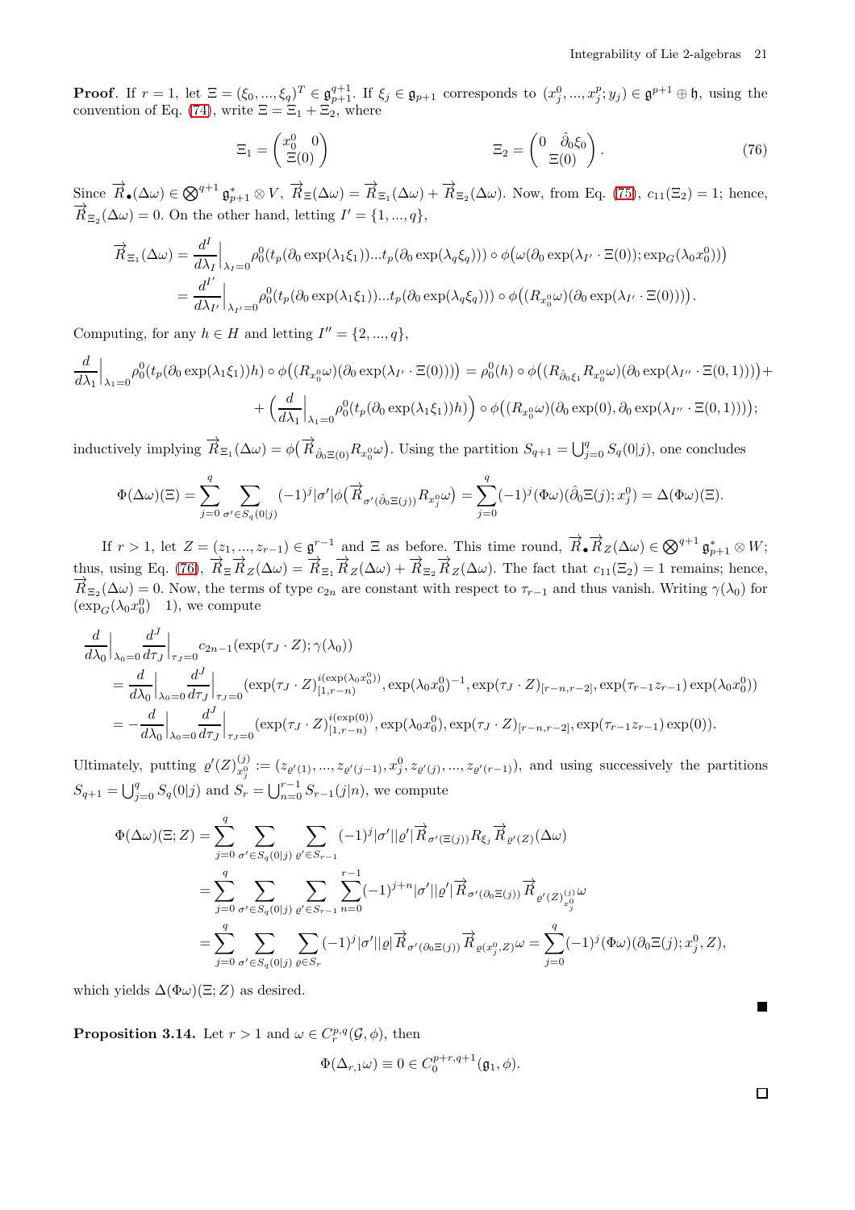**Proof**. If $r=1$, let $\Xi=(\xi_0,...,\xi_q)^T\in\mathfrak{g}_{p+1}^{q+1}$. If $\xi_j\in\mathfrak{g}_{p+1}$ corresponds to $(x_j^0,...,x_j^p;y_j)\in\mathfrak{g}^{p+1}\oplus\mathfrak{h}$, using the convention of Eq. (74), write $\Xi=\Xi_1+\Xi_2$, where

$$\Xi_1=\begin{pmatrix} x_0^0 & 0 \\ \Xi(0) & \end{pmatrix} \qquad\qquad \Xi_2=\begin{pmatrix} 0 & \hat{\partial}_0\xi_0 \\ \Xi(0) & \end{pmatrix}. \tag{76}$$

Since $\overrightarrow{R}_\bullet(\Delta\omega)\in\bigotimes^{q+1}\mathfrak{g}_{p+1}^*\otimes V$, $\overrightarrow{R}_\Xi(\Delta\omega)=\overrightarrow{R}_{\Xi_1}(\Delta\omega)+\overrightarrow{R}_{\Xi_2}(\Delta\omega)$. Now, from Eq. (75), $c_{11}(\Xi_2)=1$; hence, $\overrightarrow{R}_{\Xi_2}(\Delta\omega)=0$. On the other hand, letting $I'=\{1,...,q\}$,

$$\begin{aligned}
\overrightarrow{R}_{\Xi_1}(\Delta\omega)&=\frac{d^I}{d\lambda_I}\Big|_{\lambda_I=0}\rho_0^0(t_p(\partial_0\exp(\lambda_1\xi_1))...t_p(\partial_0\exp(\lambda_q\xi_q)))\circ\phi\big(\omega(\partial_0\exp(\lambda_{I'}\cdot\Xi(0));\exp_G(\lambda_0x_0^0))\big)\\
&=\frac{d^{I'}}{d\lambda_{I'}}\Big|_{\lambda_{I'}=0}\rho_0^0(t_p(\partial_0\exp(\lambda_1\xi_1))...t_p(\partial_0\exp(\lambda_q\xi_q)))\circ\phi\big((R_{x_0^0}\omega)(\partial_0\exp(\lambda_{I'}\cdot\Xi(0)))\big).
\end{aligned}$$

Computing, for any $h\in H$ and letting $I''=\{2,...,q\}$,

$$\begin{aligned}
\frac{d}{d\lambda_1}\Big|_{\lambda_1=0}\rho_0^0(t_p(\partial_0\exp(\lambda_1\xi_1))h)\circ\phi\big((R_{x_0^0}\omega)(\partial_0\exp(\lambda_{I'}\cdot\Xi(0)))\big)&=\rho_0^0(h)\circ\phi\big((R_{\hat{\partial}_0\xi_1}R_{x_0^0}\omega)(\partial_0\exp(\lambda_{I''}\cdot\Xi(0,1)))\big)+\\
+\Big(\frac{d}{d\lambda_1}\Big|_{\lambda_1=0}\rho_0^0(t_p(\partial_0\exp(\lambda_1\xi_1))h)\Big)&\circ\phi\big((R_{x_0^0}\omega)(\partial_0\exp(0),\partial_0\exp(\lambda_{I''}\cdot\Xi(0,1)))\big);
\end{aligned}$$

inductively implying $\overrightarrow{R}_{\Xi_1}(\Delta\omega)=\phi\big(\overrightarrow{R}_{\hat{\partial}_0\Xi(0)}R_{x_0^0}\omega\big)$. Using the partition $S_{q+1}=\bigcup_{j=0}^q S_q(0|j)$, one concludes

$$\Phi(\Delta\omega)(\Xi)=\sum_{j=0}^q\sum_{\sigma'\in S_q(0|j)}(-1)^j|\sigma'|\phi\big(\overrightarrow{R}_{\sigma'(\hat{\partial}_0\Xi(j))}R_{x_j^0}\omega\big)=\sum_{j=0}^q(-1)^j(\Phi\omega)(\hat{\partial}_0\Xi(j);x_j^0)=\Delta(\Phi\omega)(\Xi).$$

If $r>1$, let $Z=(z_1,...,z_{r-1})\in\mathfrak{g}^{r-1}$ and $\Xi$ as before. This time round, $\overrightarrow{R}_\bullet\overrightarrow{R}_Z(\Delta\omega)\in\bigotimes^{q+1}\mathfrak{g}_{p+1}^*\otimes W$; thus, using Eq. (76), $\overrightarrow{R}_\Xi\overrightarrow{R}_Z(\Delta\omega)=\overrightarrow{R}_{\Xi_1}\overrightarrow{R}_Z(\Delta\omega)+\overrightarrow{R}_{\Xi_2}\overrightarrow{R}_Z(\Delta\omega)$. The fact that $c_{11}(\Xi_2)=1$ remains; hence, $\overrightarrow{R}_{\Xi_2}(\Delta\omega)=0$. Now, the terms of type $c_{2n}$ are constant with respect to $\tau_{r-1}$ and thus vanish. Writing $\gamma(\lambda_0)$ for $(\exp_G(\lambda_0x_0^0)\quad 1)$, we compute

$$\begin{aligned}
&\frac{d}{d\lambda_0}\Big|_{\lambda_0=0}\frac{d^J}{d\tau_J}\Big|_{\tau_J=0}c_{2n-1}(\exp(\tau_J\cdot Z);\gamma(\lambda_0))\\
&=\frac{d}{d\lambda_0}\Big|_{\lambda_0=0}\frac{d^J}{d\tau_J}\Big|_{\tau_J=0}(\exp(\tau_J\cdot Z)_{[1,r-n)}^{i(\exp(\lambda_0x_0^0))},\exp(\lambda_0x_0^0)^{-1},\exp(\tau_J\cdot Z)_{[r-n,r-2]},\exp(\tau_{r-1}z_{r-1})\exp(\lambda_0x_0^0))\\
&=-\frac{d}{d\lambda_0}\Big|_{\lambda_0=0}\frac{d^J}{d\tau_J}\Big|_{\tau_J=0}(\exp(\tau_J\cdot Z)_{[1,r-n)}^{i(\exp(0))},\exp(\lambda_0x_0^0),\exp(\tau_J\cdot Z)_{[r-n,r-2]},\exp(\tau_{r-1}z_{r-1})\exp(0)).
\end{aligned}$$

Ultimately, putting $\varrho'(Z)_{x_j^0}^{(j)}:=(z_{\varrho'(1)},...,z_{\varrho'(j-1)},x_j^0,z_{\varrho'(j)},...,z_{\varrho'(r-1)})$, and using successively the partitions $S_{q+1}=\bigcup_{j=0}^q S_q(0|j)$ and $S_r=\bigcup_{n=0}^{r-1}S_{r-1}(j|n)$, we compute

$$\begin{aligned}
\Phi(\Delta\omega)(\Xi;Z)&=\sum_{j=0}^q\sum_{\sigma'\in S_q(0|j)}\sum_{\varrho'\in S_{r-1}}(-1)^j|\sigma'||\varrho'|\overrightarrow{R}_{\sigma'(\Xi(j))}R_{\xi_j}\overrightarrow{R}_{\varrho'(Z)}(\Delta\omega)\\
&=\sum_{j=0}^q\sum_{\sigma'\in S_q(0|j)}\sum_{\varrho'\in S_{r-1}}\sum_{n=0}^{r-1}(-1)^{j+n}|\sigma'||\varrho'|\overrightarrow{R}_{\sigma'(\partial_0\Xi(j))}\overrightarrow{R}_{\varrho'(Z)_{x_j^0}^{(j)}}\omega\\
&=\sum_{j=0}^q\sum_{\sigma'\in S_q(0|j)}\sum_{\varrho\in S_r}(-1)^j|\sigma'||\varrho|\overrightarrow{R}_{\sigma'(\partial_0\Xi(j))}\overrightarrow{R}_{\varrho(x_j^0,Z)}\omega=\sum_{j=0}^q(-1)^j(\Phi\omega)(\partial_0\Xi(j);x_j^0,Z),
\end{aligned}$$

which yields $\Delta(\Phi\omega)(\Xi;Z)$ as desired. ∎

**Proposition 3.14.** Let $r>1$ and $\omega\in C_r^{p,q}(\mathcal{G},\phi)$, then

$$\Phi(\Delta_{r,1}\omega)\equiv 0\in C_0^{p+r,q+1}(\mathfrak{g}_1,\phi).$$

□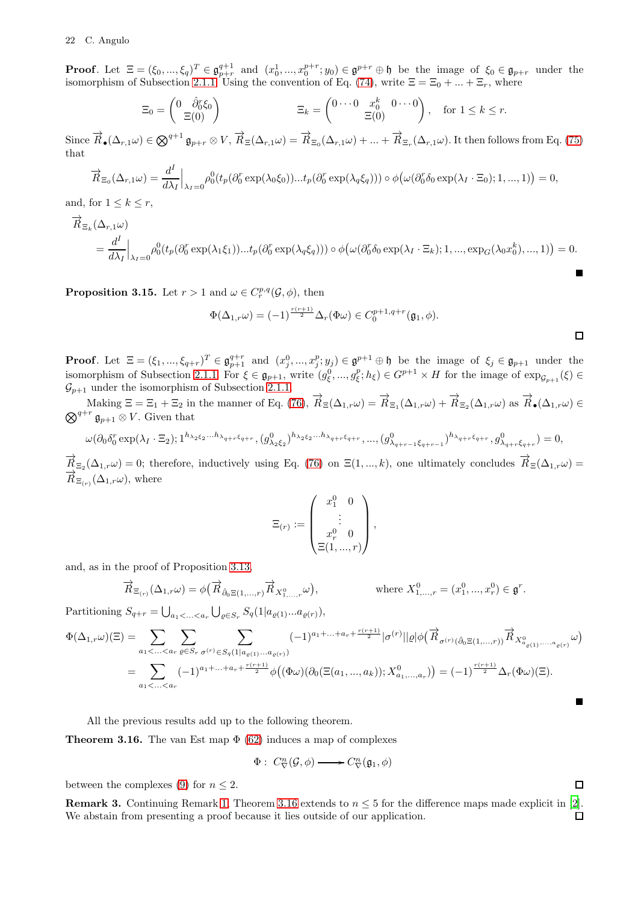**Proof**. Let $\Xi = (\xi_0, ..., \xi_q)^T \in \mathfrak{g}_{p+r}^{q+1}$ and $(x_0^1, ..., x_0^{p+r}; y_0) \in \mathfrak{g}^{p+r} \oplus \mathfrak{h}$ be the image of $\xi_0 \in \mathfrak{g}_{p+r}$ under the isomorphism of Subsection 2.1.1. Using the convention of Eq. (74), write $\Xi = \Xi_0 + ... + \Xi_r$, where

$$\Xi_0 = \begin{pmatrix} 0 & \hat{\partial}_0^r \xi_0 \\ & \Xi(0) \end{pmatrix} \qquad\qquad \Xi_k = \begin{pmatrix} 0 \cdots 0 & x_0^k & 0 \cdots 0 \\ & \Xi(0) & \end{pmatrix}, \quad \text{for } 1 \leq k \leq r.$$

Since $\overrightarrow{R}_\bullet(\Delta_{r,1}\omega) \in \bigotimes^{q+1} \mathfrak{g}_{p+r} \otimes V$, $\overrightarrow{R}_\Xi(\Delta_{r,1}\omega) = \overrightarrow{R}_{\Xi_0}(\Delta_{r,1}\omega) + ... + \overrightarrow{R}_{\Xi_r}(\Delta_{r,1}\omega)$. It then follows from Eq. (75) that

$$\overrightarrow{R}_{\Xi_0}(\Delta_{r,1}\omega) = \frac{d^I}{d\lambda_I}\Big|_{\lambda_I=0} \rho_0^0(t_p(\partial_0^r \exp(\lambda_0\xi_0))...t_p(\partial_0^r \exp(\lambda_q\xi_q))) \circ \phi\big(\omega(\partial_0^r\delta_0 \exp(\lambda_I \cdot \Xi_0); 1, ..., 1)\big) = 0,$$

and, for $1 \leq k \leq r$,

$$\begin{aligned}
&\overrightarrow{R}_{\Xi_k}(\Delta_{r,1}\omega) \\
&\quad = \frac{d^I}{d\lambda_I}\Big|_{\lambda_I=0} \rho_0^0(t_p(\partial_0^r \exp(\lambda_1\xi_1))...t_p(\partial_0^r \exp(\lambda_q\xi_q))) \circ \phi\big(\omega(\partial_0^r\delta_0 \exp(\lambda_I \cdot \Xi_k); 1, ..., \exp_G(\lambda_0 x_0^k), ..., 1)\big) = 0.
\end{aligned}$$

■

**Proposition 3.15.** Let $r > 1$ and $\omega \in C_r^{p,q}(\mathcal{G}, \phi)$, then

$$\Phi(\Delta_{1,r}\omega) = (-1)^{\frac{r(r+1)}{2}} \Delta_r(\Phi\omega) \in C_0^{p+1,q+r}(\mathfrak{g}_1, \phi).$$

□

**Proof**. Let $\Xi = (\xi_1, ..., \xi_{q+r})^T \in \mathfrak{g}_{p+1}^{q+r}$ and $(x_j^0, ..., x_j^p; y_j) \in \mathfrak{g}^{p+1} \oplus \mathfrak{h}$ be the image of $\xi_j \in \mathfrak{g}_{p+1}$ under the isomorphism of Subsection 2.1.1. For $\xi \in \mathfrak{g}_{p+1}$, write $(g_\xi^0, ..., g_\xi^p; h_\xi) \in G^{p+1} \times H$ for the image of $\exp_{\mathcal{G}_{p+1}}(\xi) \in \mathcal{G}_{p+1}$ under the isomorphism of Subsection 2.1.1.

Making $\Xi = \Xi_1 + \Xi_2$ in the manner of Eq. (76), $\overrightarrow{R}_\Xi(\Delta_{1,r}\omega) = \overrightarrow{R}_{\Xi_1}(\Delta_{1,r}\omega) + \overrightarrow{R}_{\Xi_2}(\Delta_{1,r}\omega)$ as $\overrightarrow{R}_\bullet(\Delta_{1,r}\omega) \in \bigotimes^{q+r} \mathfrak{g}_{p+1} \otimes V$. Given that

$$\omega(\partial_0\delta_0^r \exp(\lambda_I \cdot \Xi_2); 1^{h_{\lambda_2\xi_2}...h_{\lambda_{q+r}\xi_{q+r}}}, (g^0_{\lambda_2\xi_2})^{h_{\lambda_2\xi_2}...h_{\lambda_{q+r}\xi_{q+r}}}, ..., (g^0_{\lambda_{q+r-1}\xi_{q+r-1}})^{h_{\lambda_{q+r}\xi_{q+r}}}, g^0_{\lambda_{q+r}\xi_{q+r}}) = 0,$$

$\overrightarrow{R}_{\Xi_2}(\Delta_{1,r}\omega) = 0$; therefore, inductively using Eq. (76) on $\Xi(1, ..., k)$, one ultimately concludes $\overrightarrow{R}_\Xi(\Delta_{1,r}\omega) = \overrightarrow{R}_{\Xi_{(r)}}(\Delta_{1,r}\omega)$, where

$$\Xi_{(r)} := \begin{pmatrix} x_1^0 & 0 \\ & \vdots \\ x_r^0 & 0 \\ \Xi(1, ..., r) \end{pmatrix},$$

and, as in the proof of Proposition 3.13,

$$\overrightarrow{R}_{\Xi_{(r)}}(\Delta_{1,r}\omega) = \phi\big(\overrightarrow{R}_{\hat{\partial}_0\Xi(1,...,r)} \overrightarrow{R}_{X^0_{1,...,r}}\omega\big), \qquad\qquad \text{where } X^0_{1,...,r} = (x_1^0, ..., x_r^0) \in \mathfrak{g}^r.$$

Partitioning $S_{q+r} = \bigcup_{a_1<...<a_r} \bigcup_{\varrho \in S_r} S_q(1|a_{\varrho(1)}...a_{\varrho(r)})$,

$$\begin{aligned}
\Phi(\Delta_{1,r}\omega)(\Xi) &= \sum_{a_1<...<a_r} \sum_{\varrho \in S_r} \sum_{\sigma^{(r)} \in S_q(1|a_{\varrho(1)}...a_{\varrho(r)})} (-1)^{a_1+...+a_r+\frac{r(r+1)}{2}} |\sigma^{(r)}||\varrho| \phi\big(\overrightarrow{R}_{\sigma^{(r)}(\hat{\partial}_0\Xi(1,...,r))} \overrightarrow{R}_{X^0_{a_{\varrho(1)},...,a_{\varrho(r)}}}\omega\big) \\
&= \sum_{a_1<...<a_r} (-1)^{a_1+...+a_r+\frac{r(r+1)}{2}} \phi\big((\Phi\omega)(\partial_0(\Xi(a_1, ..., a_k)); X^0_{a_1,...,a_r})\big) = (-1)^{\frac{r(r+1)}{2}} \Delta_r(\Phi\omega)(\Xi).
\end{aligned}$$

■

All the previous results add up to the following theorem.

**Theorem 3.16.** The van Est map $\Phi$ (62) induces a map of complexes

$$\Phi: \ C^n_\nabla(\mathcal{G}, \phi) \longrightarrow C^n_\nabla(\mathfrak{g}_1, \phi)$$

between the complexes (9) for $n \leq 2$. □

**Remark 3.** Continuing Remark 1, Theorem 3.16 extends to $n \leq 5$ for the difference maps made explicit in [2]. We abstain from presenting a proof because it lies outside of our application. □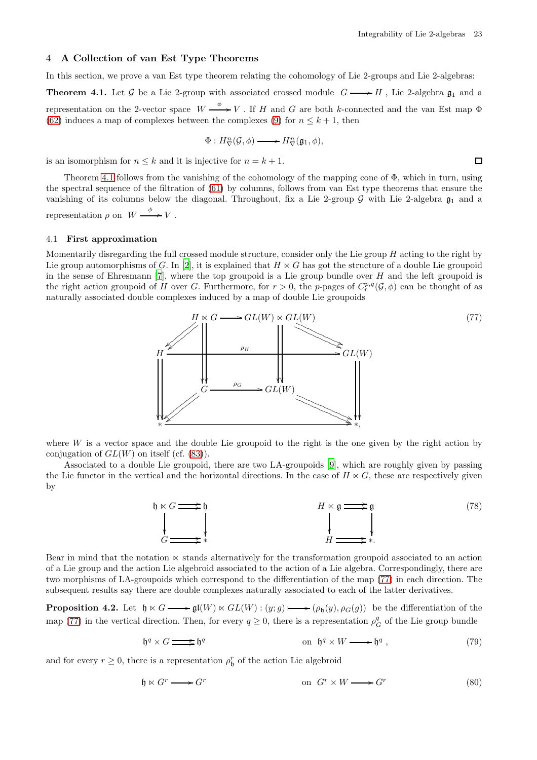## 4 A Collection of van Est Type Theorems

In this section, we prove a van Est type theorem relating the cohomology of Lie 2-groups and Lie 2-algebras:

**Theorem 4.1.** Let $\mathcal{G}$ be a Lie 2-group with associated crossed module $G \longrightarrow H$, Lie 2-algebra $\mathfrak{g}_1$ and a representation on the 2-vector space $W \xrightarrow{\phi} V$. If $H$ and $G$ are both $k$-connected and the van Est map $\Phi$ (62) induces a map of complexes between the complexes (9) for $n \leq k+1$, then

$$\Phi : H^n_\nabla(\mathcal{G}, \phi) \longrightarrow H^n_\nabla(\mathfrak{g}_1, \phi),$$

is an isomorphism for $n \leq k$ and it is injective for $n = k+1$. □

Theorem 4.1 follows from the vanishing of the cohomology of the mapping cone of $\Phi$, which in turn, using the spectral sequence of the filtration of (61) by columns, follows from van Est type theorems that ensure the vanishing of its columns below the diagonal. Throughout, fix a Lie 2-group $\mathcal{G}$ with Lie 2-algebra $\mathfrak{g}_1$ and a representation $\rho$ on $W \xrightarrow{\phi} V$.

### 4.1 First approximation

Momentarily disregarding the full crossed module structure, consider only the Lie group $H$ acting to the right by Lie group automorphisms of $G$. In [2], it is explained that $H \ltimes G$ has got the structure of a double Lie groupoid in the sense of Ehresmann [7], where the top groupoid is a Lie group bundle over $H$ and the left groupoid is the right action groupoid of $H$ over $G$. Furthermore, for $r > 0$, the $p$-pages of $C^{p,q}_r(\mathcal{G}, \phi)$ can be thought of as naturally associated double complexes induced by a map of double Lie groupoids

$$\begin{array}{ccc}
H \ltimes G & \longrightarrow & GL(W) \ltimes GL(W) \\
H & \xrightarrow{\rho_H} & GL(W) \\
G & \xrightarrow{\rho_G} & GL(W) \\
* & \longrightarrow & *,
\end{array} \tag{77}$$

where $W$ is a vector space and the double Lie groupoid to the right is the one given by the right action by conjugation of $GL(W)$ on itself (cf. (83)).

Associated to a double Lie groupoid, there are two LA-groupoids [9], which are roughly given by passing the Lie functor in the vertical and the horizontal directions. In the case of $H \ltimes G$, these are respectively given by

$$\begin{array}{ccc}
\mathfrak{h} \ltimes G & \rightrightarrows & \mathfrak{h} \\
\downarrow & & \downarrow \\
G & \rightrightarrows & *
\end{array}
\qquad\qquad
\begin{array}{ccc}
H \ltimes \mathfrak{g} & \rightrightarrows & \mathfrak{g} \\
\downarrow & & \downarrow \\
H & \rightrightarrows & *.
\end{array} \tag{78}$$

Bear in mind that the notation $\ltimes$ stands alternatively for the transformation groupoid associated to an action of a Lie group and the action Lie algebroid associated to the action of a Lie algebra. Correspondingly, there are two morphisms of LA-groupoids which correspond to the differentiation of the map (77) in each direction. The subsequent results say there are double complexes naturally associated to each of the latter derivatives.

**Proposition 4.2.** Let $\mathfrak{h} \ltimes G \longrightarrow \mathfrak{gl}(W) \ltimes GL(W) : (y; g) \longmapsto (\rho_{\mathfrak{h}}(y), \rho_G(g))$ be the differentiation of the map (77) in the vertical direction. Then, for every $q \geq 0$, there is a representation $\rho^q_G$ of the Lie group bundle

$$\mathfrak{h}^q \times G \rightrightarrows \mathfrak{h}^q \qquad\qquad \text{on } \ \mathfrak{h}^q \times W \longrightarrow \mathfrak{h}^q, \tag{79}$$

and for every $r \geq 0$, there is a representation $\rho^r_{\mathfrak{h}}$ of the action Lie algebroid

$$\mathfrak{h} \ltimes G^r \longrightarrow G^r \qquad\qquad \text{on } \ G^r \times W \longrightarrow G^r \tag{80}$$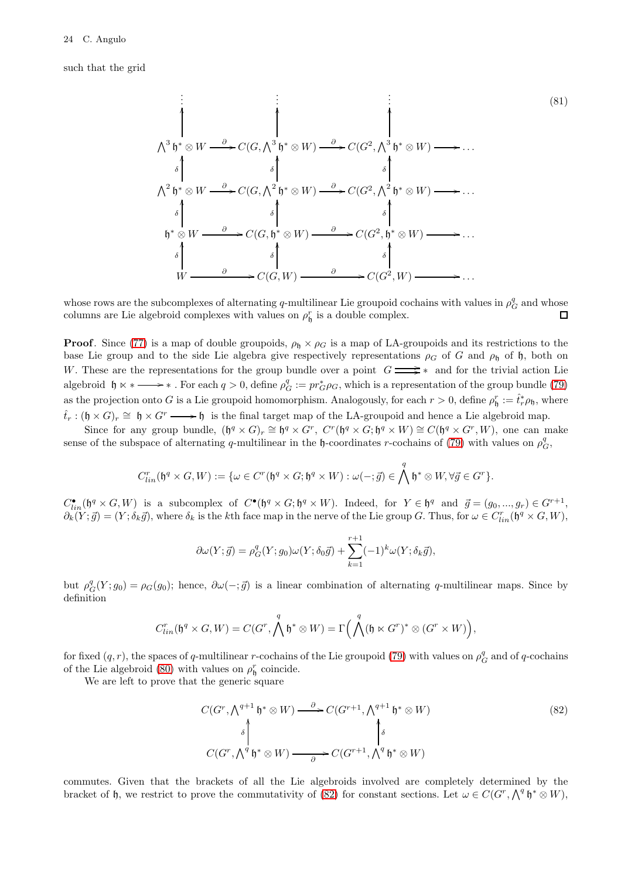such that the grid

$$
\begin{array}{ccccccc}
\vdots & & \vdots & & \vdots & & \\
\uparrow & & \uparrow & & \uparrow & & \\
\bigwedge^3 \mathfrak{h}^* \otimes W & \xrightarrow{\partial} & C(G, \bigwedge^3 \mathfrak{h}^* \otimes W) & \xrightarrow{\partial} & C(G^2, \bigwedge^3 \mathfrak{h}^* \otimes W) & \longrightarrow & \dots \\
\uparrow{\scriptstyle \delta} & & \uparrow{\scriptstyle \delta} & & \uparrow{\scriptstyle \delta} & & \\
\bigwedge^2 \mathfrak{h}^* \otimes W & \xrightarrow{\partial} & C(G, \bigwedge^2 \mathfrak{h}^* \otimes W) & \xrightarrow{\partial} & C(G^2, \bigwedge^2 \mathfrak{h}^* \otimes W) & \longrightarrow & \dots \\
\uparrow{\scriptstyle \delta} & & \uparrow{\scriptstyle \delta} & & \uparrow{\scriptstyle \delta} & & \\
\mathfrak{h}^* \otimes W & \xrightarrow{\partial} & C(G, \mathfrak{h}^* \otimes W) & \xrightarrow{\partial} & C(G^2, \mathfrak{h}^* \otimes W) & \longrightarrow & \dots \\
\uparrow{\scriptstyle \delta} & & \uparrow{\scriptstyle \delta} & & \uparrow{\scriptstyle \delta} & & \\
W & \xrightarrow{\partial} & C(G, W) & \xrightarrow{\partial} & C(G^2, W) & \longrightarrow & \dots
\end{array}
\tag{81}
$$

whose rows are the subcomplexes of alternating $q$-multilinear Lie groupoid cochains with values in $\rho_G^q$ and whose columns are Lie algebroid complexes with values on $\rho_{\mathfrak{h}}^r$ is a double complex. □

**Proof**. Since (77) is a map of double groupoids, $\rho_{\mathfrak{h}} \times \rho_G$ is a map of LA-groupoids and its restrictions to the base Lie group and to the side Lie algebra give respectively representations $\rho_G$ of $G$ and $\rho_{\mathfrak{h}}$ of $\mathfrak{h}$, both on $W$. These are the representations for the group bundle over a point $G \rightrightarrows *$ and for the trivial action Lie algebroid $\mathfrak{h} \ltimes * \longrightarrow *$. For each $q > 0$, define $\rho_G^q := pr_G^* \rho_G$, which is a representation of the group bundle (79) as the projection onto $G$ is a Lie groupoid homomorphism. Analogously, for each $r > 0$, define $\rho_{\mathfrak{h}}^r := \hat{t}_r^* \rho_{\mathfrak{h}}$, where $\hat{t}_r : (\mathfrak{h} \times G)_r \cong \mathfrak{h} \times G^r \longrightarrow \mathfrak{h}$ is the final target map of the LA-groupoid and hence a Lie algebroid map.

Since for any group bundle, $(\mathfrak{h}^q \times G)_r \cong \mathfrak{h}^q \times G^r$, $C^r(\mathfrak{h}^q \times G; \mathfrak{h}^q \times W) \cong C(\mathfrak{h}^q \times G^r, W)$, one can make sense of the subspace of alternating $q$-multilinear in the $\mathfrak{h}$-coordinates $r$-cochains of (79) with values on $\rho_G^q$,

$$
C_{lin}^r(\mathfrak{h}^q \times G, W) := \{\omega \in C^r(\mathfrak{h}^q \times G; \mathfrak{h}^q \times W) : \omega(-; \vec{g}) \in \bigwedge^q \mathfrak{h}^* \otimes W, \forall \vec{g} \in G^r\}.
$$

$C_{lin}^\bullet(\mathfrak{h}^q \times G, W)$ is a subcomplex of $C^\bullet(\mathfrak{h}^q \times G; \mathfrak{h}^q \times W)$. Indeed, for $Y \in \mathfrak{h}^q$ and $\vec{g} = (g_0, ..., g_r) \in G^{r+1}$, $\partial_k(Y; \vec{g}) = (Y; \delta_k \vec{g})$, where $\delta_k$ is the $k$th face map in the nerve of the Lie group $G$. Thus, for $\omega \in C_{lin}^r(\mathfrak{h}^q \times G, W)$,

$$
\partial\omega(Y; \vec{g}) = \rho_G^q(Y; g_0)\omega(Y; \delta_0 \vec{g}) + \sum_{k=1}^{r+1} (-1)^k \omega(Y; \delta_k \vec{g}),
$$

but $\rho_G^q(Y; g_0) = \rho_G(g_0)$; hence, $\partial\omega(-; \vec{g})$ is a linear combination of alternating $q$-multilinear maps. Since by definition

$$
C_{lin}^r(\mathfrak{h}^q \times G, W) = C(G^r, \bigwedge^q \mathfrak{h}^* \otimes W) = \Gamma\Big(\bigwedge^q (\mathfrak{h} \ltimes G^r)^* \otimes (G^r \times W)\Big),
$$

for fixed $(q, r)$, the spaces of $q$-multilinear $r$-cochains of the Lie groupoid (79) with values on $\rho_G^q$ and of $q$-cochains of the Lie algebroid (80) with values on $\rho_{\mathfrak{h}}^r$ coincide.

We are left to prove that the generic square

$$
\begin{array}{ccc}
C(G^r, \bigwedge^{q+1} \mathfrak{h}^* \otimes W) & \xrightarrow{\partial} & C(G^{r+1}, \bigwedge^{q+1} \mathfrak{h}^* \otimes W) \\
\uparrow{\scriptstyle \delta} & & \uparrow{\scriptstyle \delta} \\
C(G^r, \bigwedge^q \mathfrak{h}^* \otimes W) & \xrightarrow[\partial]{} & C(G^{r+1}, \bigwedge^q \mathfrak{h}^* \otimes W)
\end{array}
\tag{82}
$$

commutes. Given that the brackets of all the Lie algebroids involved are completely determined by the bracket of $\mathfrak{h}$, we restrict to prove the commutativity of (82) for constant sections. Let $\omega \in C(G^r, \bigwedge^q \mathfrak{h}^* \otimes W)$,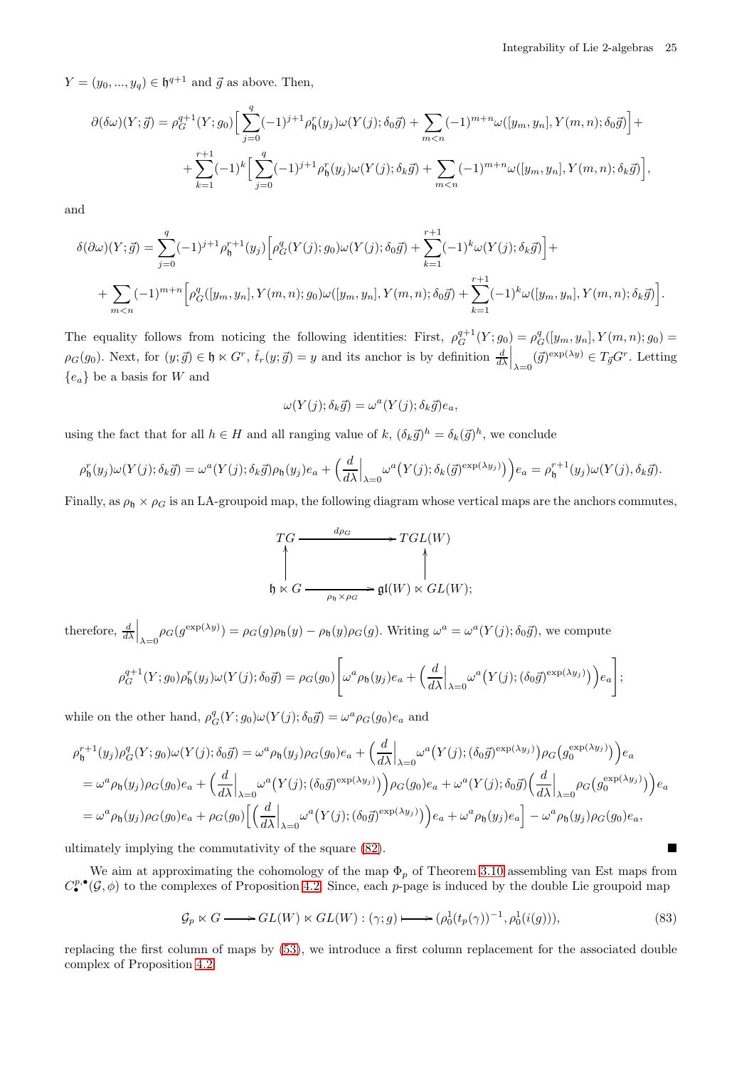$Y = (y_0, ..., y_q) \in \mathfrak{h}^{q+1}$ and $\vec{g}$ as above. Then,

$$\partial(\delta\omega)(Y;\vec{g}) = \rho_G^{q+1}(Y;g_0)\Big[\sum_{j=0}^{q}(-1)^{j+1}\rho_{\mathfrak{h}}^{r}(y_j)\omega(Y(j);\delta_0\vec{g}) + \sum_{m<n}(-1)^{m+n}\omega([y_m,y_n],Y(m,n);\delta_0\vec{g})\Big] +$$
$$+ \sum_{k=1}^{r+1}(-1)^k\Big[\sum_{j=0}^{q}(-1)^{j+1}\rho_{\mathfrak{h}}^{r}(y_j)\omega(Y(j);\delta_k\vec{g}) + \sum_{m<n}(-1)^{m+n}\omega([y_m,y_n],Y(m,n);\delta_k\vec{g})\Big],$$

and

$$\delta(\partial\omega)(Y;\vec{g}) = \sum_{j=0}^{q}(-1)^{j+1}\rho_{\mathfrak{h}}^{r+1}(y_j)\Big[\rho_G^{q}(Y(j);g_0)\omega(Y(j);\delta_0\vec{g}) + \sum_{k=1}^{r+1}(-1)^k\omega(Y(j);\delta_k\vec{g})\Big] +$$
$$+ \sum_{m<n}(-1)^{m+n}\Big[\rho_G^{q}([y_m,y_n],Y(m,n);g_0)\omega([y_m,y_n],Y(m,n);\delta_0\vec{g}) + \sum_{k=1}^{r+1}(-1)^k\omega([y_m,y_n],Y(m,n);\delta_k\vec{g})\Big].$$

The equality follows from noticing the following identities: First, $\rho_G^{q+1}(Y;g_0) = \rho_G^{q}([y_m,y_n],Y(m,n);g_0) = \rho_G(g_0)$. Next, for $(y;\vec{g}) \in \mathfrak{h} \ltimes G^r$, $\hat{t}_r(y;\vec{g}) = y$ and its anchor is by definition $\frac{d}{d\lambda}\Big|_{\lambda=0}(\vec{g})^{\exp(\lambda y)} \in T_{\vec{g}}G^r$. Letting $\{e_a\}$ be a basis for $W$ and

$$\omega(Y(j);\delta_k\vec{g}) = \omega^a(Y(j);\delta_k\vec{g})e_a,$$

using the fact that for all $h \in H$ and all ranging value of $k$, $(\delta_k\vec{g})^h = \delta_k(\vec{g})^h$, we conclude

$$\rho_{\mathfrak{h}}^{r}(y_j)\omega(Y(j);\delta_k\vec{g}) = \omega^a(Y(j);\delta_k\vec{g})\rho_{\mathfrak{h}}(y_j)e_a + \Big(\frac{d}{d\lambda}\Big|_{\lambda=0}\omega^a\big(Y(j);\delta_k(\vec{g})^{\exp(\lambda y_j)}\big)\Big)e_a = \rho_{\mathfrak{h}}^{r+1}(y_j)\omega(Y(j),\delta_k\vec{g}).$$

Finally, as $\rho_{\mathfrak{h}} \times \rho_G$ is an LA-groupoid map, the following diagram whose vertical maps are the anchors commutes,

$$\begin{array}{ccc} TG & \xrightarrow{\ d\rho_G\ } & TGL(W) \\ \uparrow & & \uparrow \\ \mathfrak{h} \ltimes G & \xrightarrow[\rho_{\mathfrak{h}} \times \rho_G]{} & \mathfrak{gl}(W) \ltimes GL(W); \end{array}$$

therefore, $\frac{d}{d\lambda}\Big|_{\lambda=0}\rho_G(g^{\exp(\lambda y)}) = \rho_G(g)\rho_{\mathfrak{h}}(y) - \rho_{\mathfrak{h}}(y)\rho_G(g)$. Writing $\omega^a = \omega^a(Y(j);\delta_0\vec{g})$, we compute

$$\rho_G^{q+1}(Y;g_0)\rho_{\mathfrak{h}}^{r}(y_j)\omega(Y(j);\delta_0\vec{g}) = \rho_G(g_0)\left[\omega^a\rho_{\mathfrak{h}}(y_j)e_a + \Big(\frac{d}{d\lambda}\Big|_{\lambda=0}\omega^a\big(Y(j);(\delta_0\vec{g})^{\exp(\lambda y_j)}\big)\Big)e_a\right];$$

while on the other hand, $\rho_G^{q}(Y;g_0)\omega(Y(j);\delta_0\vec{g}) = \omega^a\rho_G(g_0)e_a$ and

$$\begin{aligned}
\rho_{\mathfrak{h}}^{r+1}(y_j)\rho_G^{q}(Y;g_0)\omega(Y(j);\delta_0\vec{g}) &= \omega^a\rho_{\mathfrak{h}}(y_j)\rho_G(g_0)e_a + \Big(\frac{d}{d\lambda}\Big|_{\lambda=0}\omega^a\big(Y(j);(\delta_0\vec{g})^{\exp(\lambda y_j)}\big)\rho_G\big(g_0^{\exp(\lambda y_j)}\big)\Big)e_a \\
&= \omega^a\rho_{\mathfrak{h}}(y_j)\rho_G(g_0)e_a + \Big(\frac{d}{d\lambda}\Big|_{\lambda=0}\omega^a\big(Y(j);(\delta_0\vec{g})^{\exp(\lambda y_j)}\big)\Big)\rho_G(g_0)e_a + \omega^a(Y(j);\delta_0\vec{g})\Big(\frac{d}{d\lambda}\Big|_{\lambda=0}\rho_G\big(g_0^{\exp(\lambda y_j)}\big)\Big)e_a \\
&= \omega^a\rho_{\mathfrak{h}}(y_j)\rho_G(g_0)e_a + \rho_G(g_0)\Big[\Big(\frac{d}{d\lambda}\Big|_{\lambda=0}\omega^a\big(Y(j);(\delta_0\vec{g})^{\exp(\lambda y_j)}\big)\Big)e_a + \omega^a\rho_{\mathfrak{h}}(y_j)e_a\Big] - \omega^a\rho_{\mathfrak{h}}(y_j)\rho_G(g_0)e_a,
\end{aligned}$$

ultimately implying the commutativity of the square (82). ∎

We aim at approximating the cohomology of the map $\Phi_p$ of Theorem 3.10 assembling van Est maps from $C_\bullet^{p,\bullet}(\mathcal{G},\phi)$ to the complexes of Proposition 4.2. Since, each $p$-page is induced by the double Lie groupoid map

$$\mathcal{G}_p \ltimes G \longrightarrow GL(W) \ltimes GL(W) : (\gamma;g) \longmapsto (\rho_0^1(t_p(\gamma))^{-1}, \rho_0^1(i(g))), \tag{83}$$

replacing the first column of maps by (53), we introduce a first column replacement for the associated double complex of Proposition 4.2.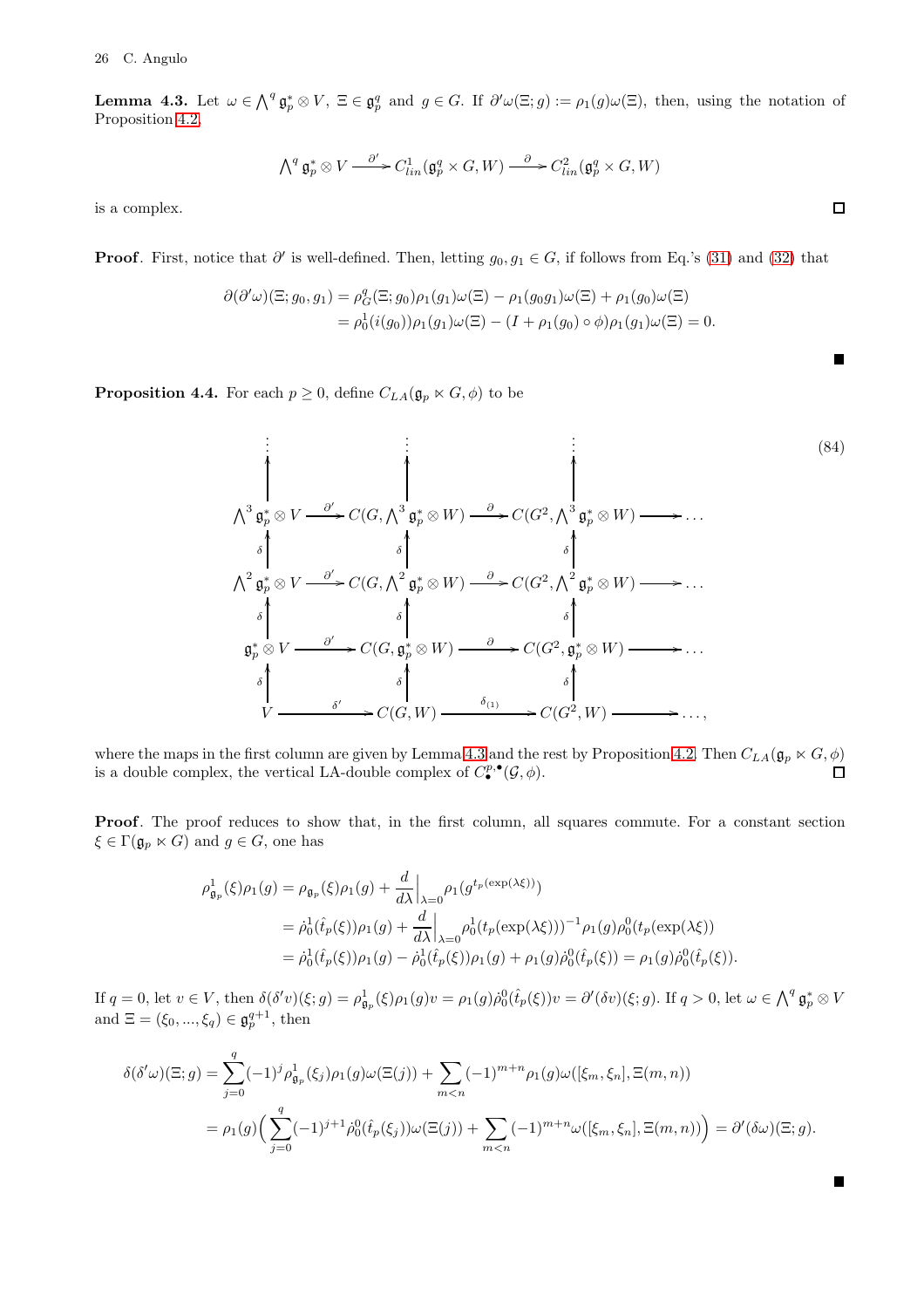**Lemma 4.3.** Let $\omega \in \bigwedge^q \mathfrak{g}_p^* \otimes V$, $\Xi \in \mathfrak{g}_p^q$ and $g \in G$. If $\partial'\omega(\Xi; g) := \rho_1(g)\omega(\Xi)$, then, using the notation of Proposition 4.2,

$$\bigwedge^q \mathfrak{g}_p^* \otimes V \xrightarrow{\partial'} C^1_{lin}(\mathfrak{g}_p^q \times G, W) \xrightarrow{\partial} C^2_{lin}(\mathfrak{g}_p^q \times G, W)$$

is a complex. □

**Proof**. First, notice that $\partial'$ is well-defined. Then, letting $g_0, g_1 \in G$, if follows from Eq.'s (31) and (32) that

$$\begin{aligned}
\partial(\partial'\omega)(\Xi; g_0, g_1) &= \rho_G^q(\Xi; g_0)\rho_1(g_1)\omega(\Xi) - \rho_1(g_0 g_1)\omega(\Xi) + \rho_1(g_0)\omega(\Xi) \\
&= \rho_0^1(i(g_0))\rho_1(g_1)\omega(\Xi) - (I + \rho_1(g_0) \circ \phi)\rho_1(g_1)\omega(\Xi) = 0.
\end{aligned}$$

■

**Proposition 4.4.** For each $p \geq 0$, define $C_{LA}(\mathfrak{g}_p \ltimes G, \phi)$ to be

$$\begin{array}{ccccccc}
\vdots & & \vdots & & \vdots & & \\
\uparrow & & \uparrow & & \uparrow & & \\
\bigwedge^3 \mathfrak{g}_p^* \otimes V & \xrightarrow{\partial'} & C(G, \bigwedge^3 \mathfrak{g}_p^* \otimes W) & \xrightarrow{\partial} & C(G^2, \bigwedge^3 \mathfrak{g}_p^* \otimes W) & \longrightarrow & \dots \\
\delta \uparrow & & \delta \uparrow & & \delta \uparrow & & \\
\bigwedge^2 \mathfrak{g}_p^* \otimes V & \xrightarrow{\partial'} & C(G, \bigwedge^2 \mathfrak{g}_p^* \otimes W) & \xrightarrow{\partial} & C(G^2, \bigwedge^2 \mathfrak{g}_p^* \otimes W) & \longrightarrow & \dots \\
\delta \uparrow & & \delta \uparrow & & \delta \uparrow & & \\
\mathfrak{g}_p^* \otimes V & \xrightarrow{\partial'} & C(G, \mathfrak{g}_p^* \otimes W) & \xrightarrow{\partial} & C(G^2, \mathfrak{g}_p^* \otimes W) & \longrightarrow & \dots \\
\delta \uparrow & & \delta \uparrow & & \delta \uparrow & & \\
V & \xrightarrow{\delta'} & C(G, W) & \xrightarrow{\delta_{(1)}} & C(G^2, W) & \longrightarrow & \dots,
\end{array} \tag{84}$$

where the maps in the first column are given by Lemma 4.3 and the rest by Proposition 4.2. Then $C_{LA}(\mathfrak{g}_p \ltimes G, \phi)$ is a double complex, the vertical LA-double complex of $C^{p,\bullet}_{\bullet}(\mathcal{G}, \phi)$. □

**Proof**. The proof reduces to show that, in the first column, all squares commute. For a constant section $\xi \in \Gamma(\mathfrak{g}_p \ltimes G)$ and $g \in G$, one has

$$\begin{aligned}
\rho^1_{\mathfrak{g}_p}(\xi)\rho_1(g) &= \rho_{\mathfrak{g}_p}(\xi)\rho_1(g) + \frac{d}{d\lambda}\Big|_{\lambda=0}\rho_1(g^{t_p(\exp(\lambda\xi))}) \\
&= \dot{\rho}_0^1(\hat{t}_p(\xi))\rho_1(g) + \frac{d}{d\lambda}\Big|_{\lambda=0}\rho_0^1(t_p(\exp(\lambda\xi)))^{-1}\rho_1(g)\rho_0^0(t_p(\exp(\lambda\xi)) \\
&= \dot{\rho}_0^1(\hat{t}_p(\xi))\rho_1(g) - \dot{\rho}_0^1(\hat{t}_p(\xi))\rho_1(g) + \rho_1(g)\dot{\rho}_0^0(\hat{t}_p(\xi)) = \rho_1(g)\dot{\rho}_0^0(\hat{t}_p(\xi)).
\end{aligned}$$

If $q = 0$, let $v \in V$, then $\delta(\delta'v)(\xi; g) = \rho^1_{\mathfrak{g}_p}(\xi)\rho_1(g)v = \rho_1(g)\dot{\rho}_0^0(\hat{t}_p(\xi))v = \partial'(\delta v)(\xi; g)$. If $q > 0$, let $\omega \in \bigwedge^q \mathfrak{g}_p^* \otimes V$ and $\Xi = (\xi_0, ..., \xi_q) \in \mathfrak{g}_p^{q+1}$, then

$$\begin{aligned}
\delta(\delta'\omega)(\Xi; g) &= \sum_{j=0}^q (-1)^j \rho^1_{\mathfrak{g}_p}(\xi_j)\rho_1(g)\omega(\Xi(j)) + \sum_{m<n}(-1)^{m+n}\rho_1(g)\omega([\xi_m, \xi_n], \Xi(m,n)) \\
&= \rho_1(g)\Big(\sum_{j=0}^q (-1)^{j+1}\dot{\rho}_0^0(\hat{t}_p(\xi_j))\omega(\Xi(j)) + \sum_{m<n}(-1)^{m+n}\omega([\xi_m, \xi_n], \Xi(m,n))\Big) = \partial'(\delta\omega)(\Xi; g).
\end{aligned}$$

■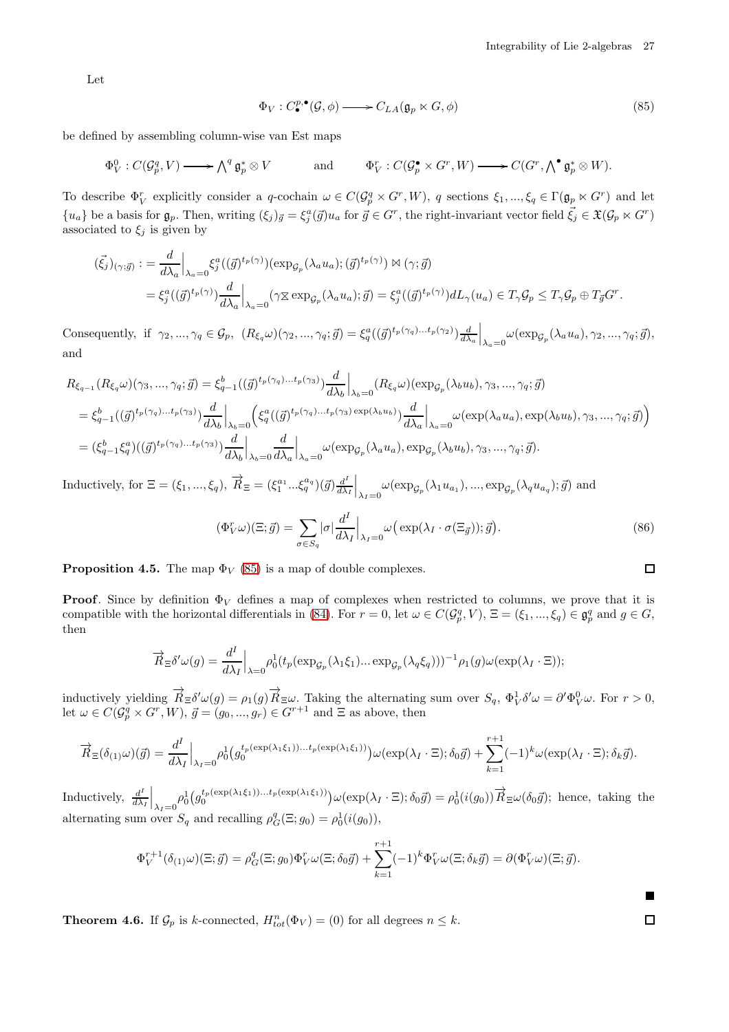Let

$$\Phi_V : C^{p,\bullet}_{\bullet}(\mathcal{G},\phi) \longrightarrow C_{LA}(\mathfrak{g}_p \ltimes G,\phi) \tag{85}$$

be defined by assembling column-wise van Est maps

$$\Phi^0_V : C(\mathcal{G}^q_p, V) \longrightarrow \bigwedge^q \mathfrak{g}^*_p \otimes V \qquad \text{and} \qquad \Phi^r_V : C(\mathcal{G}^\bullet_p \times G^r, W) \longrightarrow C(G^r, \bigwedge^\bullet \mathfrak{g}^*_p \otimes W).$$

To describe $\Phi^r_V$ explicitly consider a $q$-cochain $\omega \in C(\mathcal{G}^q_p \times G^r, W)$, $q$ sections $\xi_1, ..., \xi_q \in \Gamma(\mathfrak{g}_p \ltimes G^r)$ and let $\{u_a\}$ be a basis for $\mathfrak{g}_p$. Then, writing $(\xi_j)_{\vec{g}} = \xi^a_j(\vec{g})u_a$ for $\vec{g} \in G^r$, the right-invariant vector field $\vec{\xi_j} \in \mathfrak{X}(\mathcal{G}_p \ltimes G^r)$ associated to $\xi_j$ is given by

$$\begin{aligned}
(\vec{\xi_j})_{(\gamma;\vec{g})} &:= \frac{d}{d\lambda_a}\Big|_{\lambda_a=0} \xi^a_j((\vec{g})^{t_p(\gamma)})(\exp_{\mathcal{G}_p}(\lambda_a u_a); (\vec{g})^{t_p(\gamma)}) \bowtie (\gamma; \vec{g}) \\
&= \xi^a_j((\vec{g})^{t_p(\gamma)}) \frac{d}{d\lambda_a}\Big|_{\lambda_a=0} (\gamma \boxtimes \exp_{\mathcal{G}_p}(\lambda_a u_a); \vec{g}) = \xi^a_j((\vec{g})^{t_p(\gamma)}) dL_\gamma(u_a) \in T_\gamma \mathcal{G}_p \leq T_\gamma \mathcal{G}_p \oplus T_{\vec{g}} G^r.
\end{aligned}$$

Consequently, if $\gamma_2, ..., \gamma_q \in \mathcal{G}_p$, $(R_{\xi_q}\omega)(\gamma_2, ..., \gamma_q; \vec{g}) = \xi^a_q((\vec{g})^{t_p(\gamma_q)...t_p(\gamma_2)}) \frac{d}{d\lambda_a}\Big|_{\lambda_a=0} \omega(\exp_{\mathcal{G}_p}(\lambda_a u_a), \gamma_2, ..., \gamma_q; \vec{g})$, and

$$\begin{aligned}
R_{\xi_{q-1}}(R_{\xi_q}\omega)(\gamma_3, ..., \gamma_q; \vec{g}) &= \xi^b_{q-1}((\vec{g})^{t_p(\gamma_q)...t_p(\gamma_3)}) \frac{d}{d\lambda_b}\Big|_{\lambda_b=0} (R_{\xi_q}\omega)(\exp_{\mathcal{G}_p}(\lambda_b u_b), \gamma_3, ..., \gamma_q; \vec{g}) \\
&= \xi^b_{q-1}((\vec{g})^{t_p(\gamma_q)...t_p(\gamma_3)}) \frac{d}{d\lambda_b}\Big|_{\lambda_b=0} \Big( \xi^a_q((\vec{g})^{t_p(\gamma_q)...t_p(\gamma_3)\exp(\lambda_b u_b)}) \frac{d}{d\lambda_a}\Big|_{\lambda_a=0} \omega(\exp(\lambda_a u_a), \exp(\lambda_b u_b), \gamma_3, ..., \gamma_q; \vec{g}) \Big) \\
&= (\xi^b_{q-1}\xi^a_q)((\vec{g})^{t_p(\gamma_q)...t_p(\gamma_3)}) \frac{d}{d\lambda_b}\Big|_{\lambda_b=0} \frac{d}{d\lambda_a}\Big|_{\lambda_a=0} \omega(\exp_{\mathcal{G}_p}(\lambda_a u_a), \exp_{\mathcal{G}_p}(\lambda_b u_b), \gamma_3, ..., \gamma_q; \vec{g}).
\end{aligned}$$

Inductively, for $\Xi = (\xi_1, ..., \xi_q)$, $\overrightarrow{R}_\Xi = (\xi^{a_1}_1 ... \xi^{a_q}_q)(\vec{g}) \frac{d^I}{d\lambda_I}\Big|_{\lambda_I=0} \omega(\exp_{\mathcal{G}_p}(\lambda_1 u_{a_1}), ..., \exp_{\mathcal{G}_p}(\lambda_q u_{a_q}); \vec{g})$ and

$$(\Phi^r_V\omega)(\Xi; \vec{g}) = \sum_{\sigma \in S_q} |\sigma| \frac{d^I}{d\lambda_I}\Big|_{\lambda_I=0} \omega\big(\exp(\lambda_I \cdot \sigma(\Xi_{\vec{g}})); \vec{g}\big). \tag{86}$$

□

**Proposition 4.5.** The map $\Phi_V$ (85) is a map of double complexes. □

**Proof**. Since by definition $\Phi_V$ defines a map of complexes when restricted to columns, we prove that it is compatible with the horizontal differentials in (84). For $r = 0$, let $\omega \in C(\mathcal{G}^q_p, V)$, $\Xi = (\xi_1, ..., \xi_q) \in \mathfrak{g}^q_p$ and $g \in G$, then

$$\overrightarrow{R}_\Xi \delta'\omega(g) = \frac{d^I}{d\lambda_I}\Big|_{\lambda=0} \rho^1_0(t_p(\exp_{\mathcal{G}_p}(\lambda_1\xi_1)...\exp_{\mathcal{G}_p}(\lambda_q\xi_q)))^{-1}\rho_1(g)\omega(\exp(\lambda_I \cdot \Xi));$$

inductively yielding $\overrightarrow{R}_\Xi \delta'\omega(g) = \rho_1(g)\overrightarrow{R}_\Xi\omega$. Taking the alternating sum over $S_q$, $\Phi^1_V\delta'\omega = \partial'\Phi^0_V\omega$. For $r > 0$, let $\omega \in C(\mathcal{G}^q_p \times G^r, W)$, $\vec{g} = (g_0, ..., g_r) \in G^{r+1}$ and $\Xi$ as above, then

$$\overrightarrow{R}_\Xi(\delta_{(1)}\omega)(\vec{g}) = \frac{d^I}{d\lambda_I}\Big|_{\lambda_I=0} \rho^1_0\big(g_0^{t_p(\exp(\lambda_1\xi_1))...t_p(\exp(\lambda_1\xi_1))}\big)\omega(\exp(\lambda_I \cdot \Xi); \delta_0\vec{g}) + \sum_{k=1}^{r+1}(-1)^k\omega(\exp(\lambda_I \cdot \Xi); \delta_k\vec{g}).$$

Inductively, $\frac{d^I}{d\lambda_I}\Big|_{\lambda_I=0} \rho^1_0\big(g_0^{t_p(\exp(\lambda_1\xi_1))...t_p(\exp(\lambda_1\xi_1))}\big)\omega(\exp(\lambda_I \cdot \Xi); \delta_0\vec{g}) = \rho^1_0(i(g_0))\overrightarrow{R}_\Xi\omega(\delta_0\vec{g})$; hence, taking the alternating sum over $S_q$ and recalling $\rho^q_G(\Xi; g_0) = \rho^1_0(i(g_0))$,

$$\Phi^{r+1}_V(\delta_{(1)}\omega)(\Xi; \vec{g}) = \rho^q_G(\Xi; g_0)\Phi^r_V\omega(\Xi; \delta_0\vec{g}) + \sum_{k=1}^{r+1}(-1)^k\Phi^r_V\omega(\Xi; \delta_k\vec{g}) = \partial(\Phi^r_V\omega)(\Xi; \vec{g}).$$

■

**Theorem 4.6.** If $\mathcal{G}_p$ is $k$-connected, $H^n_{tot}(\Phi_V) = (0)$ for all degrees $n \leq k$. □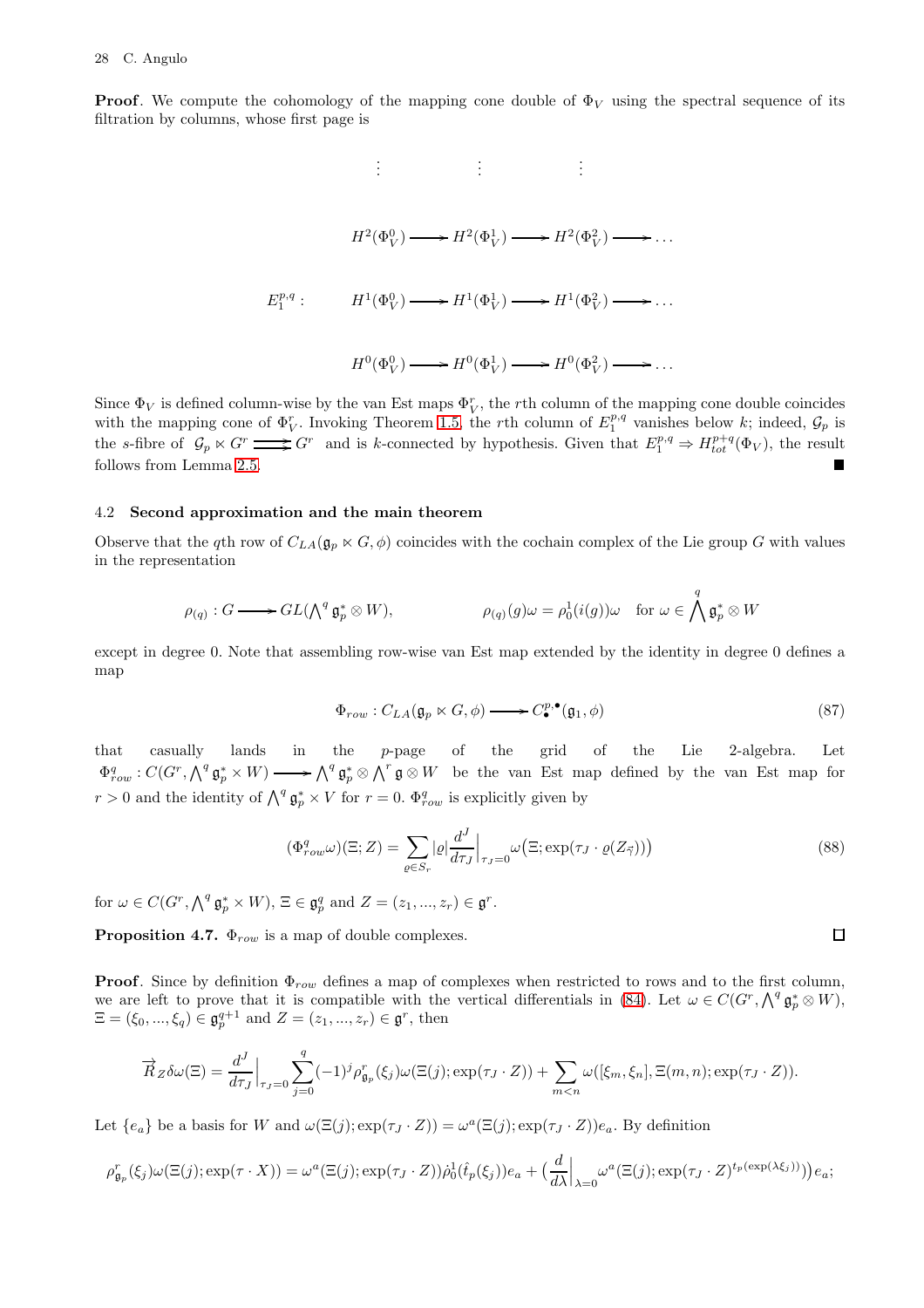**Proof**. We compute the cohomology of the mapping cone double of $\Phi_V$ using the spectral sequence of its filtration by columns, whose first page is

$$
E_1^{p,q}: \qquad
\begin{array}{ccccccc}
\vdots & & \vdots & & \vdots & & \\
H^2(\Phi_V^0) & \longrightarrow & H^2(\Phi_V^1) & \longrightarrow & H^2(\Phi_V^2) & \longrightarrow & \dots \\
H^1(\Phi_V^0) & \longrightarrow & H^1(\Phi_V^1) & \longrightarrow & H^1(\Phi_V^2) & \longrightarrow & \dots \\
H^0(\Phi_V^0) & \longrightarrow & H^0(\Phi_V^1) & \longrightarrow & H^0(\Phi_V^2) & \longrightarrow & \dots
\end{array}
$$

Since $\Phi_V$ is defined column-wise by the van Est maps $\Phi_V^r$, the $r$th column of the mapping cone double coincides with the mapping cone of $\Phi_V^r$. Invoking Theorem 1.5, the $r$th column of $E_1^{p,q}$ vanishes below $k$; indeed, $\mathcal{G}_p$ is the $s$-fibre of $\mathcal{G}_p \ltimes G^r \rightrightarrows G^r$ and is $k$-connected by hypothesis. Given that $E_1^{p,q} \Rightarrow H_{tot}^{p+q}(\Phi_V)$, the result follows from Lemma 2.5. ∎

## 4.2 Second approximation and the main theorem

Observe that the $q$th row of $C_{LA}(\mathfrak{g}_p \ltimes G, \phi)$ coincides with the cochain complex of the Lie group $G$ with values in the representation

$$
\rho_{(q)} : G \longrightarrow GL(\textstyle\bigwedge^q \mathfrak{g}_p^* \otimes W), \qquad\qquad \rho_{(q)}(g)\omega = \rho_0^1(i(g))\omega \quad \text{for } \omega \in \bigwedge^q \mathfrak{g}_p^* \otimes W
$$

except in degree 0. Note that assembling row-wise van Est map extended by the identity in degree 0 defines a map

$$
\Phi_{row} : C_{LA}(\mathfrak{g}_p \ltimes G, \phi) \longrightarrow C_{\bullet}^{p,\bullet}(\mathfrak{g}_1, \phi) \tag{87}
$$

that casually lands in the $p$-page of the grid of the Lie 2-algebra. Let $\Phi_{row}^q : C(G^r, \bigwedge^q \mathfrak{g}_p^* \times W) \longrightarrow \bigwedge^q \mathfrak{g}_p^* \otimes \bigwedge^r \mathfrak{g} \otimes W$ be the van Est map defined by the van Est map for $r > 0$ and the identity of $\bigwedge^q \mathfrak{g}_p^* \times V$ for $r = 0$. $\Phi_{row}^q$ is explicitly given by

$$
(\Phi_{row}^q \omega)(\Xi; Z) = \sum_{\varrho \in S_r} |\varrho| \frac{d^J}{d\tau_J}\Big|_{\tau_J=0} \omega\big(\Xi; \exp(\tau_J \cdot \varrho(Z_{\vec{\gamma}}))\big) \tag{88}
$$

for $\omega \in C(G^r, \bigwedge^q \mathfrak{g}_p^* \times W)$, $\Xi \in \mathfrak{g}_p^q$ and $Z = (z_1, ..., z_r) \in \mathfrak{g}^r$.

**Proposition 4.7.** $\Phi_{row}$ is a map of double complexes. □

**Proof**. Since by definition $\Phi_{row}$ defines a map of complexes when restricted to rows and to the first column, we are left to prove that it is compatible with the vertical differentials in (84). Let $\omega \in C(G^r, \bigwedge^q \mathfrak{g}_p^* \otimes W)$, $\Xi = (\xi_0, ..., \xi_q) \in \mathfrak{g}_p^{q+1}$ and $Z = (z_1, ..., z_r) \in \mathfrak{g}^r$, then

$$
\overrightarrow{R}_Z \delta\omega(\Xi) = \frac{d^J}{d\tau_J}\Big|_{\tau_J=0} \sum_{j=0}^{q} (-1)^j \rho_{\mathfrak{g}_p}^r(\xi_j)\omega(\Xi(j); \exp(\tau_J \cdot Z)) + \sum_{m<n} \omega([\xi_m, \xi_n], \Xi(m,n); \exp(\tau_J \cdot Z)).
$$

Let $\{e_a\}$ be a basis for $W$ and $\omega(\Xi(j); \exp(\tau_J \cdot Z)) = \omega^a(\Xi(j); \exp(\tau_J \cdot Z))e_a$. By definition

$$
\rho_{\mathfrak{g}_p}^r(\xi_j)\omega(\Xi(j); \exp(\tau \cdot X)) = \omega^a(\Xi(j); \exp(\tau_J \cdot Z))\dot{\rho}_0^1(\hat{t}_p(\xi_j))e_a + \Big(\frac{d}{d\lambda}\Big|_{\lambda=0} \omega^a(\Xi(j); \exp(\tau_J \cdot Z)^{t_p(\exp(\lambda\xi_j))})\Big)e_a;
$$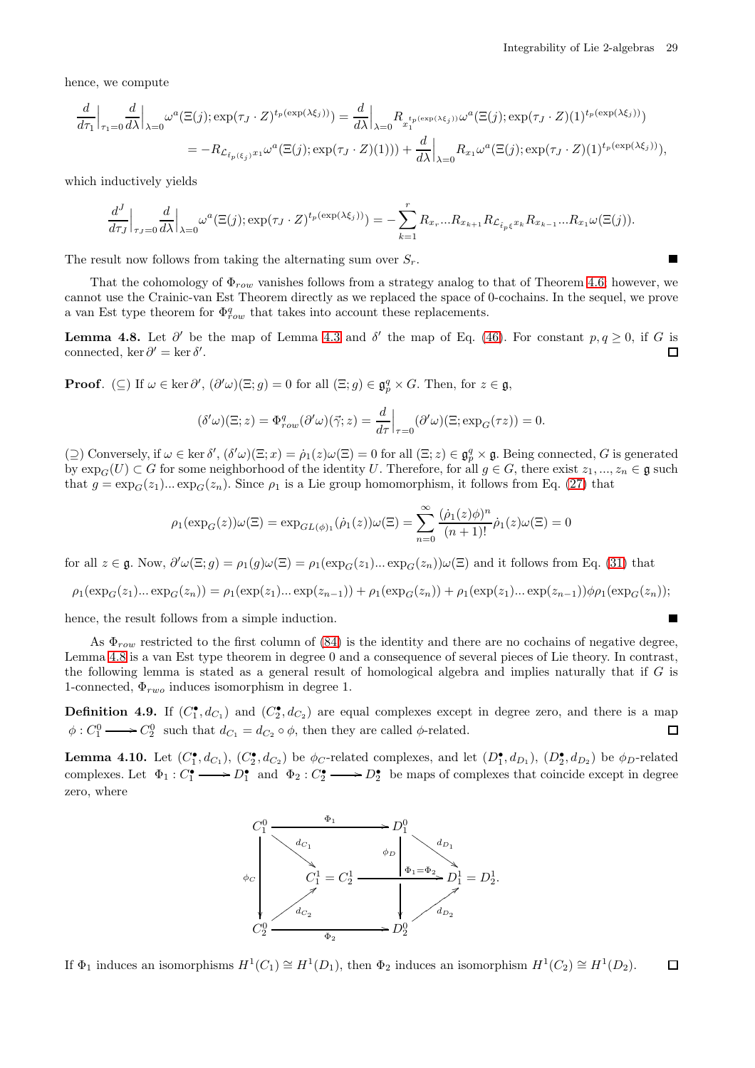hence, we compute

$$
\begin{aligned}
\frac{d}{d\tau_1}\Big|_{\tau_1=0}\frac{d}{d\lambda}\Big|_{\lambda=0}\omega^a(\Xi(j);\exp(\tau_J\cdot Z)^{t_p(\exp(\lambda\xi_j))}) &= \frac{d}{d\lambda}\Big|_{\lambda=0}R_{x_1^{t_p(\exp(\lambda\xi_j))}}\omega^a(\Xi(j);\exp(\tau_J\cdot Z)(1)^{t_p(\exp(\lambda\xi_j))}) \\
&= -R_{\mathcal{L}_{\hat{\iota}_p(\xi_j)}x_1}\omega^a(\Xi(j);\exp(\tau_J\cdot Z)(1))) + \frac{d}{d\lambda}\Big|_{\lambda=0}R_{x_1}\omega^a(\Xi(j);\exp(\tau_J\cdot Z)(1)^{t_p(\exp(\lambda\xi_j))}),
\end{aligned}
$$

which inductively yields

$$
\frac{d^J}{d\tau_J}\Big|_{\tau_J=0}\frac{d}{d\lambda}\Big|_{\lambda=0}\omega^a(\Xi(j);\exp(\tau_J\cdot Z)^{t_p(\exp(\lambda\xi_j))}) = -\sum_{k=1}^{r}R_{x_r}...R_{x_{k+1}}R_{\mathcal{L}_{\hat{\iota}_p\xi}x_k}R_{x_{k-1}}...R_{x_1}\omega(\Xi(j)).
$$

The result now follows from taking the alternating sum over $S_r$. ∎

That the cohomology of $\Phi_{row}$ vanishes follows from a strategy analog to that of Theorem 4.6, however, we cannot use the Crainic-van Est Theorem directly as we replaced the space of 0-cochains. In the sequel, we prove a van Est type theorem for $\Phi_{row}^q$ that takes into account these replacements.

**Lemma 4.8.** Let $\partial'$ be the map of Lemma 4.3 and $\delta'$ the map of Eq. (46). For constant $p,q\geq 0$, if $G$ is connected, $\ker\partial' = \ker\delta'$. □

**Proof**. ($\subseteq$) If $\omega\in\ker\partial'$, $(\partial'\omega)(\Xi;g)=0$ for all $(\Xi;g)\in\mathfrak{g}_p^q\times G$. Then, for $z\in\mathfrak{g}$,

$$
(\delta'\omega)(\Xi;z) = \Phi_{row}^q(\partial'\omega)(\vec{\gamma};z) = \frac{d}{d\tau}\Big|_{\tau=0}(\partial'\omega)(\Xi;\exp_G(\tau z)) = 0.
$$

($\supseteq$) Conversely, if $\omega\in\ker\delta'$, $(\delta'\omega)(\Xi;x)=\dot{\rho}_1(z)\omega(\Xi)=0$ for all $(\Xi;z)\in\mathfrak{g}_p^q\times\mathfrak{g}$. Being connected, $G$ is generated by $\exp_G(U)\subset G$ for some neighborhood of the identity $U$. Therefore, for all $g\in G$, there exist $z_1,...,z_n\in\mathfrak{g}$ such that $g=\exp_G(z_1)...\exp_G(z_n)$. Since $\rho_1$ is a Lie group homomorphism, it follows from Eq. (27) that

$$
\rho_1(\exp_G(z))\omega(\Xi) = \exp_{GL(\phi)_1}(\dot{\rho}_1(z))\omega(\Xi) = \sum_{n=0}^{\infty}\frac{(\dot{\rho}_1(z)\phi)^n}{(n+1)!}\dot{\rho}_1(z)\omega(\Xi) = 0
$$

for all $z\in\mathfrak{g}$. Now, $\partial'\omega(\Xi;g)=\rho_1(g)\omega(\Xi)=\rho_1(\exp_G(z_1)...\exp_G(z_n))\omega(\Xi)$ and it follows from Eq. (31) that

$$
\rho_1(\exp_G(z_1)...\exp_G(z_n)) = \rho_1(\exp(z_1)...\exp(z_{n-1})) + \rho_1(\exp_G(z_n)) + \rho_1(\exp(z_1)...\exp(z_{n-1}))\phi\rho_1(\exp_G(z_n));
$$

hence, the result follows from a simple induction. ∎

As $\Phi_{row}$ restricted to the first column of (84) is the identity and there are no cochains of negative degree, Lemma 4.8 is a van Est type theorem in degree 0 and a consequence of several pieces of Lie theory. In contrast, the following lemma is stated as a general result of homological algebra and implies naturally that if $G$ is 1-connected, $\Phi_{rwo}$ induces isomorphism in degree 1.

**Definition 4.9.** If $(C_1^\bullet,d_{C_1})$ and $(C_2^\bullet,d_{C_2})$ are equal complexes except in degree zero, and there is a map $\phi: C_1^0 \longrightarrow C_2^0$ such that $d_{C_1}=d_{C_2}\circ\phi$, then they are called $\phi$-related. □

**Lemma 4.10.** Let $(C_1^\bullet,d_{C_1})$, $(C_2^\bullet,d_{C_2})$ be $\phi_C$-related complexes, and let $(D_1^\bullet,d_{D_1})$, $(D_2^\bullet,d_{D_2})$ be $\phi_D$-related complexes. Let $\Phi_1: C_1^\bullet \longrightarrow D_1^\bullet$ and $\Phi_2: C_2^\bullet\longrightarrow D_2^\bullet$ be maps of complexes that coincide except in degree zero, where

$$
\begin{array}{ccccc}
C_1^0 & \xrightarrow{\Phi_1} & D_1^0 & & \\
 & \searrow^{d_{C_1}} & & \searrow^{d_{D_1}} & \\
\downarrow{\scriptstyle\phi_C} & C_1^1 = C_2^1 & \xrightarrow{\Phi_1=\Phi_2} & \downarrow{\scriptstyle\phi_D}\; D_1^1 = D_2^1. & \\
 & \nearrow_{d_{C_2}} & & \nearrow_{d_{D_2}} & \\
C_2^0 & \xrightarrow{\Phi_2} & D_2^0 & &
\end{array}
$$

If $\Phi_1$ induces an isomorphisms $H^1(C_1)\cong H^1(D_1)$, then $\Phi_2$ induces an isomorphism $H^1(C_2)\cong H^1(D_2)$. □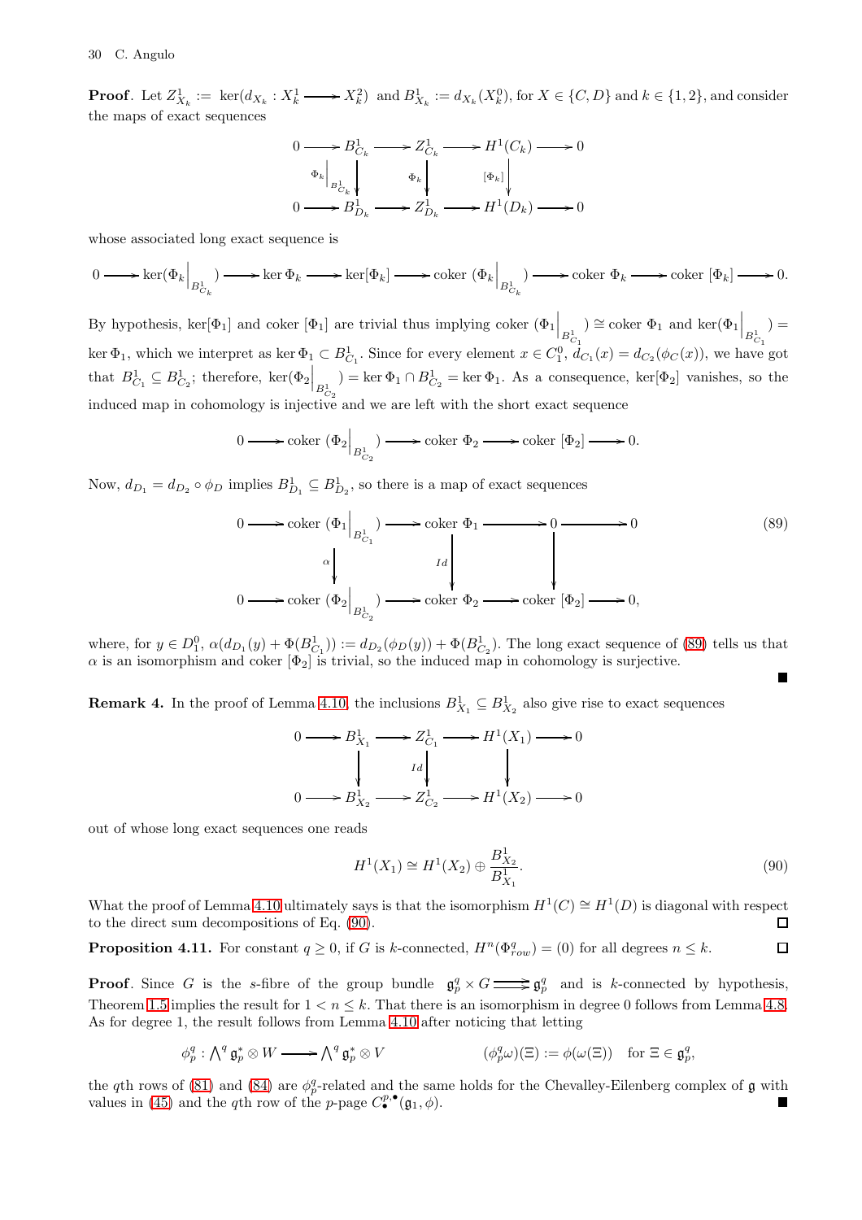**Proof**. Let $Z^1_{X_k} := \ker(d_{X_k} : X^1_k \longrightarrow X^2_k)$ and $B^1_{X_k} := d_{X_k}(X^0_k)$, for $X \in \{C, D\}$ and $k \in \{1, 2\}$, and consider the maps of exact sequences

$$\begin{array}{ccccccccc} 0 & \longrightarrow & B^1_{C_k} & \longrightarrow & Z^1_{C_k} & \longrightarrow & H^1(C_k) & \longrightarrow & 0 \\ & & \Big\downarrow {\scriptstyle \Phi_k|_{B^1_{C_k}}} & & \Big\downarrow {\scriptstyle \Phi_k} & & \Big\downarrow {\scriptstyle [\Phi_k]} & & \\ 0 & \longrightarrow & B^1_{D_k} & \longrightarrow & Z^1_{D_k} & \longrightarrow & H^1(D_k) & \longrightarrow & 0 \end{array}$$

whose associated long exact sequence is

$$0 \longrightarrow \ker(\Phi_k\big|_{B^1_{C_k}}) \longrightarrow \ker \Phi_k \longrightarrow \ker[\Phi_k] \longrightarrow \text{coker }(\Phi_k\big|_{B^1_{C_k}}) \longrightarrow \text{coker }\Phi_k \longrightarrow \text{coker }[\Phi_k] \longrightarrow 0.$$

By hypothesis, $\ker[\Phi_1]$ and coker $[\Phi_1]$ are trivial thus implying coker $(\Phi_1\big|_{B^1_{C_1}}) \cong$ coker $\Phi_1$ and $\ker(\Phi_1\big|_{B^1_{C_1}}) = \ker \Phi_1$, which we interpret as $\ker \Phi_1 \subset B^1_{C_1}$. Since for every element $x \in C^0_1$, $d_{C_1}(x) = d_{C_2}(\phi_C(x))$, we have got that $B^1_{C_1} \subseteq B^1_{C_2}$; therefore, $\ker(\Phi_2\big|_{B^1_{C_2}}) = \ker \Phi_1 \cap B^1_{C_2} = \ker \Phi_1$. As a consequence, $\ker[\Phi_2]$ vanishes, so the induced map in cohomology is injective and we are left with the short exact sequence

$$0 \longrightarrow \text{coker }(\Phi_2\big|_{B^1_{C_2}}) \longrightarrow \text{coker }\Phi_2 \longrightarrow \text{coker }[\Phi_2] \longrightarrow 0.$$

Now, $d_{D_1} = d_{D_2} \circ \phi_D$ implies $B^1_{D_1} \subseteq B^1_{D_2}$, so there is a map of exact sequences

$$\begin{array}{ccccccccc} 0 & \longrightarrow & \text{coker }(\Phi_1\big|_{B^1_{C_1}}) & \longrightarrow & \text{coker }\Phi_1 & \longrightarrow & 0 & \longrightarrow & 0 \\ & & \Big\downarrow {\scriptstyle \alpha} & & \Big\downarrow {\scriptstyle Id} & & \Big\downarrow & & \\ 0 & \longrightarrow & \text{coker }(\Phi_2\big|_{B^1_{C_2}}) & \longrightarrow & \text{coker }\Phi_2 & \longrightarrow & \text{coker }[\Phi_2] & \longrightarrow & 0, \end{array} \tag{89}$$

where, for $y \in D^0_1$, $\alpha(d_{D_1}(y) + \Phi(B^1_{C_1})) := d_{D_2}(\phi_D(y)) + \Phi(B^1_{C_2})$. The long exact sequence of (89) tells us that $\alpha$ is an isomorphism and coker $[\Phi_2]$ is trivial, so the induced map in cohomology is surjective. ∎

**Remark 4.** In the proof of Lemma 4.10, the inclusions $B^1_{X_1} \subseteq B^1_{X_2}$ also give rise to exact sequences

$$\begin{array}{ccccccccc} 0 & \longrightarrow & B^1_{X_1} & \longrightarrow & Z^1_{C_1} & \longrightarrow & H^1(X_1) & \longrightarrow & 0 \\ & & \Big\downarrow & & \Big\downarrow {\scriptstyle Id} & & \Big\downarrow & & \\ 0 & \longrightarrow & B^1_{X_2} & \longrightarrow & Z^1_{C_2} & \longrightarrow & H^1(X_2) & \longrightarrow & 0 \end{array}$$

out of whose long exact sequences one reads

$$H^1(X_1) \cong H^1(X_2) \oplus \frac{B^1_{X_2}}{B^1_{X_1}}. \tag{90}$$

What the proof of Lemma 4.10 ultimately says is that the isomorphism $H^1(C) \cong H^1(D)$ is diagonal with respect to the direct sum decompositions of Eq. (90). □

**Proposition 4.11.** For constant $q \geq 0$, if $G$ is $k$-connected, $H^n(\Phi^q_{row}) = (0)$ for all degrees $n \leq k$. □

**Proof**. Since $G$ is the $s$-fibre of the group bundle $\mathfrak{g}^q_p \times G \rightrightarrows \mathfrak{g}^q_p$ and is $k$-connected by hypothesis, Theorem 1.5 implies the result for $1 < n \leq k$. That there is an isomorphism in degree 0 follows from Lemma 4.8. As for degree 1, the result follows from Lemma 4.10 after noticing that letting

$$\phi^q_p : \bigwedge{}^q \mathfrak{g}^*_p \otimes W \longrightarrow \bigwedge{}^q \mathfrak{g}^*_p \otimes V \qquad\qquad (\phi^q_p\omega)(\Xi) := \phi(\omega(\Xi)) \quad \text{for } \Xi \in \mathfrak{g}^q_p,$$

the $q$th rows of (81) and (84) are $\phi^q_p$-related and the same holds for the Chevalley-Eilenberg complex of $\mathfrak{g}$ with values in (45) and the $q$th row of the $p$-page $C^{p,\bullet}_\bullet(\mathfrak{g}_1, \phi)$. ∎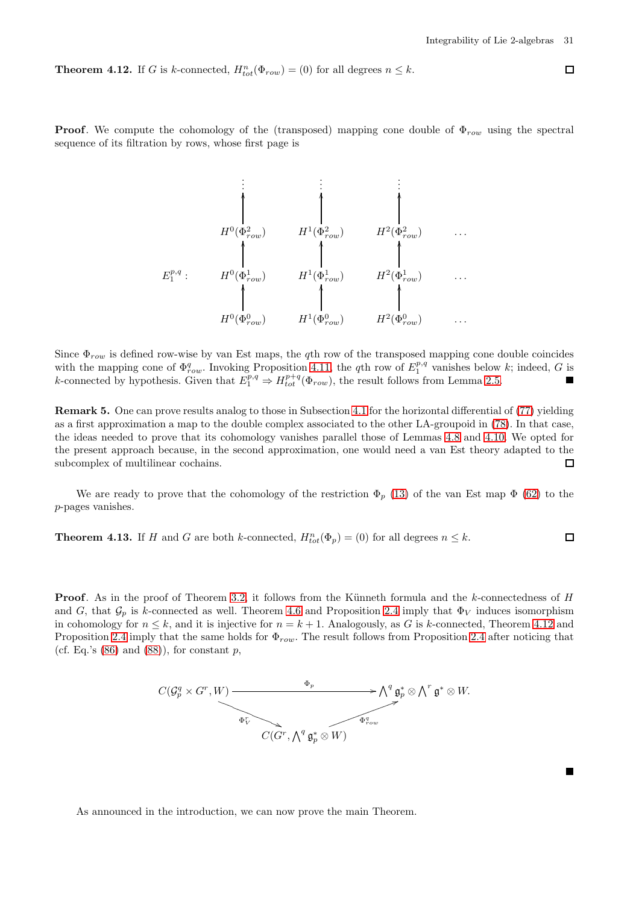**Theorem 4.12.** If $G$ is $k$-connected, $H^n_{tot}(\Phi_{row}) = (0)$ for all degrees $n \leq k$. □

**Proof**. We compute the cohomology of the (transposed) mapping cone double of $\Phi_{row}$ using the spectral sequence of its filtration by rows, whose first page is

$$
E_1^{p,q}: \quad
\begin{array}{cccc}
\vdots & \vdots & \vdots & \\
\uparrow & \uparrow & \uparrow & \\
H^0(\Phi^2_{row}) & H^1(\Phi^2_{row}) & H^2(\Phi^2_{row}) & \dots \\
\uparrow & \uparrow & \uparrow & \\
H^0(\Phi^1_{row}) & H^1(\Phi^1_{row}) & H^2(\Phi^1_{row}) & \dots \\
\uparrow & \uparrow & \uparrow & \\
H^0(\Phi^0_{row}) & H^1(\Phi^0_{row}) & H^2(\Phi^0_{row}) & \dots
\end{array}
$$

Since $\Phi_{row}$ is defined row-wise by van Est maps, the $q$th row of the transposed mapping cone double coincides with the mapping cone of $\Phi^q_{row}$. Invoking Proposition 4.11, the $q$th row of $E_1^{p,q}$ vanishes below $k$; indeed, $G$ is $k$-connected by hypothesis. Given that $E_1^{p,q} \Rightarrow H^{p+q}_{tot}(\Phi_{row})$, the result follows from Lemma 2.5. ■

**Remark 5.** One can prove results analog to those in Subsection 4.1 for the horizontal differential of (77) yielding as a first approximation a map to the double complex associated to the other LA-groupoid in (78). In that case, the ideas needed to prove that its cohomology vanishes parallel those of Lemmas 4.8 and 4.10. We opted for the present approach because, in the second approximation, one would need a van Est theory adapted to the subcomplex of multilinear cochains. □

We are ready to prove that the cohomology of the restriction $\Phi_p$ (13) of the van Est map $\Phi$ (62) to the $p$-pages vanishes.

**Theorem 4.13.** If $H$ and $G$ are both $k$-connected, $H^n_{tot}(\Phi_p) = (0)$ for all degrees $n \leq k$. □

**Proof**. As in the proof of Theorem 3.2, it follows from the Künneth formula and the $k$-connectedness of $H$ and $G$, that $\mathcal{G}_p$ is $k$-connected as well. Theorem 4.6 and Proposition 2.4 imply that $\Phi_V$ induces isomorphism in cohomology for $n \leq k$, and it is injective for $n = k+1$. Analogously, as $G$ is $k$-connected, Theorem 4.12 and Proposition 2.4 imply that the same holds for $\Phi_{row}$. The result follows from Proposition 2.4 after noticing that (cf. Eq.'s (86) and (88)), for constant $p$,

$$
\begin{array}{ccc}
C(\mathcal{G}^q_p \times G^r, W) & \xrightarrow{\quad \Phi_p \quad} & \bigwedge^q \mathfrak{g}_p^* \otimes \bigwedge^r \mathfrak{g}^* \otimes W. \\
& {\scriptstyle \Phi^r_V} \searrow \qquad \nearrow {\scriptstyle \Phi^q_{row}} & \\
& C(G^r, \bigwedge^q \mathfrak{g}_p^* \otimes W) &
\end{array}
$$

■

As announced in the introduction, we can now prove the main Theorem.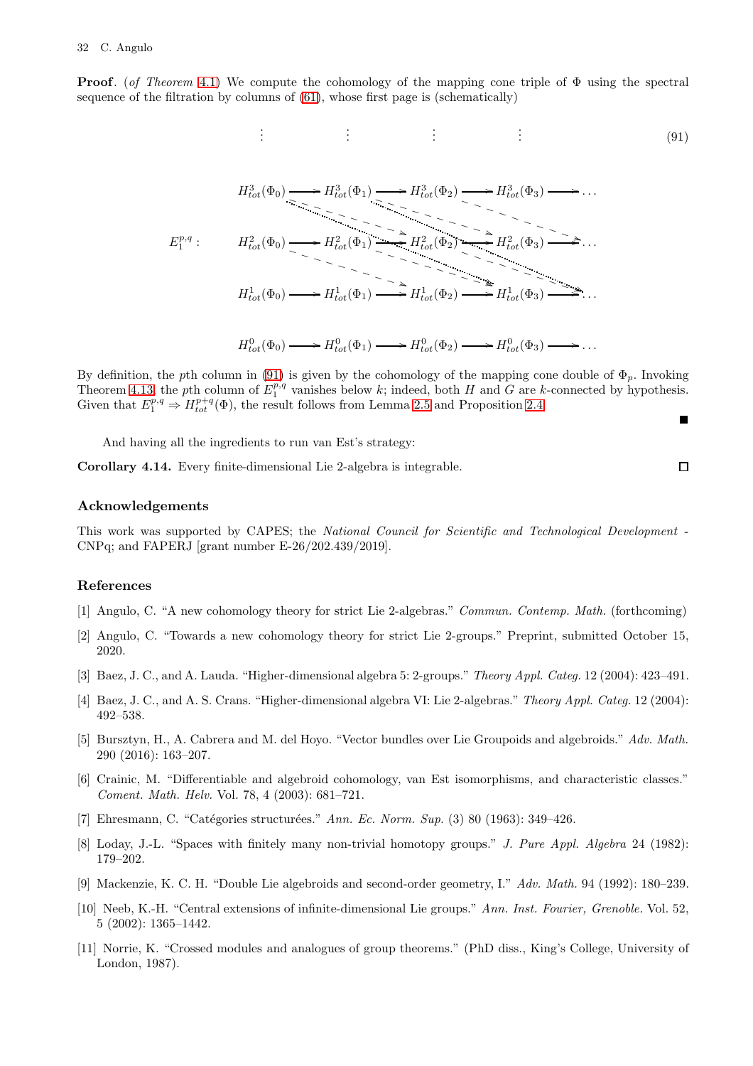**Proof**. (*of Theorem 4.1*) We compute the cohomology of the mapping cone triple of $\Phi$ using the spectral sequence of the filtration by columns of (61), whose first page is (schematically)

$$
E_1^{p,q}: \quad
\begin{array}{ccccccccc}
\vdots & & \vdots & & \vdots & & \vdots & & \\
H^3_{tot}(\Phi_0) & \longrightarrow & H^3_{tot}(\Phi_1) & \longrightarrow & H^3_{tot}(\Phi_2) & \longrightarrow & H^3_{tot}(\Phi_3) & \longrightarrow & \dots \\
H^2_{tot}(\Phi_0) & \longrightarrow & H^2_{tot}(\Phi_1) & \longrightarrow & H^2_{tot}(\Phi_2) & \longrightarrow & H^2_{tot}(\Phi_3) & \longrightarrow & \dots \\
H^1_{tot}(\Phi_0) & \longrightarrow & H^1_{tot}(\Phi_1) & \longrightarrow & H^1_{tot}(\Phi_2) & \longrightarrow & H^1_{tot}(\Phi_3) & \longrightarrow & \dots \\
H^0_{tot}(\Phi_0) & \longrightarrow & H^0_{tot}(\Phi_1) & \longrightarrow & H^0_{tot}(\Phi_2) & \longrightarrow & H^0_{tot}(\Phi_3) & \longrightarrow & \dots
\end{array}
\tag{91}
$$

By definition, the $p$th column in (91) is given by the cohomology of the mapping cone double of $\Phi_p$. Invoking Theorem 4.13, the $p$th column of $E_1^{p,q}$ vanishes below $k$; indeed, both $H$ and $G$ are $k$-connected by hypothesis. Given that $E_1^{p,q} \Rightarrow H^{p+q}_{tot}(\Phi)$, the result follows from Lemma 2.5 and Proposition 2.4.

■

And having all the ingredients to run van Est's strategy:

**Corollary 4.14.** Every finite-dimensional Lie 2-algebra is integrable. □

## Acknowledgements

This work was supported by CAPES; the *National Council for Scientific and Technological Development* - CNPq; and FAPERJ [grant number E-26/202.439/2019].

## References

[1] Angulo, C. "A new cohomology theory for strict Lie 2-algebras." *Commun. Contemp. Math.* (forthcoming)

[2] Angulo, C. "Towards a new cohomology theory for strict Lie 2-groups." Preprint, submitted October 15, 2020.

[3] Baez, J. C., and A. Lauda. "Higher-dimensional algebra 5: 2-groups." *Theory Appl. Categ.* 12 (2004): 423–491.

[4] Baez, J. C., and A. S. Crans. "Higher-dimensional algebra VI: Lie 2-algebras." *Theory Appl. Categ.* 12 (2004): 492–538.

[5] Bursztyn, H., A. Cabrera and M. del Hoyo. "Vector bundles over Lie Groupoids and algebroids." *Adv. Math.* 290 (2016): 163–207.

[6] Crainic, M. "Differentiable and algebroid cohomology, van Est isomorphisms, and characteristic classes." *Coment. Math. Helv.* Vol. 78, 4 (2003): 681–721.

[7] Ehresmann, C. "Catégories structurées." *Ann. Ec. Norm. Sup.* (3) 80 (1963): 349–426.

[8] Loday, J.-L. "Spaces with finitely many non-trivial homotopy groups." *J. Pure Appl. Algebra* 24 (1982): 179–202.

[9] Mackenzie, K. C. H. "Double Lie algebroids and second-order geometry, I." *Adv. Math.* 94 (1992): 180–239.

[10] Neeb, K.-H. "Central extensions of infinite-dimensional Lie groups." *Ann. Inst. Fourier, Grenoble.* Vol. 52, 5 (2002): 1365–1442.

[11] Norrie, K. "Crossed modules and analogues of group theorems." (PhD diss., King's College, University of London, 1987).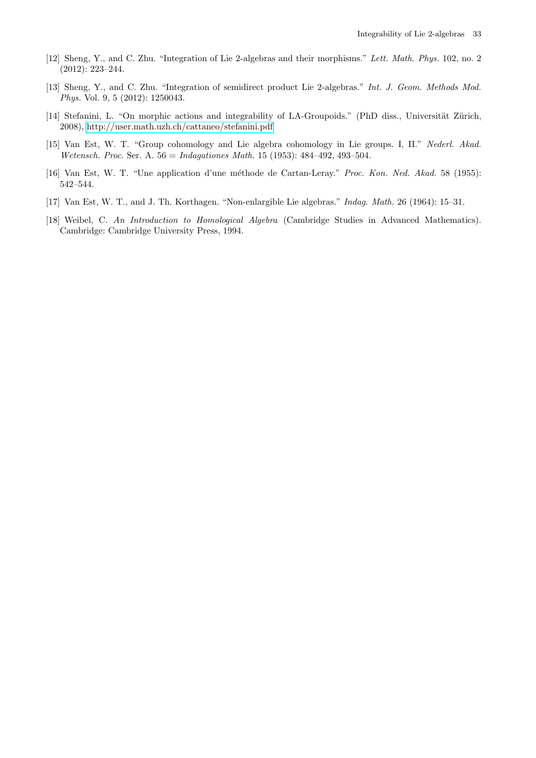[12] Sheng, Y., and C. Zhu. "Integration of Lie 2-algebras and their morphisms." *Lett. Math. Phys.* 102, no. 2 (2012): 223–244.

[13] Sheng, Y., and C. Zhu. "Integration of semidirect product Lie 2-algebras." *Int. J. Geom. Methods Mod. Phys.* Vol. 9, 5 (2012): 1250043.

[14] Stefanini, L. "On morphic actions and integrability of LA-Groupoids." (PhD diss., Universität Zürich, 2008), http://user.math.uzh.ch/cattaneo/stefanini.pdf

[15] Van Est, W. T. "Group cohomology and Lie algebra cohomology in Lie groups. I, II." *Nederl. Akad. Wetensch. Proc.* Ser. A. 56 = *Indagationes Math.* 15 (1953): 484–492, 493–504.

[16] Van Est, W. T. "Une application d'une méthode de Cartan-Leray." *Proc. Kon. Ned. Akad.* 58 (1955): 542–544.

[17] Van Est, W. T., and J. Th. Korthagen. "Non-enlargible Lie algebras." *Indag. Math.* 26 (1964): 15–31.

[18] Weibel, C. *An Introduction to Homological Algebra* (Cambridge Studies in Advanced Mathematics). Cambridge: Cambridge University Press, 1994.